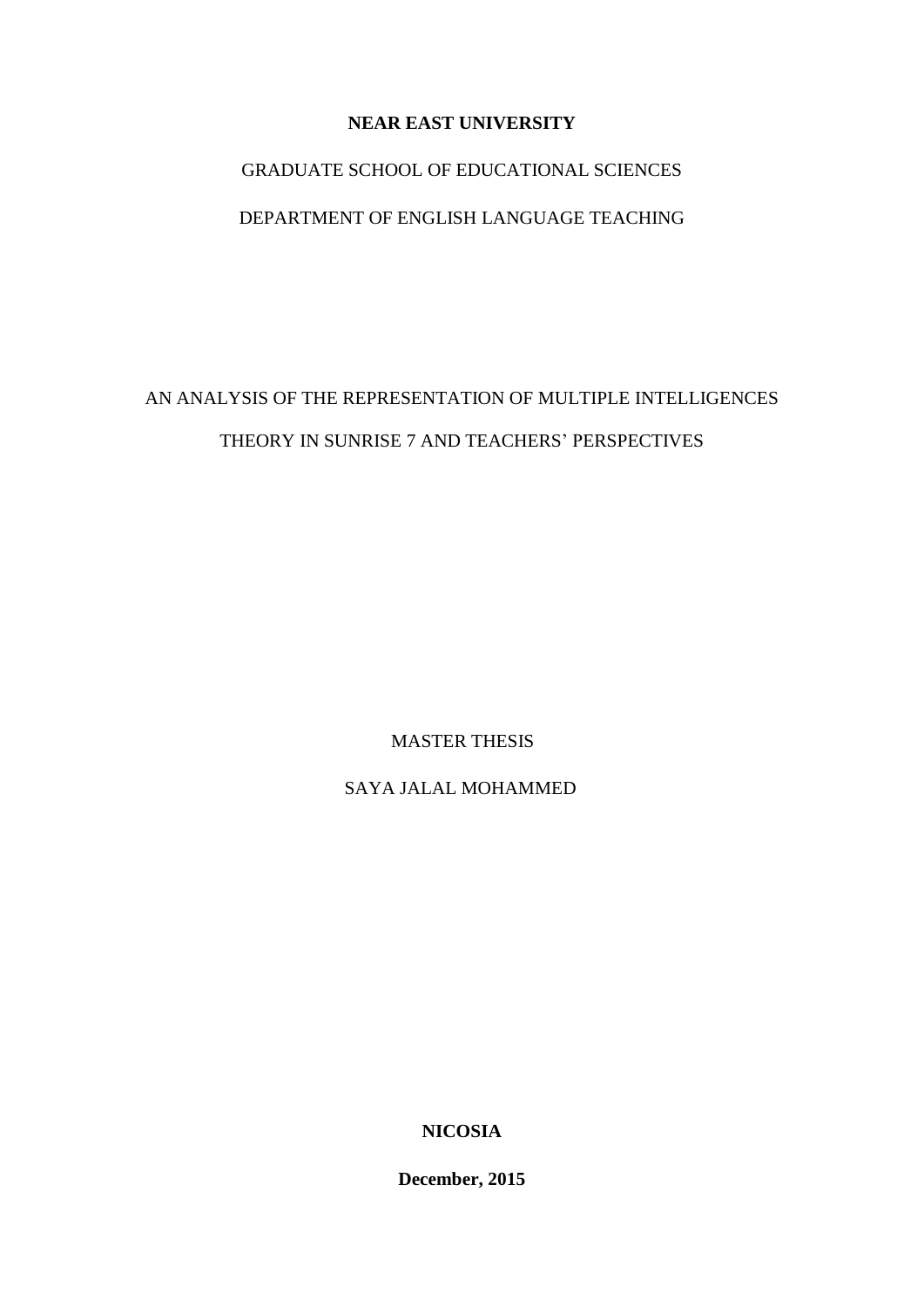**NEAR EAST UNIVERSITY**

GRADUATE SCHOOL OF EDUCATIONAL SCIENCES

DEPARTMENT OF ENGLISH LANGUAGE TEACHING

AN ANALYSIS OF THE REPRESENTATION OF MULTIPLE INTELLIGENCES THEORY IN SUNRISE 7 AND TEACHERS' PERSPECTIVES

MASTER THESIS

SAYA JALAL MOHAMMED

**NICOSIA**

**December, 2015**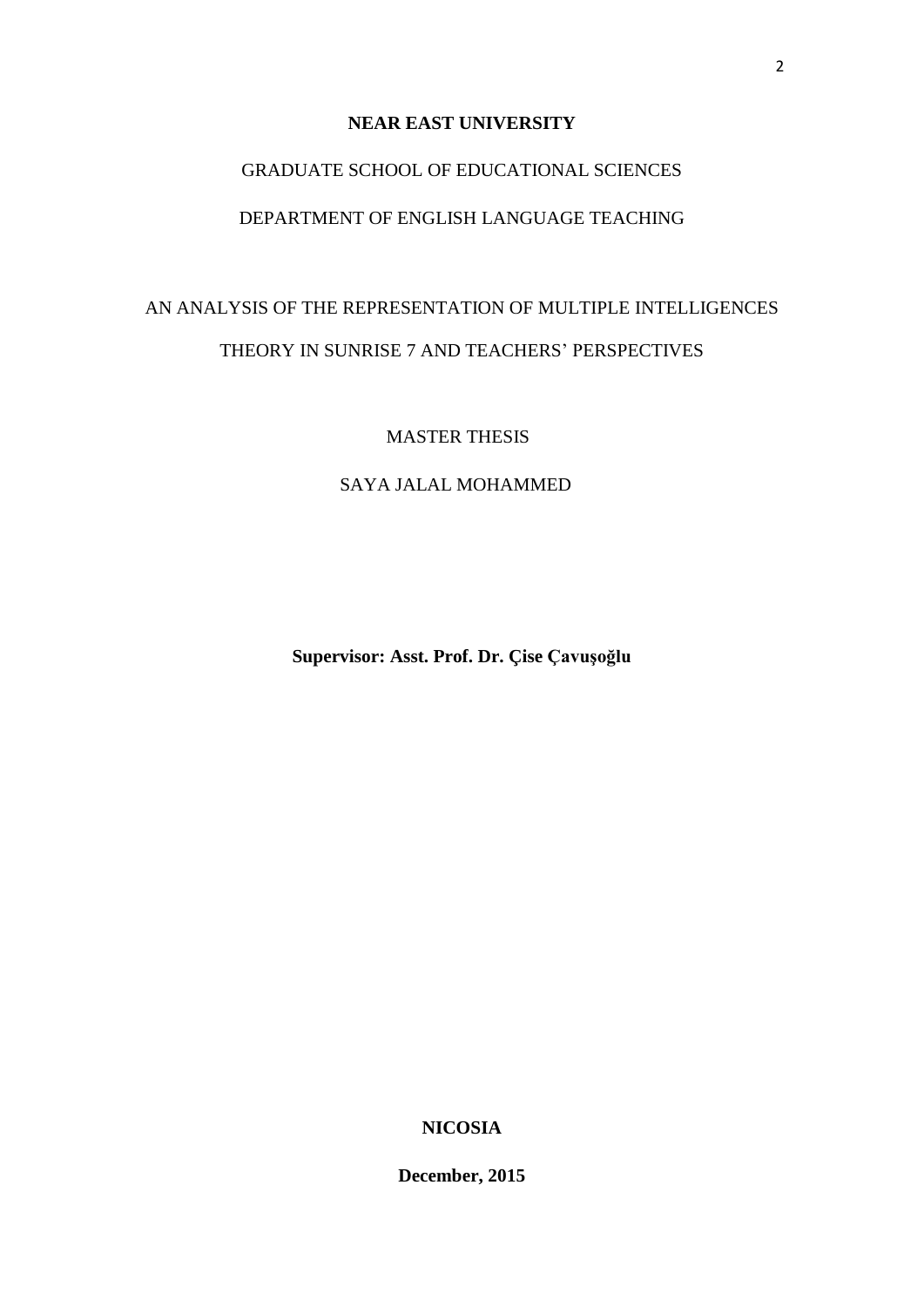**NEAR EAST UNIVERSITY**

GRADUATE SCHOOL OF EDUCATIONAL SCIENCES

DEPARTMENT OF ENGLISH LANGUAGE TEACHING

AN ANALYSIS OF THE REPRESENTATION OF MULTIPLE INTELLIGENCES THEORY IN SUNRISE 7 AND TEACHERS' PERSPECTIVES

MASTER THESIS

SAYA JALAL MOHAMMED

**Supervisor: Asst. Prof. Dr. Çise Çavuşoğlu**

**NICOSIA**

**December, 2015**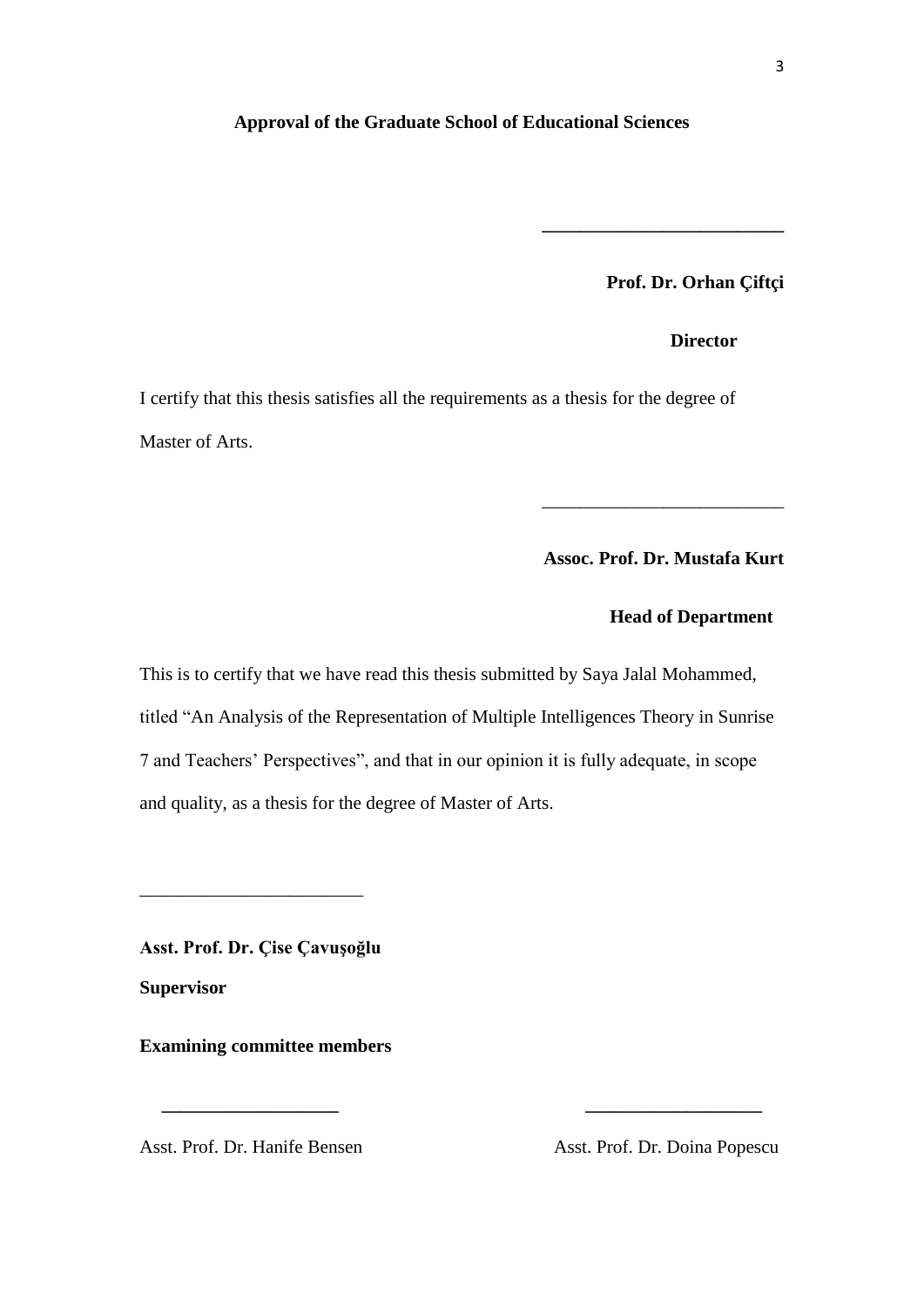**Approval of the Graduate School of Educational Sciences**

\_\_\_\_\_\_\_\_\_\_\_\_\_\_\_\_\_\_\_\_\_\_\_\_\_\_

**Prof. Dr. Orhan Çiftçi**

**Director**

I certify that this thesis satisfies all the requirements as a thesis for the degree of Master of Arts.

\_\_\_\_\_\_\_\_\_\_\_\_\_\_\_\_\_\_\_\_\_\_\_\_\_\_

**Assoc. Prof. Dr. Mustafa Kurt**

**Head of Department**

This is to certify that we have read this thesis submitted by Saya Jalal Mohammed, titled "An Analysis of the Representation of Multiple Intelligences Theory in Sunrise 7 and Teachers' Perspectives", and that in our opinion it is fully adequate, in scope and quality, as a thesis for the degree of Master of Arts.

\_\_\_\_\_\_\_\_\_\_\_\_\_\_\_\_\_\_\_\_\_\_\_\_

**Asst. Prof. Dr. Çise Çavuşoğlu**

**Supervisor**

**Examining committee members**

\_\_\_\_\_\_\_\_\_\_\_\_\_\_\_\_\_\_\_ \_\_\_\_\_\_\_\_\_\_\_\_\_\_\_\_\_\_\_

Asst. Prof. Dr. Hanife Bensen Asst. Prof. Dr. Doina Popescu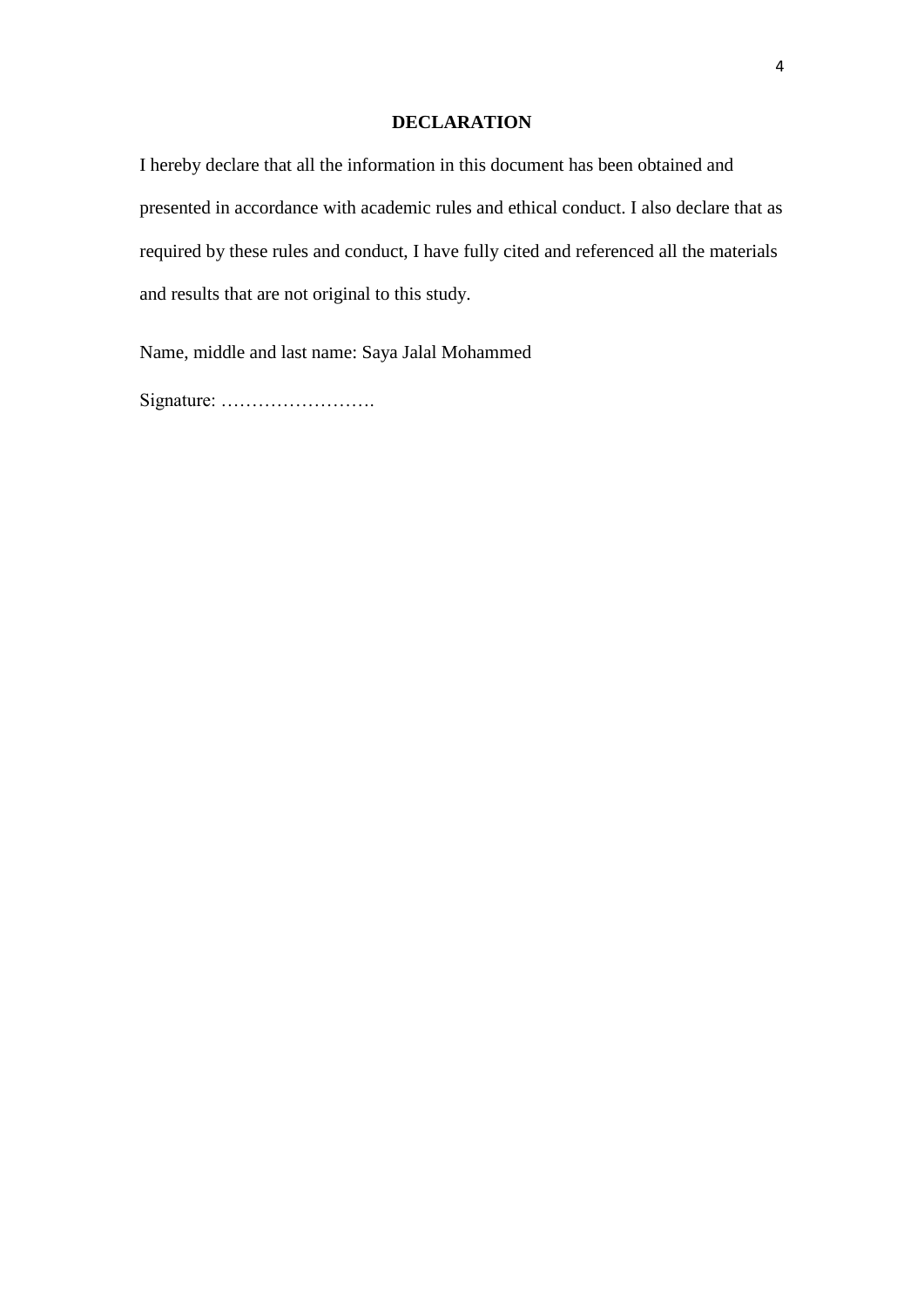## DECLARATION

I hereby declare that all the information in this document has been obtained and presented in accordance with academic rules and ethical conduct. I also declare that as required by these rules and conduct, I have fully cited and referenced all the materials and results that are not original to this study.

Name, middle and last name: Saya Jalal Mohammed

Signature: …………………….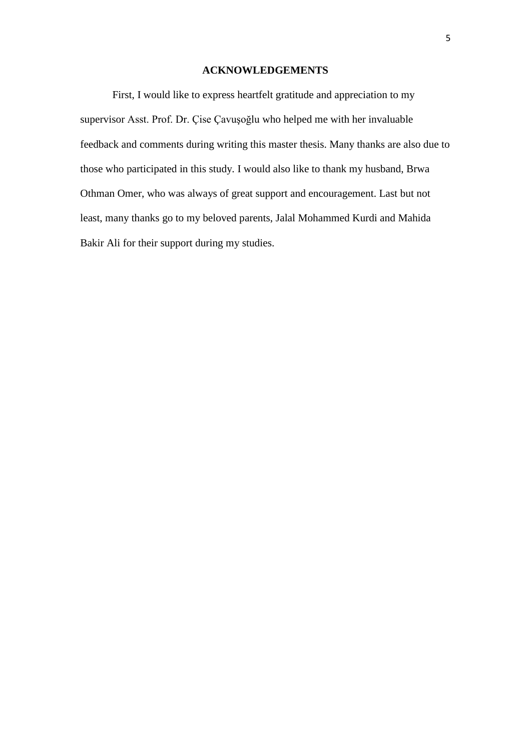## ACKNOWLEDGEMENTS

First, I would like to express heartfelt gratitude and appreciation to my supervisor Asst. Prof. Dr. Çise Çavuşoğlu who helped me with her invaluable feedback and comments during writing this master thesis. Many thanks are also due to those who participated in this study. I would also like to thank my husband, Brwa Othman Omer, who was always of great support and encouragement. Last but not least, many thanks go to my beloved parents, Jalal Mohammed Kurdi and Mahida Bakir Ali for their support during my studies.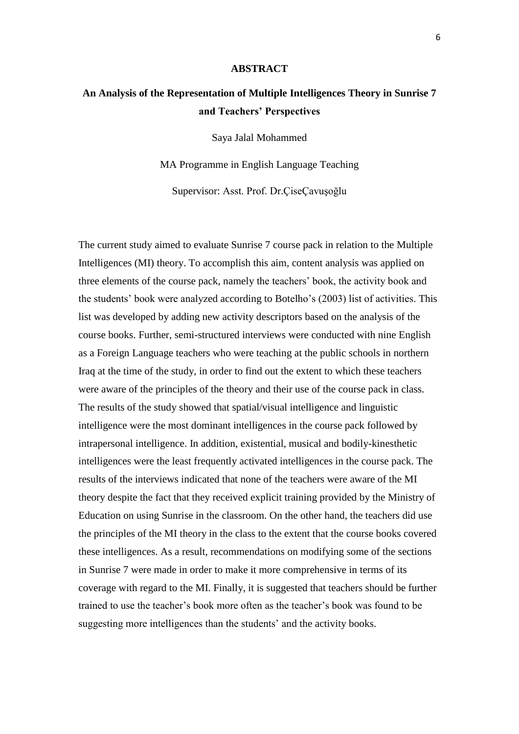## ABSTRACT

### An Analysis of the Representation of Multiple Intelligences Theory in Sunrise 7 and Teachers' Perspectives

Saya Jalal Mohammed

MA Programme in English Language Teaching

Supervisor: Asst. Prof. Dr.ÇiseÇavuşoğlu

The current study aimed to evaluate Sunrise 7 course pack in relation to the Multiple Intelligences (MI) theory. To accomplish this aim, content analysis was applied on three elements of the course pack, namely the teachers' book, the activity book and the students' book were analyzed according to Botelho's (2003) list of activities. This list was developed by adding new activity descriptors based on the analysis of the course books. Further, semi-structured interviews were conducted with nine English as a Foreign Language teachers who were teaching at the public schools in northern Iraq at the time of the study, in order to find out the extent to which these teachers were aware of the principles of the theory and their use of the course pack in class. The results of the study showed that spatial/visual intelligence and linguistic intelligence were the most dominant intelligences in the course pack followed by intrapersonal intelligence. In addition, existential, musical and bodily-kinesthetic intelligences were the least frequently activated intelligences in the course pack. The results of the interviews indicated that none of the teachers were aware of the MI theory despite the fact that they received explicit training provided by the Ministry of Education on using Sunrise in the classroom. On the other hand, the teachers did use the principles of the MI theory in the class to the extent that the course books covered these intelligences. As a result, recommendations on modifying some of the sections in Sunrise 7 were made in order to make it more comprehensive in terms of its coverage with regard to the MI. Finally, it is suggested that teachers should be further trained to use the teacher's book more often as the teacher's book was found to be suggesting more intelligences than the students' and the activity books.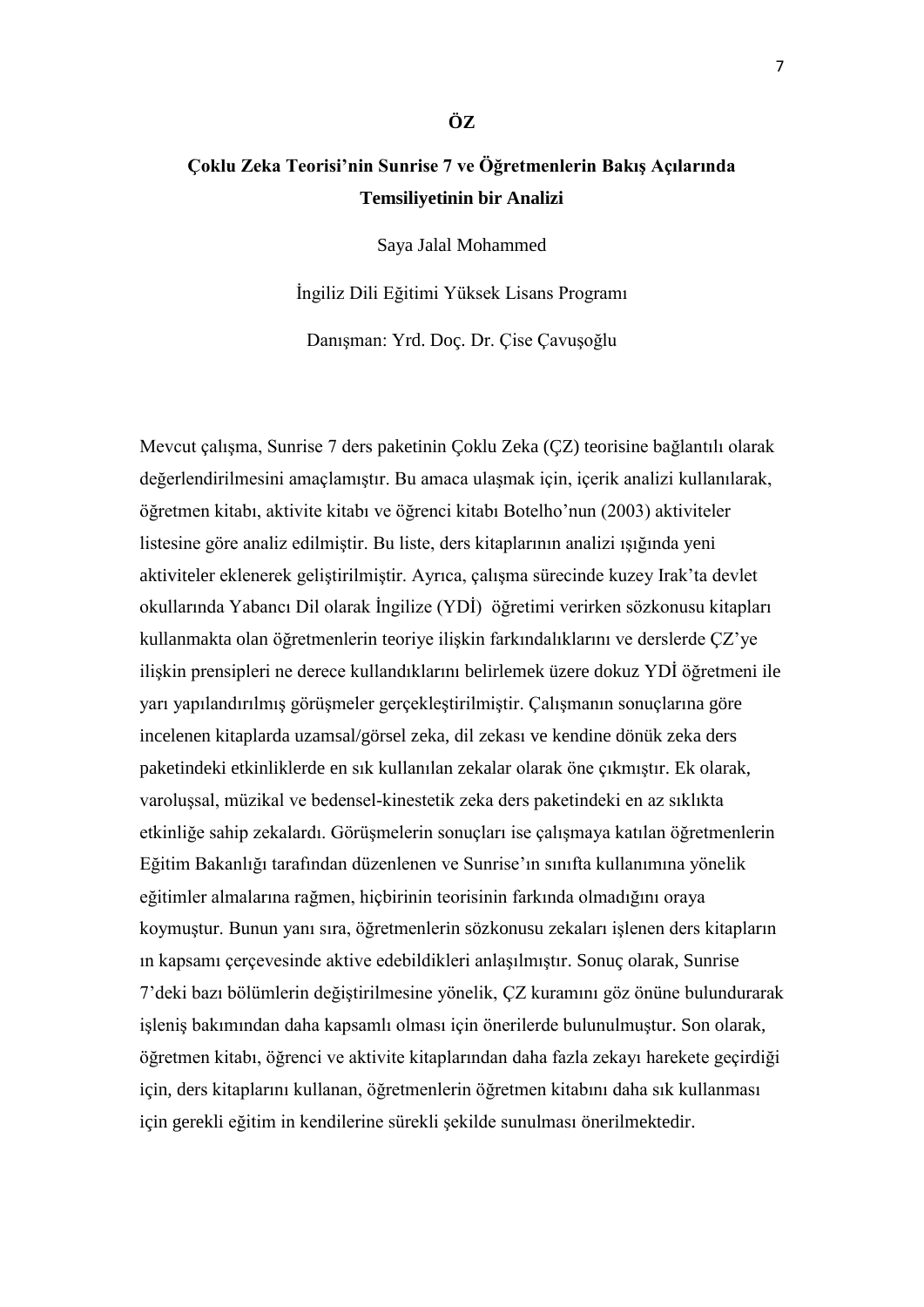# ÖZ

## Çoklu Zeka Teorisi'nin Sunrise 7 ve Öğretmenlerin Bakış Açılarında Temsiliyetinin bir Analizi

Saya Jalal Mohammed

İngiliz Dili Eğitimi Yüksek Lisans Programı

Danışman: Yrd. Doç. Dr. Çise Çavuşoğlu

Mevcut çalışma, Sunrise 7 ders paketinin Çoklu Zeka (ÇZ) teorisine bağlantılı olarak değerlendirilmesini amaçlamıştır. Bu amaca ulaşmak için, içerik analizi kullanılarak, öğretmen kitabı, aktivite kitabı ve öğrenci kitabı Botelho'nun (2003) aktiviteler listesine göre analiz edilmiştir. Bu liste, ders kitaplarının analizi ışığında yeni aktiviteler eklenerek geliştirilmiştir. Ayrıca, çalışma sürecinde kuzey Irak'ta devlet okullarında Yabancı Dil olarak İngilize (YDİ) öğretimi verirken sözkonusu kitapları kullanmakta olan öğretmenlerin teoriye ilişkin farkındalıklarını ve derslerde ÇZ'ye ilişkin prensipleri ne derece kullandıklarını belirlemek üzere dokuz YDİ öğretmeni ile yarı yapılandırılmış görüşmeler gerçekleştirilmiştir. Çalışmanın sonuçlarına göre incelenen kitaplarda uzamsal/görsel zeka, dil zekası ve kendine dönük zeka ders paketindeki etkinliklerde en sık kullanılan zekalar olarak öne çıkmıştır. Ek olarak, varoluşsal, müzikal ve bedensel-kinestetik zeka ders paketindeki en az sıklıkta etkinliğe sahip zekalardı. Görüşmelerin sonuçları ise çalışmaya katılan öğretmenlerin Eğitim Bakanlığı tarafından düzenlenen ve Sunrise'ın sınıfta kullanımına yönelik eğitimler almalarına rağmen, hiçbirinin teorisinin farkında olmadığını oraya koymuştur. Bunun yanı sıra, öğretmenlerin sözkonusu zekaları işlenen ders kitapların ın kapsamı çerçevesinde aktive edebildikleri anlaşılmıştır. Sonuç olarak, Sunrise 7'deki bazı bölümlerin değiştirilmesine yönelik, ÇZ kuramını göz önüne bulundurarak işleniş bakımından daha kapsamlı olması için önerilerde bulunulmuştur. Son olarak, öğretmen kitabı, öğrenci ve aktivite kitaplarından daha fazla zekayı harekete geçirdiği için, ders kitaplarını kullanan, öğretmenlerin öğretmen kitabını daha sık kullanması için gerekli eğitim in kendilerine sürekli şekilde sunulması önerilmektedir.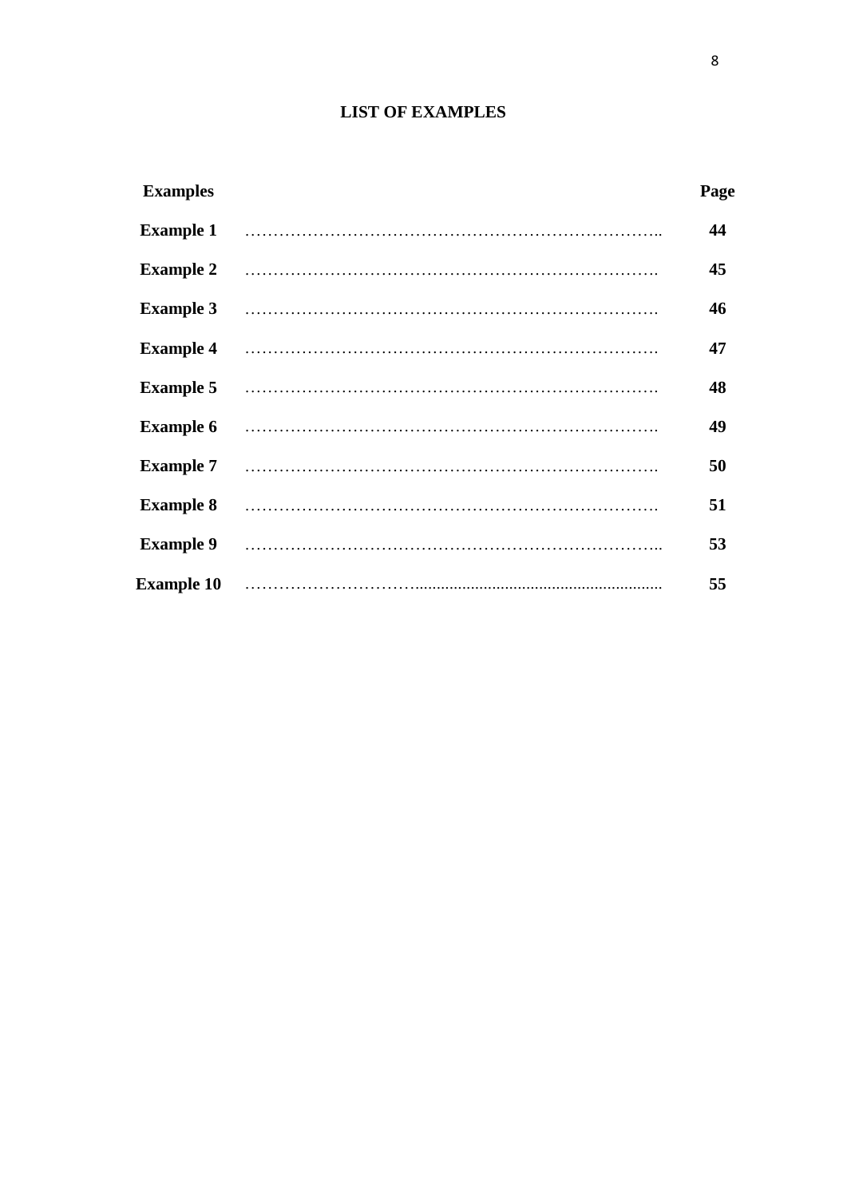# LIST OF EXAMPLES

| Examples | Page |
| --- | --- |
| **Example 1** | **44** |
| **Example 2** | **45** |
| **Example 3** | **46** |
| **Example 4** | **47** |
| **Example 5** | **48** |
| **Example 6** | **49** |
| **Example 7** | **50** |
| **Example 8** | **51** |
| **Example 9** | **53** |
| **Example 10** | **55** |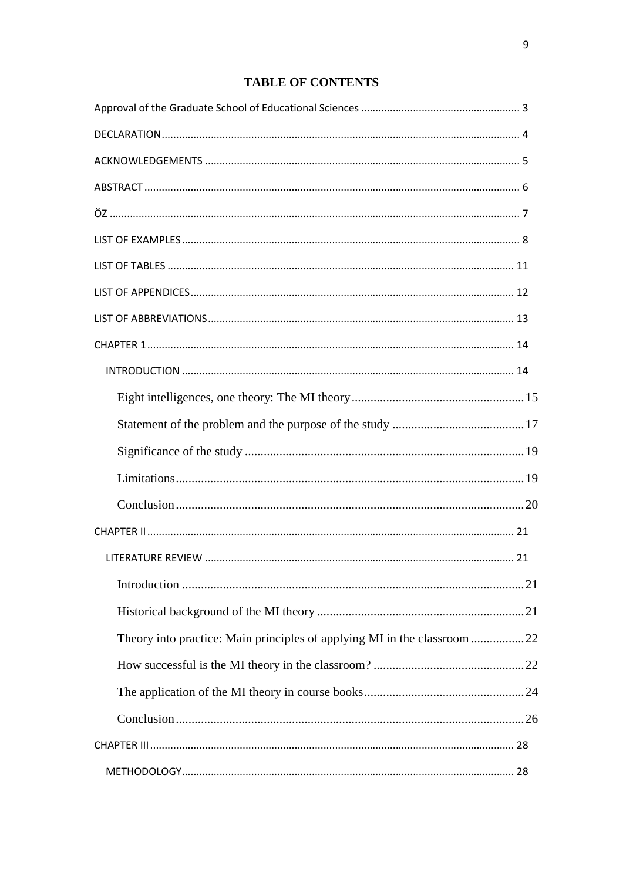# TABLE OF CONTENTS

Approval of the Graduate School of Educational Sciences ...................................................... 3

DECLARATION.......................................................................................................................... 4

ACKNOWLEDGEMENTS ........................................................................................................... 5

ABSTRACT ................................................................................................................................ 6

ÖZ ............................................................................................................................................ 7

LIST OF EXAMPLES .................................................................................................................. 8

LIST OF TABLES ...................................................................................................................... 11

LIST OF APPENDICES .............................................................................................................. 12

LIST OF ABBREVIATIONS ........................................................................................................ 13

CHAPTER 1 ............................................................................................................................. 14

INTRODUCTION ................................................................................................................. 14

Eight intelligences, one theory: The MI theory ........................................................ 15

Statement of the problem and the purpose of the study .......................................... 17

Significance of the study ......................................................................................... 19

Limitations ................................................................................................................ 19

Conclusion ................................................................................................................ 20

CHAPTER II ............................................................................................................................ 21

LITERATURE REVIEW ......................................................................................................... 21

Introduction ............................................................................................................. 21

Historical background of the MI theory .................................................................. 21

Theory into practice: Main principles of applying MI in the classroom ................. 22

How successful is the MI theory in the classroom? ................................................ 22

The application of the MI theory in course books ................................................... 24

Conclusion ................................................................................................................ 26

CHAPTER III ........................................................................................................................... 28

METHODOLOGY ................................................................................................................ 28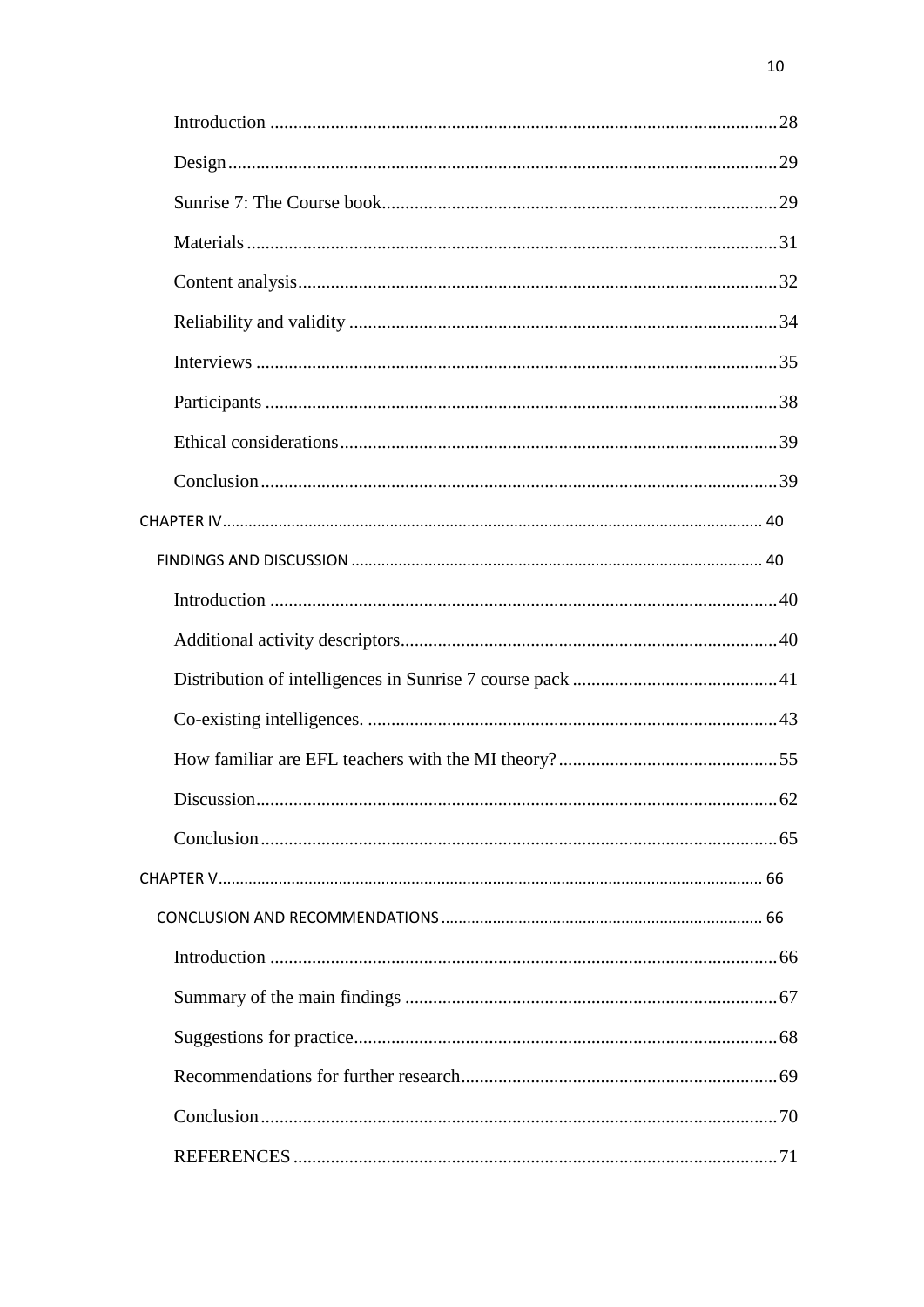Introduction ............................................................................................................28

Design......................................................................................................................29

Sunrise 7: The Course book.....................................................................................29

Materials .................................................................................................................31

Content analysis......................................................................................................32

Reliability and validity ............................................................................................34

Interviews ................................................................................................................35

Participants .............................................................................................................38

Ethical considerations..............................................................................................39

Conclusion...............................................................................................................39

CHAPTER IV............................................................................................................ 40

FINDINGS AND DISCUSSION ............................................................................... 40

Introduction ............................................................................................................40

Additional activity descriptors.................................................................................40

Distribution of intelligences in Sunrise 7 course pack ............................................41

Co-existing intelligences. ........................................................................................43

How familiar are EFL teachers with the MI theory?...............................................55

Discussion................................................................................................................62

Conclusion...............................................................................................................65

CHAPTER V............................................................................................................. 66

CONCLUSION AND RECOMMENDATIONS......................................................... 66

Introduction ............................................................................................................66

Summary of the main findings ................................................................................67

Suggestions for practice...........................................................................................68

Recommendations for further research....................................................................69

Conclusion...............................................................................................................70

REFERENCES .......................................................................................................71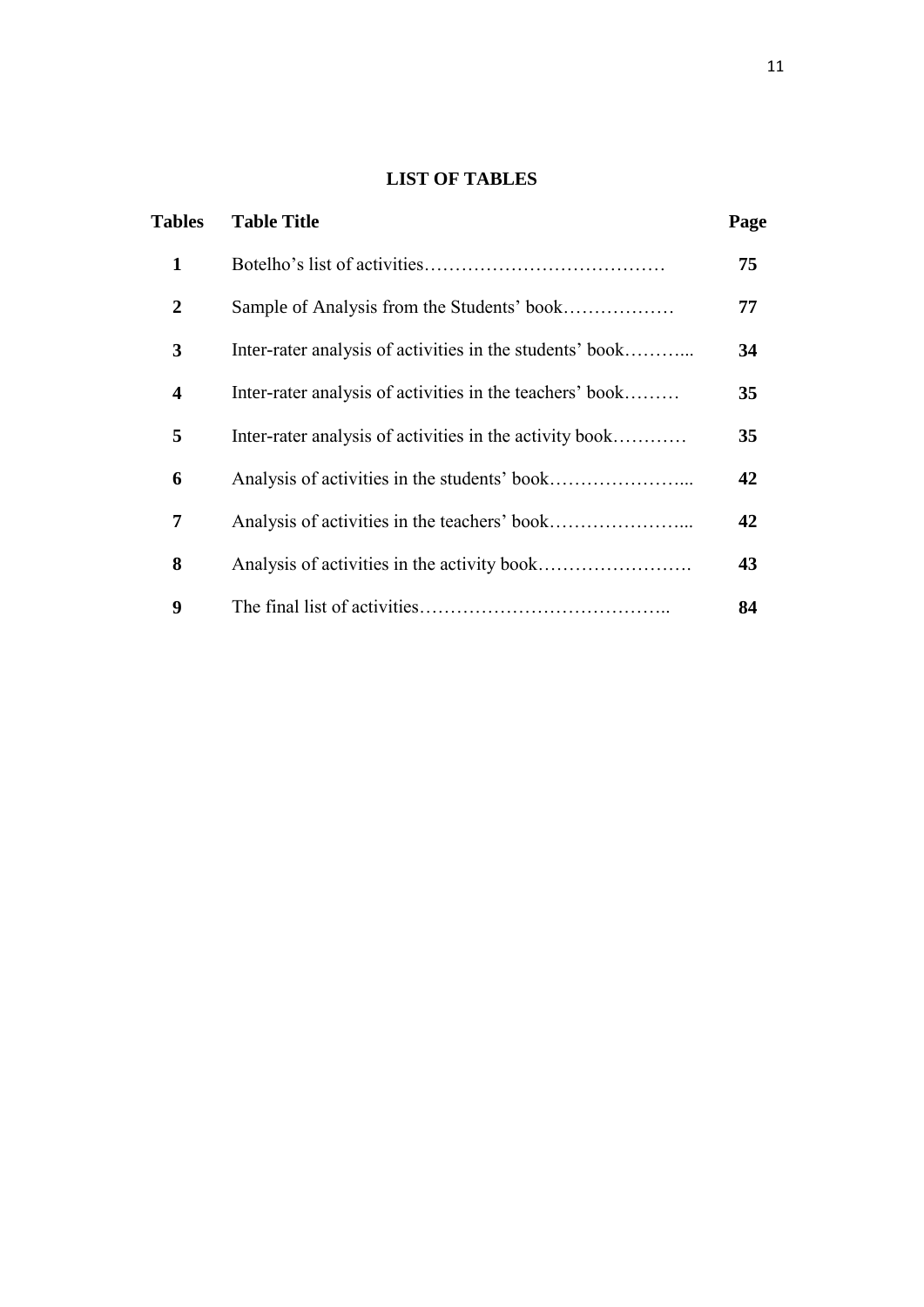## LIST OF TABLES

| Tables | Table Title | Page |
|---|---|---|
| **1** | Botelho's list of activities………………………………… | **75** |
| **2** | Sample of Analysis from the Students' book……………… | **77** |
| **3** | Inter-rater analysis of activities in the students' book……….. | **34** |
| **4** | Inter-rater analysis of activities in the teachers' book……… | **35** |
| **5** | Inter-rater analysis of activities in the activity book………… | **35** |
| **6** | Analysis of activities in the students' book…………………... | **42** |
| **7** | Analysis of activities in the teachers' book…………………... | **42** |
| **8** | Analysis of activities in the activity book……………………. | **43** |
| **9** | The final list of activities………………………………….. | **84** |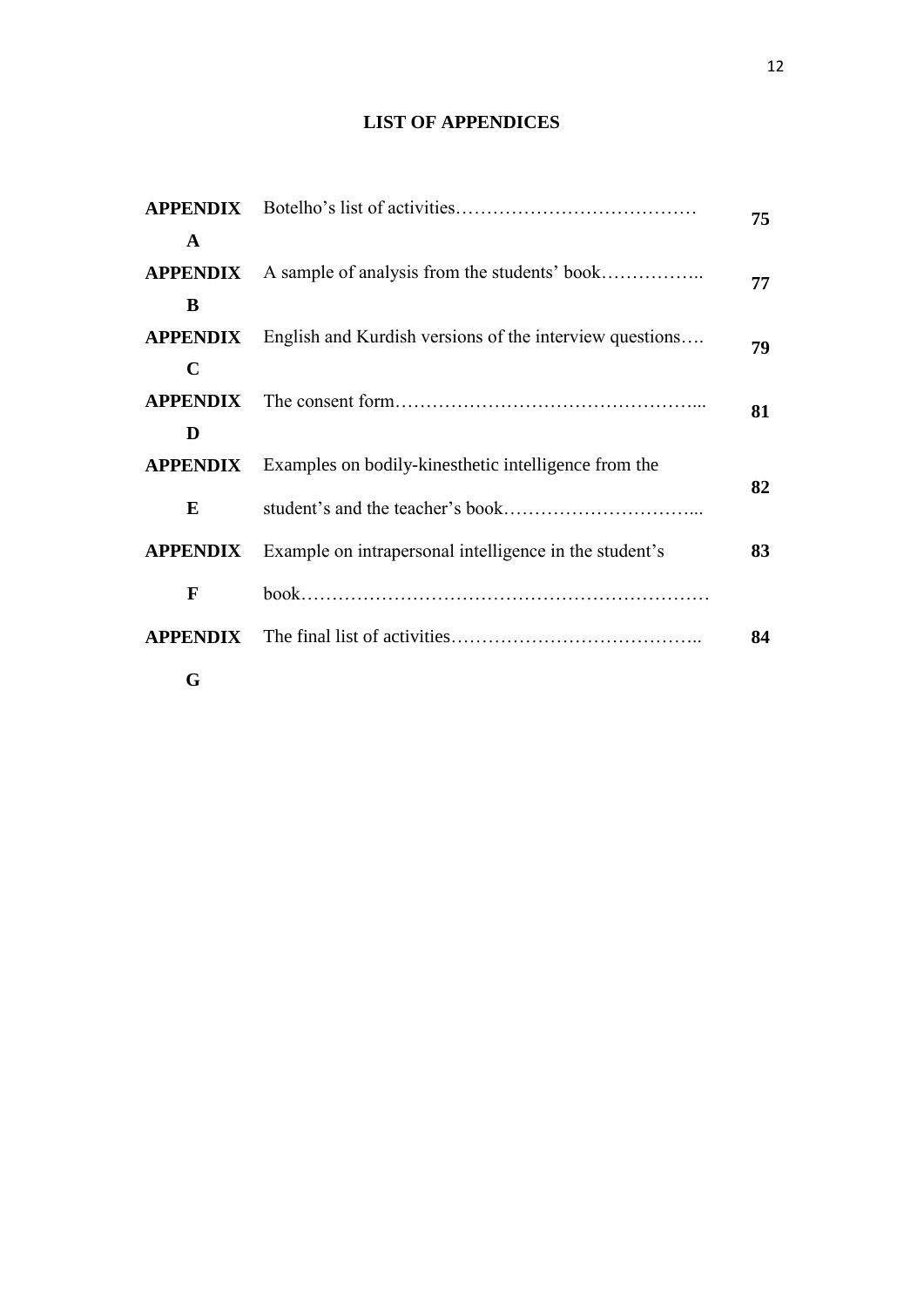# LIST OF APPENDICES

| | | |
|---|---|---|
| **APPENDIX A** | Botelho's list of activities………………………………… | **75** |
| **APPENDIX B** | A sample of analysis from the students' book…………….. | **77** |
| **APPENDIX C** | English and Kurdish versions of the interview questions…. | **79** |
| **APPENDIX D** | The consent form…………………………………………... | **81** |
| **APPENDIX E** | Examples on bodily-kinesthetic intelligence from the student's and the teacher's book…………………………... | **82** |
| **APPENDIX F** | Example on intrapersonal intelligence in the student's book………………………………………………………… | **83** |
| **APPENDIX G** | The final list of activities………………………………….. | **84** |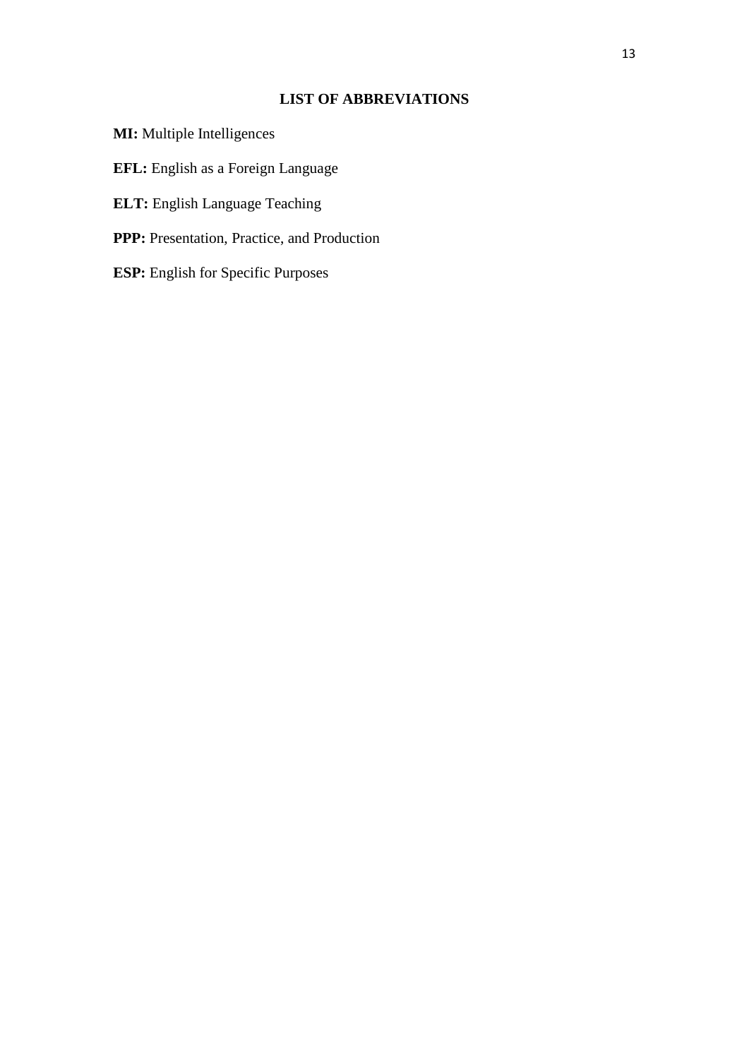## LIST OF ABBREVIATIONS

**MI:** Multiple Intelligences

**EFL:** English as a Foreign Language

**ELT:** English Language Teaching

**PPP:** Presentation, Practice, and Production

**ESP:** English for Specific Purposes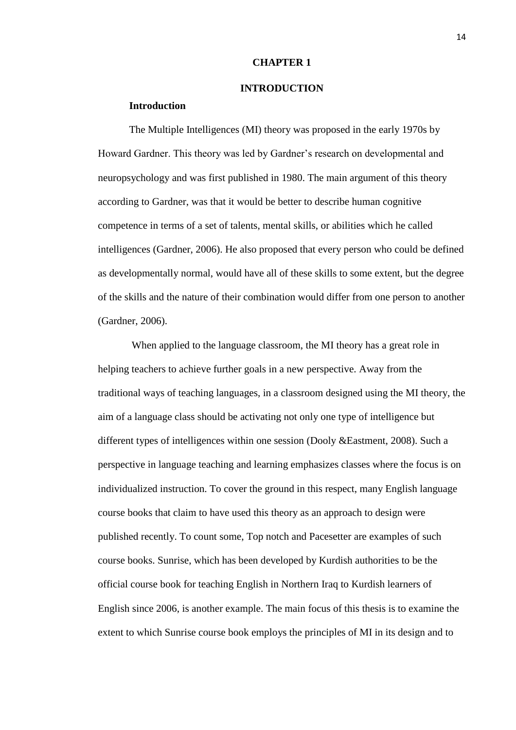# CHAPTER 1

# INTRODUCTION

## Introduction

The Multiple Intelligences (MI) theory was proposed in the early 1970s by Howard Gardner. This theory was led by Gardner's research on developmental and neuropsychology and was first published in 1980. The main argument of this theory according to Gardner, was that it would be better to describe human cognitive competence in terms of a set of talents, mental skills, or abilities which he called intelligences (Gardner, 2006). He also proposed that every person who could be defined as developmentally normal, would have all of these skills to some extent, but the degree of the skills and the nature of their combination would differ from one person to another (Gardner, 2006).

When applied to the language classroom, the MI theory has a great role in helping teachers to achieve further goals in a new perspective. Away from the traditional ways of teaching languages, in a classroom designed using the MI theory, the aim of a language class should be activating not only one type of intelligence but different types of intelligences within one session (Dooly &Eastment, 2008). Such a perspective in language teaching and learning emphasizes classes where the focus is on individualized instruction. To cover the ground in this respect, many English language course books that claim to have used this theory as an approach to design were published recently. To count some, Top notch and Pacesetter are examples of such course books. Sunrise, which has been developed by Kurdish authorities to be the official course book for teaching English in Northern Iraq to Kurdish learners of English since 2006, is another example. The main focus of this thesis is to examine the extent to which Sunrise course book employs the principles of MI in its design and to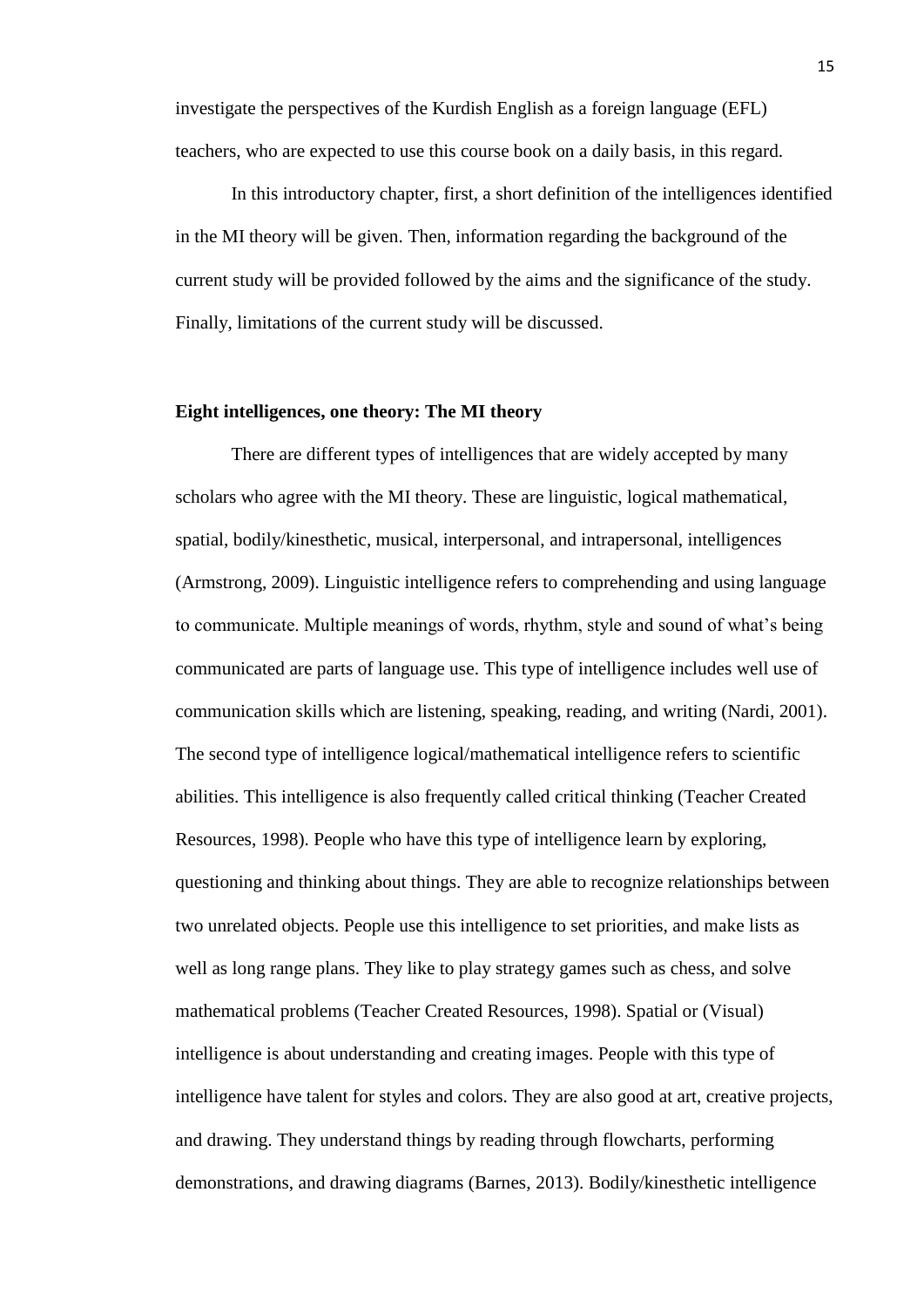investigate the perspectives of the Kurdish English as a foreign language (EFL) teachers, who are expected to use this course book on a daily basis, in this regard.

In this introductory chapter, first, a short definition of the intelligences identified in the MI theory will be given. Then, information regarding the background of the current study will be provided followed by the aims and the significance of the study. Finally, limitations of the current study will be discussed.

## Eight intelligences, one theory: The MI theory

There are different types of intelligences that are widely accepted by many scholars who agree with the MI theory. These are linguistic, logical mathematical, spatial, bodily/kinesthetic, musical, interpersonal, and intrapersonal, intelligences (Armstrong, 2009). Linguistic intelligence refers to comprehending and using language to communicate. Multiple meanings of words, rhythm, style and sound of what's being communicated are parts of language use. This type of intelligence includes well use of communication skills which are listening, speaking, reading, and writing (Nardi, 2001). The second type of intelligence logical/mathematical intelligence refers to scientific abilities. This intelligence is also frequently called critical thinking (Teacher Created Resources, 1998). People who have this type of intelligence learn by exploring, questioning and thinking about things. They are able to recognize relationships between two unrelated objects. People use this intelligence to set priorities, and make lists as well as long range plans. They like to play strategy games such as chess, and solve mathematical problems (Teacher Created Resources, 1998). Spatial or (Visual) intelligence is about understanding and creating images. People with this type of intelligence have talent for styles and colors. They are also good at art, creative projects, and drawing. They understand things by reading through flowcharts, performing demonstrations, and drawing diagrams (Barnes, 2013). Bodily/kinesthetic intelligence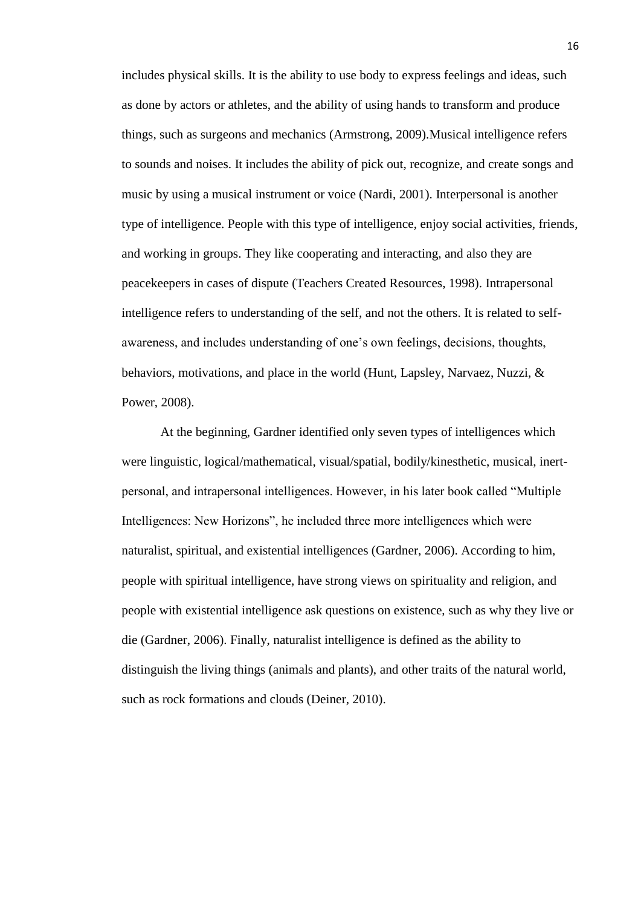includes physical skills. It is the ability to use body to express feelings and ideas, such as done by actors or athletes, and the ability of using hands to transform and produce things, such as surgeons and mechanics (Armstrong, 2009).Musical intelligence refers to sounds and noises. It includes the ability of pick out, recognize, and create songs and music by using a musical instrument or voice (Nardi, 2001). Interpersonal is another type of intelligence. People with this type of intelligence, enjoy social activities, friends, and working in groups. They like cooperating and interacting, and also they are peacekeepers in cases of dispute (Teachers Created Resources, 1998). Intrapersonal intelligence refers to understanding of the self, and not the others. It is related to self-awareness, and includes understanding of one's own feelings, decisions, thoughts, behaviors, motivations, and place in the world (Hunt, Lapsley, Narvaez, Nuzzi, & Power, 2008).

At the beginning, Gardner identified only seven types of intelligences which were linguistic, logical/mathematical, visual/spatial, bodily/kinesthetic, musical, inert-personal, and intrapersonal intelligences. However, in his later book called "Multiple Intelligences: New Horizons", he included three more intelligences which were naturalist, spiritual, and existential intelligences (Gardner, 2006). According to him, people with spiritual intelligence, have strong views on spirituality and religion, and people with existential intelligence ask questions on existence, such as why they live or die (Gardner, 2006). Finally, naturalist intelligence is defined as the ability to distinguish the living things (animals and plants), and other traits of the natural world, such as rock formations and clouds (Deiner, 2010).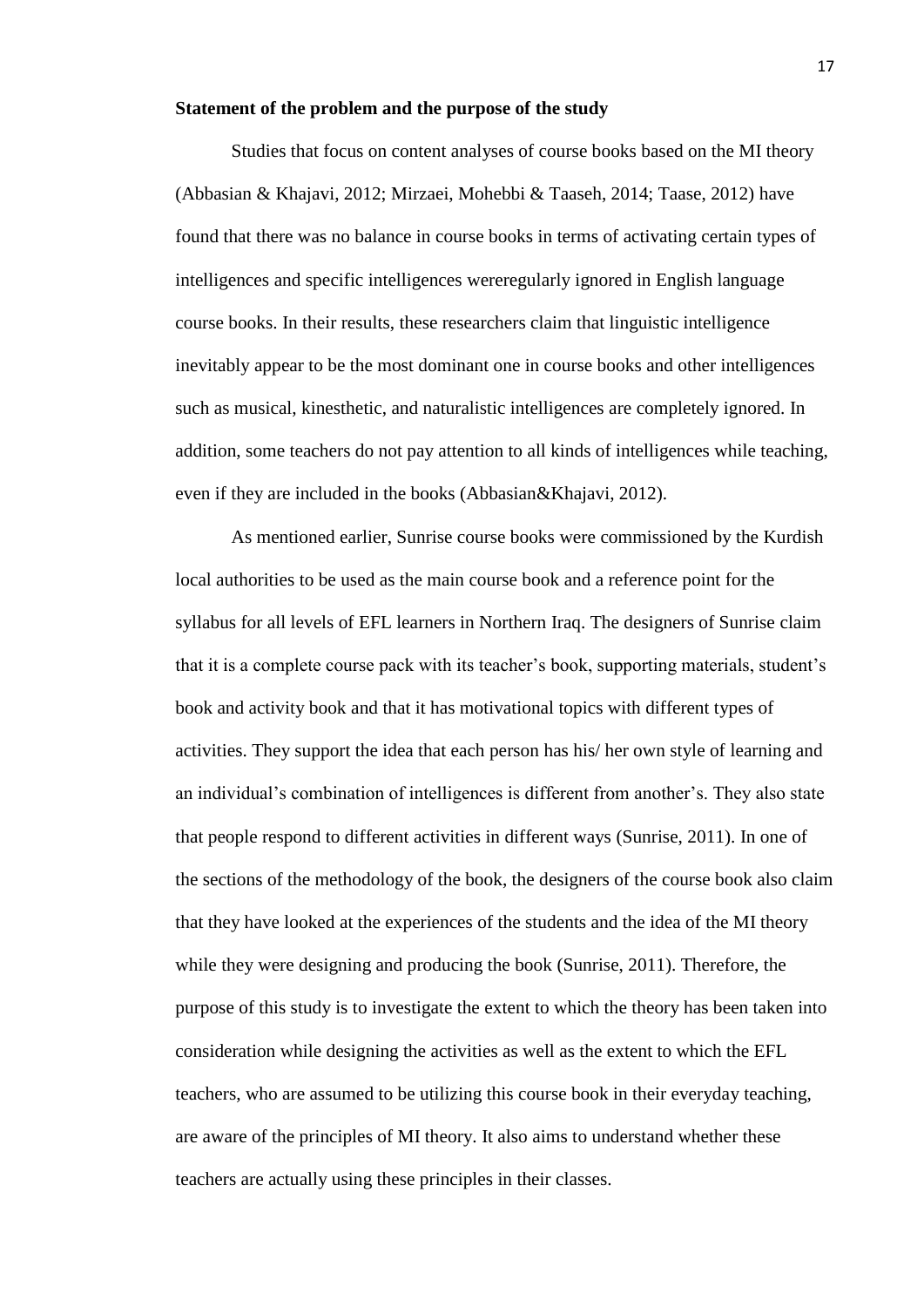**Statement of the problem and the purpose of the study**

Studies that focus on content analyses of course books based on the MI theory (Abbasian & Khajavi, 2012; Mirzaei, Mohebbi & Taaseh, 2014; Taase, 2012) have found that there was no balance in course books in terms of activating certain types of intelligences and specific intelligences wereregularly ignored in English language course books. In their results, these researchers claim that linguistic intelligence inevitably appear to be the most dominant one in course books and other intelligences such as musical, kinesthetic, and naturalistic intelligences are completely ignored. In addition, some teachers do not pay attention to all kinds of intelligences while teaching, even if they are included in the books (Abbasian&Khajavi, 2012).

As mentioned earlier, Sunrise course books were commissioned by the Kurdish local authorities to be used as the main course book and a reference point for the syllabus for all levels of EFL learners in Northern Iraq. The designers of Sunrise claim that it is a complete course pack with its teacher's book, supporting materials, student's book and activity book and that it has motivational topics with different types of activities. They support the idea that each person has his/ her own style of learning and an individual's combination of intelligences is different from another's. They also state that people respond to different activities in different ways (Sunrise, 2011). In one of the sections of the methodology of the book, the designers of the course book also claim that they have looked at the experiences of the students and the idea of the MI theory while they were designing and producing the book (Sunrise, 2011). Therefore, the purpose of this study is to investigate the extent to which the theory has been taken into consideration while designing the activities as well as the extent to which the EFL teachers, who are assumed to be utilizing this course book in their everyday teaching, are aware of the principles of MI theory. It also aims to understand whether these teachers are actually using these principles in their classes.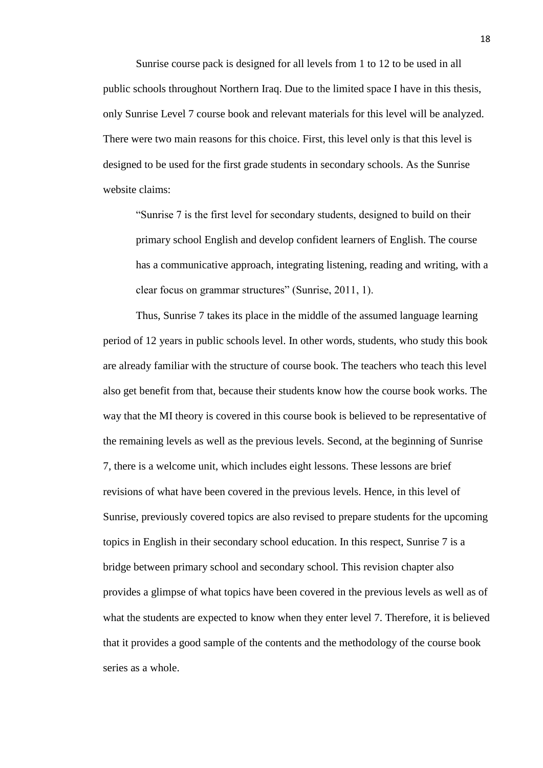Sunrise course pack is designed for all levels from 1 to 12 to be used in all public schools throughout Northern Iraq. Due to the limited space I have in this thesis, only Sunrise Level 7 course book and relevant materials for this level will be analyzed. There were two main reasons for this choice. First, this level only is that this level is designed to be used for the first grade students in secondary schools. As the Sunrise website claims:

> "Sunrise 7 is the first level for secondary students, designed to build on their primary school English and develop confident learners of English. The course has a communicative approach, integrating listening, reading and writing, with a clear focus on grammar structures" (Sunrise, 2011, 1).

Thus, Sunrise 7 takes its place in the middle of the assumed language learning period of 12 years in public schools level. In other words, students, who study this book are already familiar with the structure of course book. The teachers who teach this level also get benefit from that, because their students know how the course book works. The way that the MI theory is covered in this course book is believed to be representative of the remaining levels as well as the previous levels. Second, at the beginning of Sunrise 7, there is a welcome unit, which includes eight lessons. These lessons are brief revisions of what have been covered in the previous levels. Hence, in this level of Sunrise, previously covered topics are also revised to prepare students for the upcoming topics in English in their secondary school education. In this respect, Sunrise 7 is a bridge between primary school and secondary school. This revision chapter also provides a glimpse of what topics have been covered in the previous levels as well as of what the students are expected to know when they enter level 7. Therefore, it is believed that it provides a good sample of the contents and the methodology of the course book series as a whole.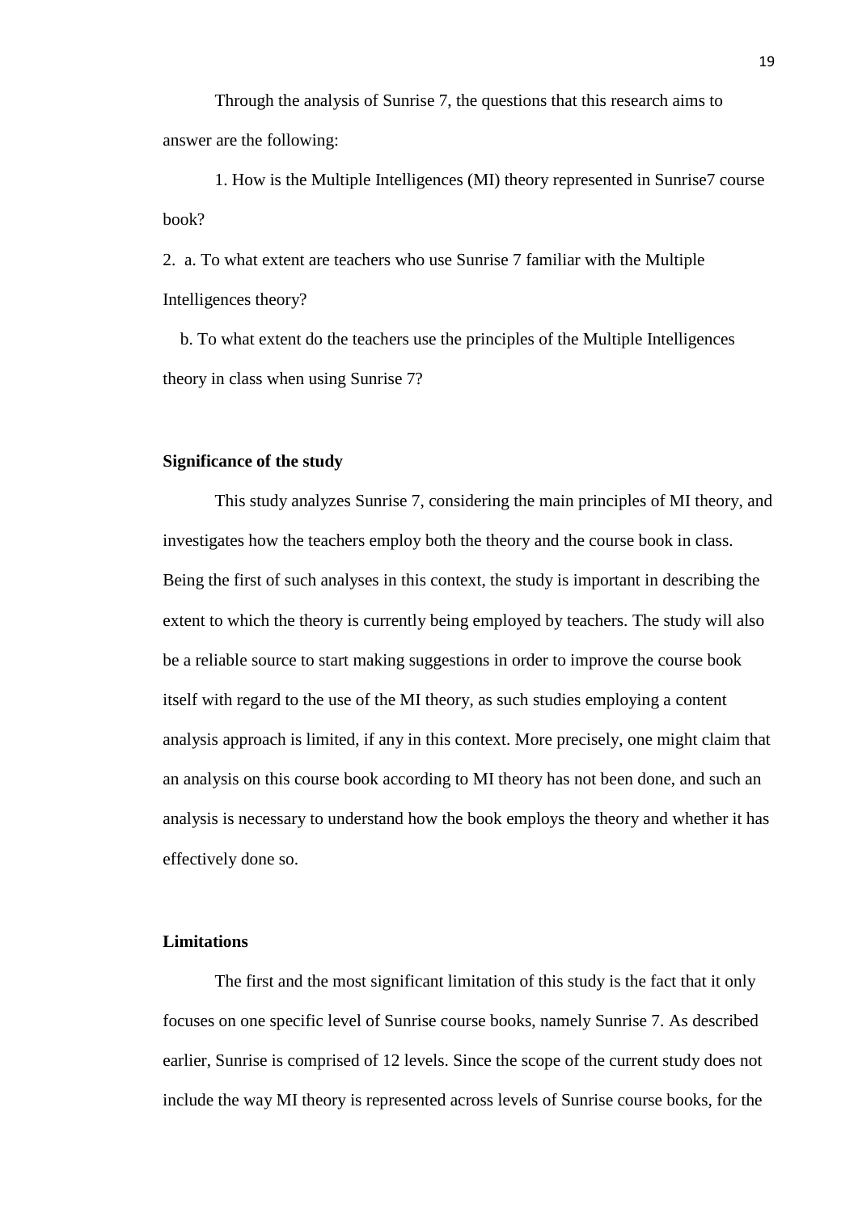Through the analysis of Sunrise 7, the questions that this research aims to answer are the following:

1. How is the Multiple Intelligences (MI) theory represented in Sunrise7 course book?

2. a. To what extent are teachers who use Sunrise 7 familiar with the Multiple Intelligences theory?

   b. To what extent do the teachers use the principles of the Multiple Intelligences theory in class when using Sunrise 7?

**Significance of the study**

This study analyzes Sunrise 7, considering the main principles of MI theory, and investigates how the teachers employ both the theory and the course book in class. Being the first of such analyses in this context, the study is important in describing the extent to which the theory is currently being employed by teachers. The study will also be a reliable source to start making suggestions in order to improve the course book itself with regard to the use of the MI theory, as such studies employing a content analysis approach is limited, if any in this context. More precisely, one might claim that an analysis on this course book according to MI theory has not been done, and such an analysis is necessary to understand how the book employs the theory and whether it has effectively done so.

**Limitations**

The first and the most significant limitation of this study is the fact that it only focuses on one specific level of Sunrise course books, namely Sunrise 7. As described earlier, Sunrise is comprised of 12 levels. Since the scope of the current study does not include the way MI theory is represented across levels of Sunrise course books, for the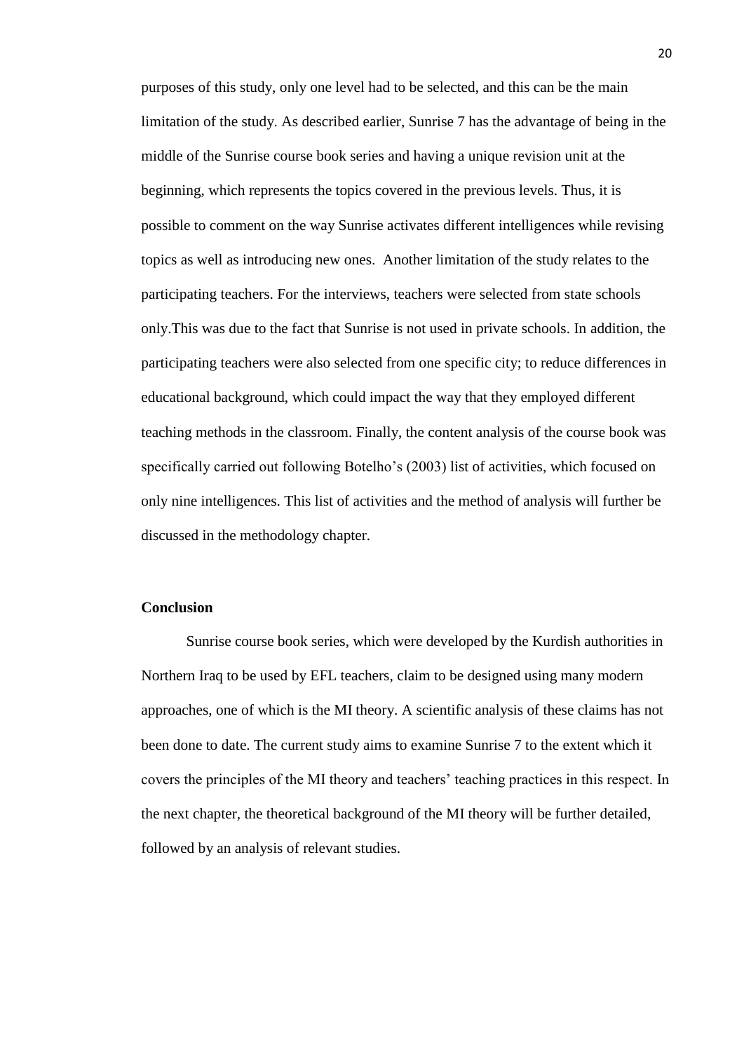purposes of this study, only one level had to be selected, and this can be the main limitation of the study. As described earlier, Sunrise 7 has the advantage of being in the middle of the Sunrise course book series and having a unique revision unit at the beginning, which represents the topics covered in the previous levels. Thus, it is possible to comment on the way Sunrise activates different intelligences while revising topics as well as introducing new ones. Another limitation of the study relates to the participating teachers. For the interviews, teachers were selected from state schools only.This was due to the fact that Sunrise is not used in private schools. In addition, the participating teachers were also selected from one specific city; to reduce differences in educational background, which could impact the way that they employed different teaching methods in the classroom. Finally, the content analysis of the course book was specifically carried out following Botelho's (2003) list of activities, which focused on only nine intelligences. This list of activities and the method of analysis will further be discussed in the methodology chapter.

## Conclusion

Sunrise course book series, which were developed by the Kurdish authorities in Northern Iraq to be used by EFL teachers, claim to be designed using many modern approaches, one of which is the MI theory. A scientific analysis of these claims has not been done to date. The current study aims to examine Sunrise 7 to the extent which it covers the principles of the MI theory and teachers' teaching practices in this respect. In the next chapter, the theoretical background of the MI theory will be further detailed, followed by an analysis of relevant studies.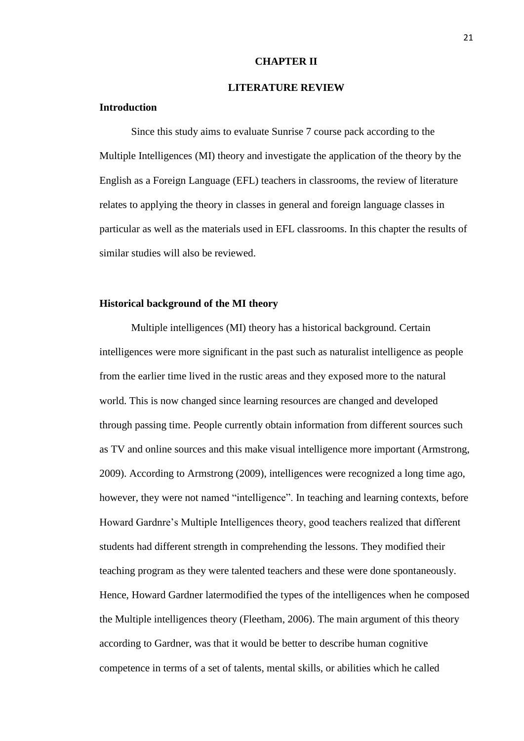## CHAPTER II

## LITERATURE REVIEW

### Introduction

Since this study aims to evaluate Sunrise 7 course pack according to the Multiple Intelligences (MI) theory and investigate the application of the theory by the English as a Foreign Language (EFL) teachers in classrooms, the review of literature relates to applying the theory in classes in general and foreign language classes in particular as well as the materials used in EFL classrooms. In this chapter the results of similar studies will also be reviewed.

### Historical background of the MI theory

Multiple intelligences (MI) theory has a historical background. Certain intelligences were more significant in the past such as naturalist intelligence as people from the earlier time lived in the rustic areas and they exposed more to the natural world. This is now changed since learning resources are changed and developed through passing time. People currently obtain information from different sources such as TV and online sources and this make visual intelligence more important (Armstrong, 2009). According to Armstrong (2009), intelligences were recognized a long time ago, however, they were not named "intelligence". In teaching and learning contexts, before Howard Gardnre's Multiple Intelligences theory, good teachers realized that different students had different strength in comprehending the lessons. They modified their teaching program as they were talented teachers and these were done spontaneously. Hence, Howard Gardner latermodified the types of the intelligences when he composed the Multiple intelligences theory (Fleetham, 2006). The main argument of this theory according to Gardner, was that it would be better to describe human cognitive competence in terms of a set of talents, mental skills, or abilities which he called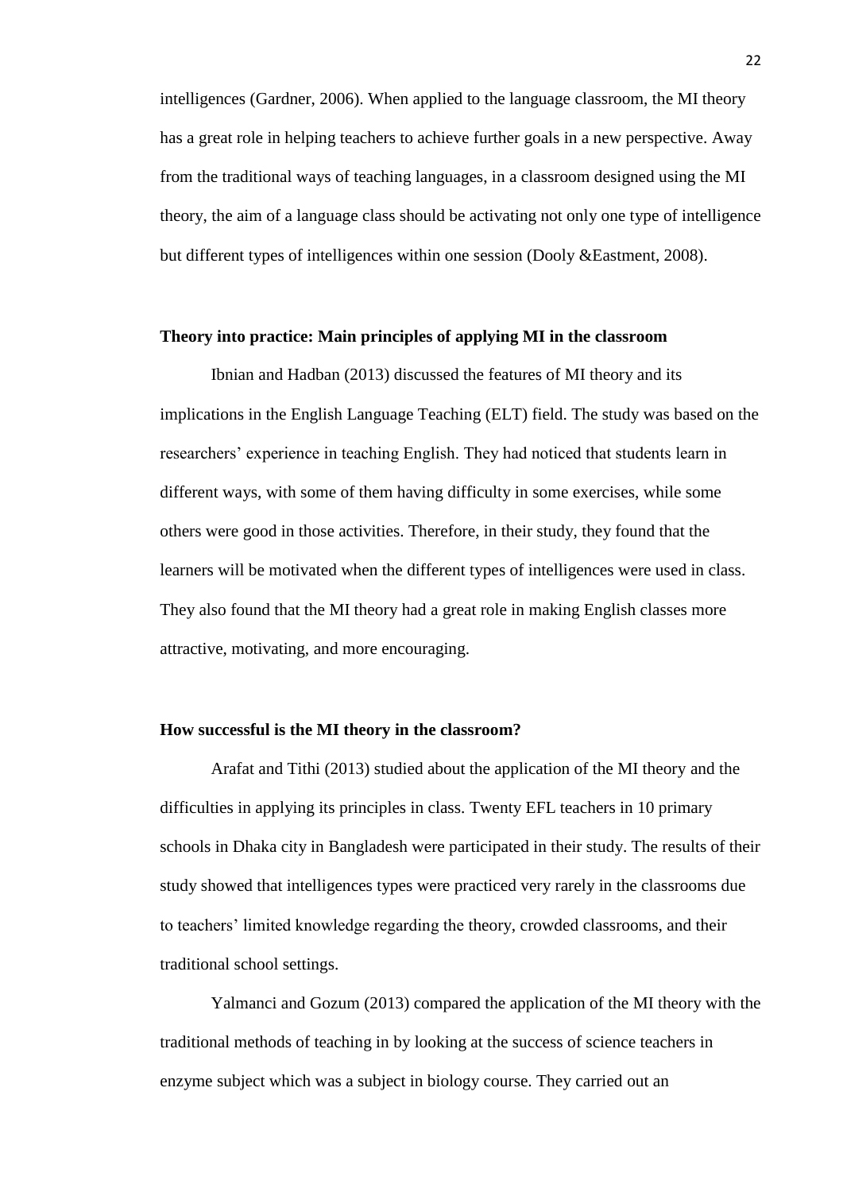intelligences (Gardner, 2006). When applied to the language classroom, the MI theory has a great role in helping teachers to achieve further goals in a new perspective. Away from the traditional ways of teaching languages, in a classroom designed using the MI theory, the aim of a language class should be activating not only one type of intelligence but different types of intelligences within one session (Dooly &Eastment, 2008).

### Theory into practice: Main principles of applying MI in the classroom

Ibnian and Hadban (2013) discussed the features of MI theory and its implications in the English Language Teaching (ELT) field. The study was based on the researchers' experience in teaching English. They had noticed that students learn in different ways, with some of them having difficulty in some exercises, while some others were good in those activities. Therefore, in their study, they found that the learners will be motivated when the different types of intelligences were used in class. They also found that the MI theory had a great role in making English classes more attractive, motivating, and more encouraging.

### How successful is the MI theory in the classroom?

Arafat and Tithi (2013) studied about the application of the MI theory and the difficulties in applying its principles in class. Twenty EFL teachers in 10 primary schools in Dhaka city in Bangladesh were participated in their study. The results of their study showed that intelligences types were practiced very rarely in the classrooms due to teachers' limited knowledge regarding the theory, crowded classrooms, and their traditional school settings.

Yalmanci and Gozum (2013) compared the application of the MI theory with the traditional methods of teaching in by looking at the success of science teachers in enzyme subject which was a subject in biology course. They carried out an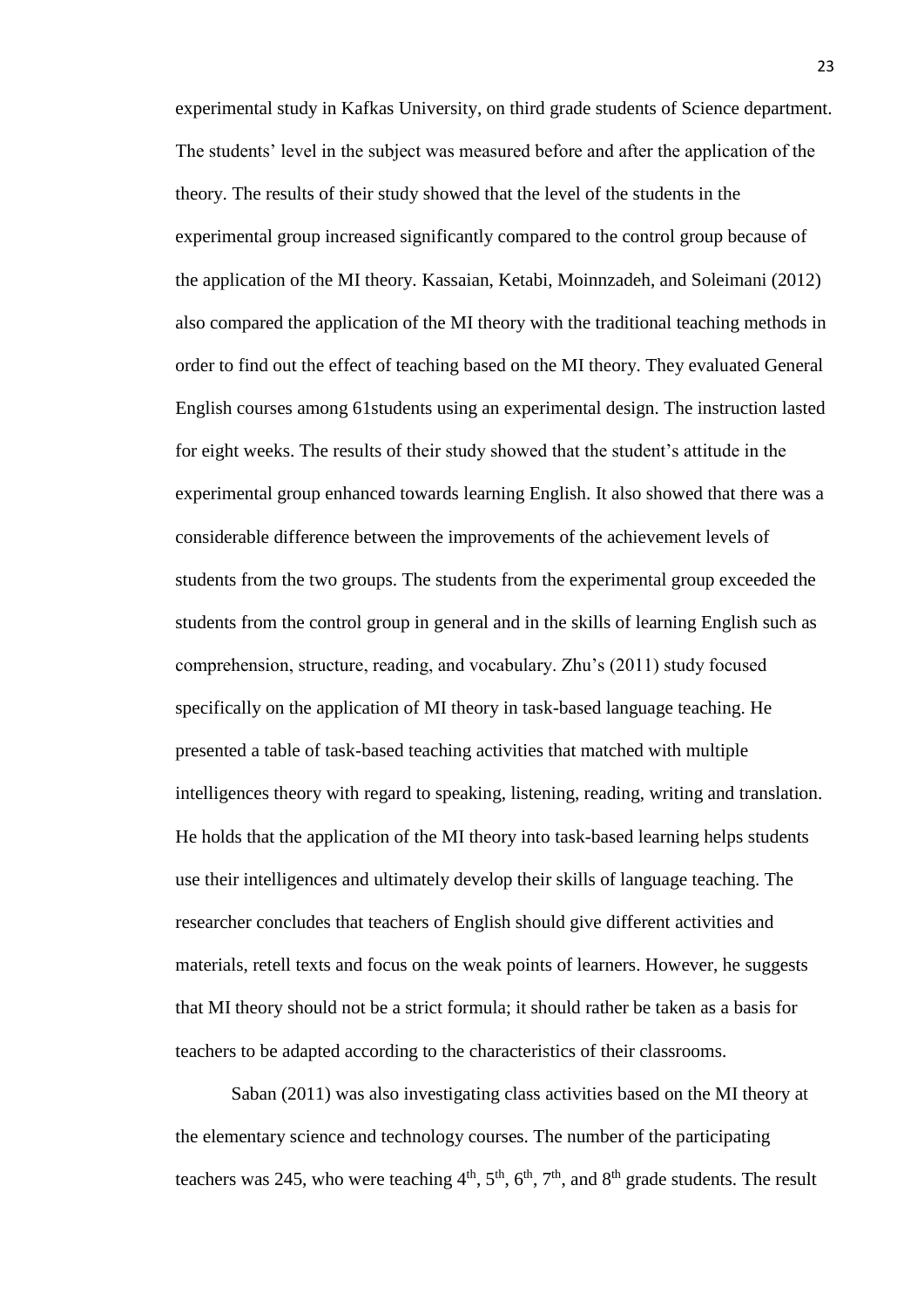experimental study in Kafkas University, on third grade students of Science department. The students' level in the subject was measured before and after the application of the theory. The results of their study showed that the level of the students in the experimental group increased significantly compared to the control group because of the application of the MI theory. Kassaian, Ketabi, Moinnzadeh, and Soleimani (2012) also compared the application of the MI theory with the traditional teaching methods in order to find out the effect of teaching based on the MI theory. They evaluated General English courses among 61students using an experimental design. The instruction lasted for eight weeks. The results of their study showed that the student's attitude in the experimental group enhanced towards learning English. It also showed that there was a considerable difference between the improvements of the achievement levels of students from the two groups. The students from the experimental group exceeded the students from the control group in general and in the skills of learning English such as comprehension, structure, reading, and vocabulary. Zhu's (2011) study focused specifically on the application of MI theory in task-based language teaching. He presented a table of task-based teaching activities that matched with multiple intelligences theory with regard to speaking, listening, reading, writing and translation. He holds that the application of the MI theory into task-based learning helps students use their intelligences and ultimately develop their skills of language teaching. The researcher concludes that teachers of English should give different activities and materials, retell texts and focus on the weak points of learners. However, he suggests that MI theory should not be a strict formula; it should rather be taken as a basis for teachers to be adapted according to the characteristics of their classrooms.

Saban (2011) was also investigating class activities based on the MI theory at the elementary science and technology courses. The number of the participating teachers was 245, who were teaching 4th, 5th, 6th, 7th, and 8th grade students. The result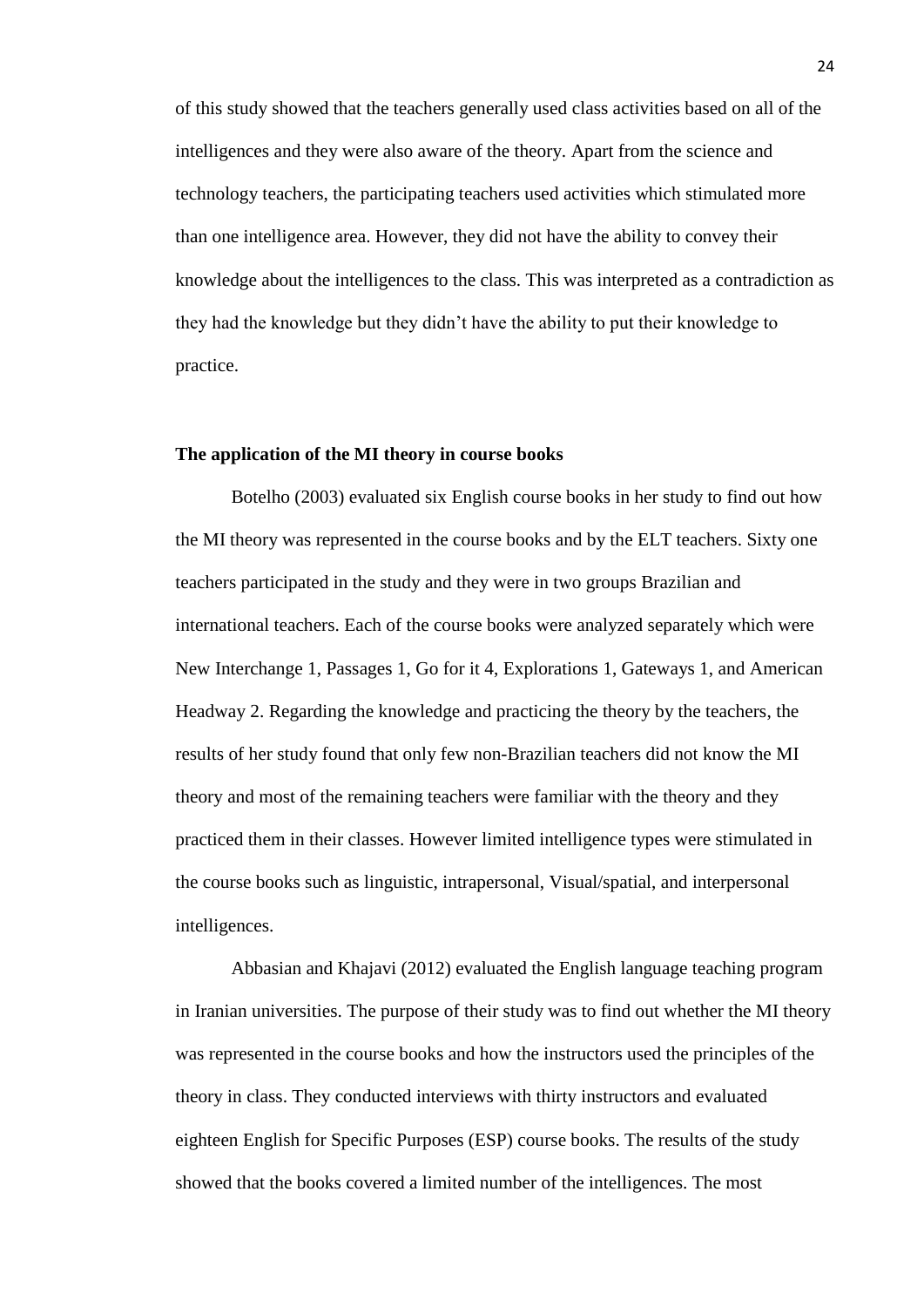of this study showed that the teachers generally used class activities based on all of the intelligences and they were also aware of the theory. Apart from the science and technology teachers, the participating teachers used activities which stimulated more than one intelligence area. However, they did not have the ability to convey their knowledge about the intelligences to the class. This was interpreted as a contradiction as they had the knowledge but they didn't have the ability to put their knowledge to practice.

### The application of the MI theory in course books

Botelho (2003) evaluated six English course books in her study to find out how the MI theory was represented in the course books and by the ELT teachers. Sixty one teachers participated in the study and they were in two groups Brazilian and international teachers. Each of the course books were analyzed separately which were New Interchange 1, Passages 1, Go for it 4, Explorations 1, Gateways 1, and American Headway 2. Regarding the knowledge and practicing the theory by the teachers, the results of her study found that only few non-Brazilian teachers did not know the MI theory and most of the remaining teachers were familiar with the theory and they practiced them in their classes. However limited intelligence types were stimulated in the course books such as linguistic, intrapersonal, Visual/spatial, and interpersonal intelligences.

Abbasian and Khajavi (2012) evaluated the English language teaching program in Iranian universities. The purpose of their study was to find out whether the MI theory was represented in the course books and how the instructors used the principles of the theory in class. They conducted interviews with thirty instructors and evaluated eighteen English for Specific Purposes (ESP) course books. The results of the study showed that the books covered a limited number of the intelligences. The most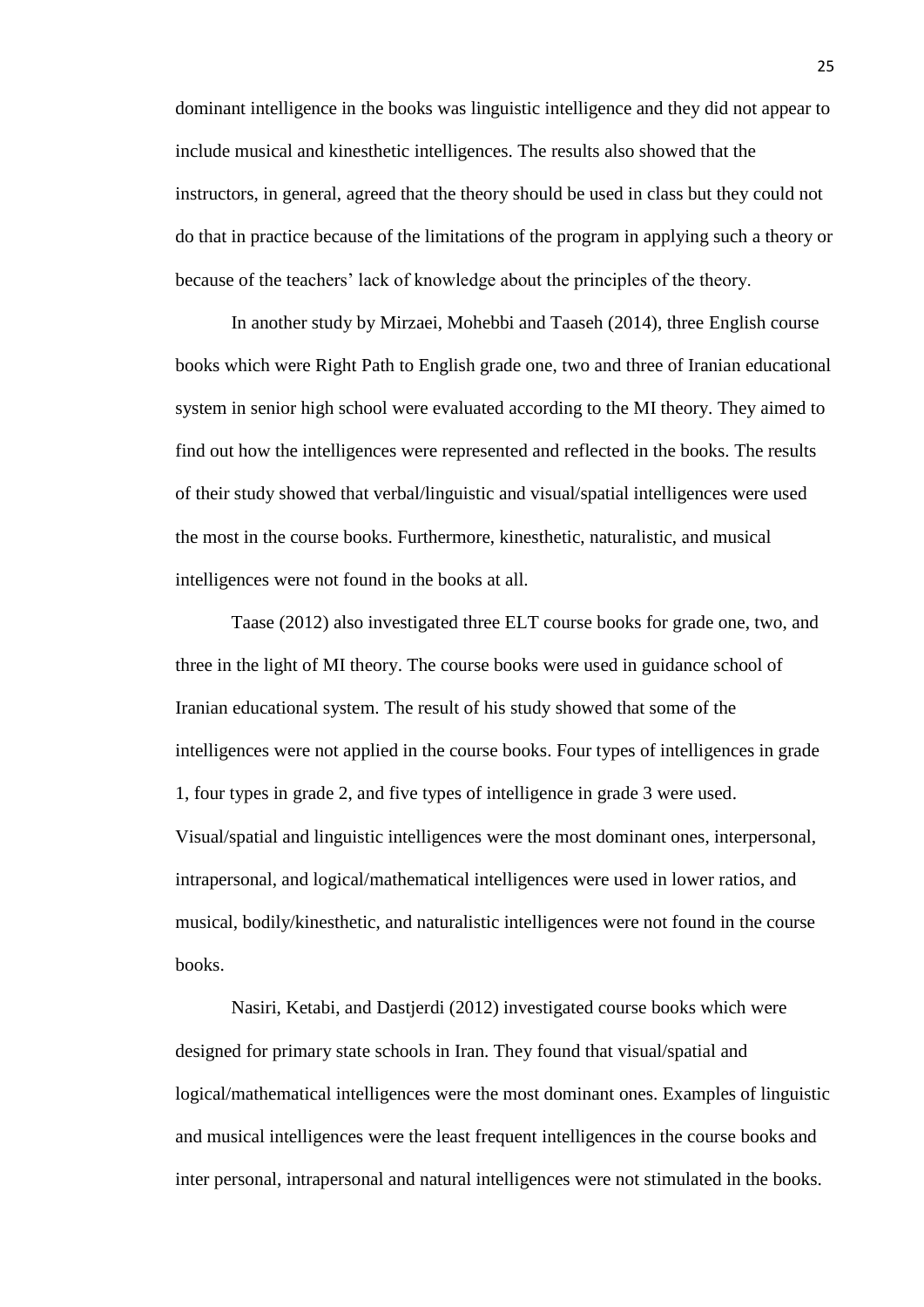dominant intelligence in the books was linguistic intelligence and they did not appear to include musical and kinesthetic intelligences. The results also showed that the instructors, in general, agreed that the theory should be used in class but they could not do that in practice because of the limitations of the program in applying such a theory or because of the teachers' lack of knowledge about the principles of the theory.

In another study by Mirzaei, Mohebbi and Taaseh (2014), three English course books which were Right Path to English grade one, two and three of Iranian educational system in senior high school were evaluated according to the MI theory. They aimed to find out how the intelligences were represented and reflected in the books. The results of their study showed that verbal/linguistic and visual/spatial intelligences were used the most in the course books. Furthermore, kinesthetic, naturalistic, and musical intelligences were not found in the books at all.

Taase (2012) also investigated three ELT course books for grade one, two, and three in the light of MI theory. The course books were used in guidance school of Iranian educational system. The result of his study showed that some of the intelligences were not applied in the course books. Four types of intelligences in grade 1, four types in grade 2, and five types of intelligence in grade 3 were used. Visual/spatial and linguistic intelligences were the most dominant ones, interpersonal, intrapersonal, and logical/mathematical intelligences were used in lower ratios, and musical, bodily/kinesthetic, and naturalistic intelligences were not found in the course books.

Nasiri, Ketabi, and Dastjerdi (2012) investigated course books which were designed for primary state schools in Iran. They found that visual/spatial and logical/mathematical intelligences were the most dominant ones. Examples of linguistic and musical intelligences were the least frequent intelligences in the course books and inter personal, intrapersonal and natural intelligences were not stimulated in the books.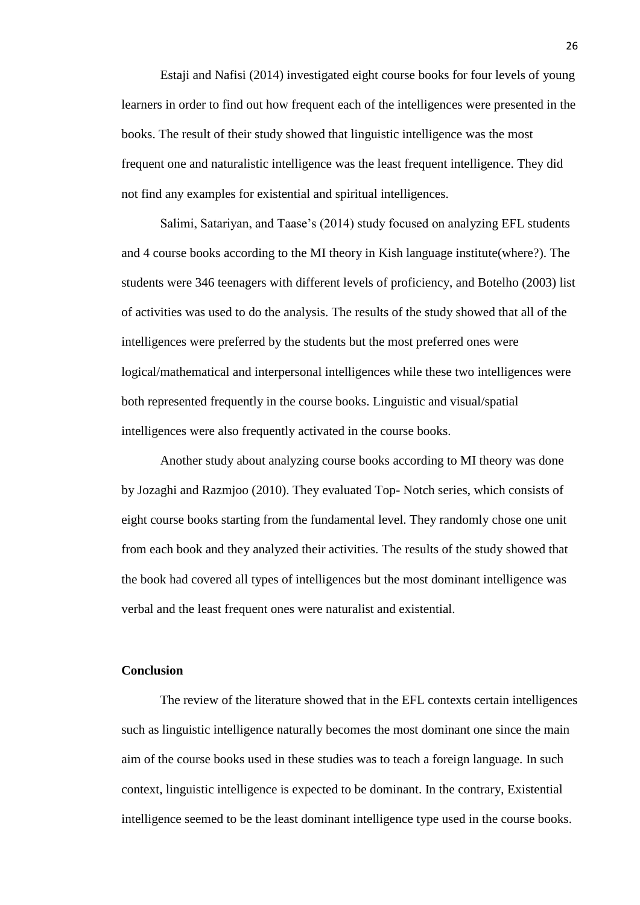Estaji and Nafisi (2014) investigated eight course books for four levels of young learners in order to find out how frequent each of the intelligences were presented in the books. The result of their study showed that linguistic intelligence was the most frequent one and naturalistic intelligence was the least frequent intelligence. They did not find any examples for existential and spiritual intelligences.

Salimi, Satariyan, and Taase's (2014) study focused on analyzing EFL students and 4 course books according to the MI theory in Kish language institute(where?). The students were 346 teenagers with different levels of proficiency, and Botelho (2003) list of activities was used to do the analysis. The results of the study showed that all of the intelligences were preferred by the students but the most preferred ones were logical/mathematical and interpersonal intelligences while these two intelligences were both represented frequently in the course books. Linguistic and visual/spatial intelligences were also frequently activated in the course books.

Another study about analyzing course books according to MI theory was done by Jozaghi and Razmjoo (2010). They evaluated Top- Notch series, which consists of eight course books starting from the fundamental level. They randomly chose one unit from each book and they analyzed their activities. The results of the study showed that the book had covered all types of intelligences but the most dominant intelligence was verbal and the least frequent ones were naturalist and existential.

**Conclusion**

The review of the literature showed that in the EFL contexts certain intelligences such as linguistic intelligence naturally becomes the most dominant one since the main aim of the course books used in these studies was to teach a foreign language. In such context, linguistic intelligence is expected to be dominant. In the contrary, Existential intelligence seemed to be the least dominant intelligence type used in the course books.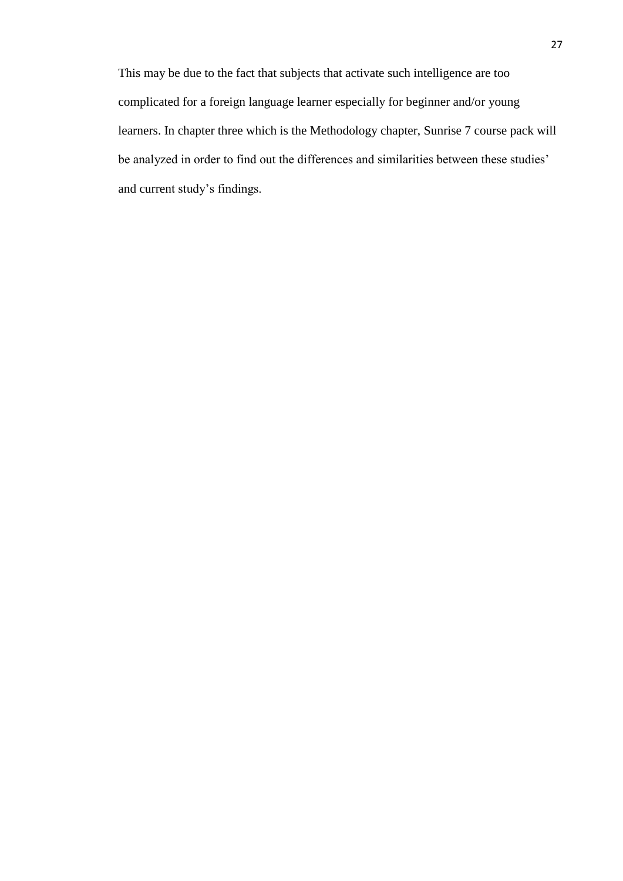This may be due to the fact that subjects that activate such intelligence are too complicated for a foreign language learner especially for beginner and/or young learners. In chapter three which is the Methodology chapter, Sunrise 7 course pack will be analyzed in order to find out the differences and similarities between these studies' and current study's findings.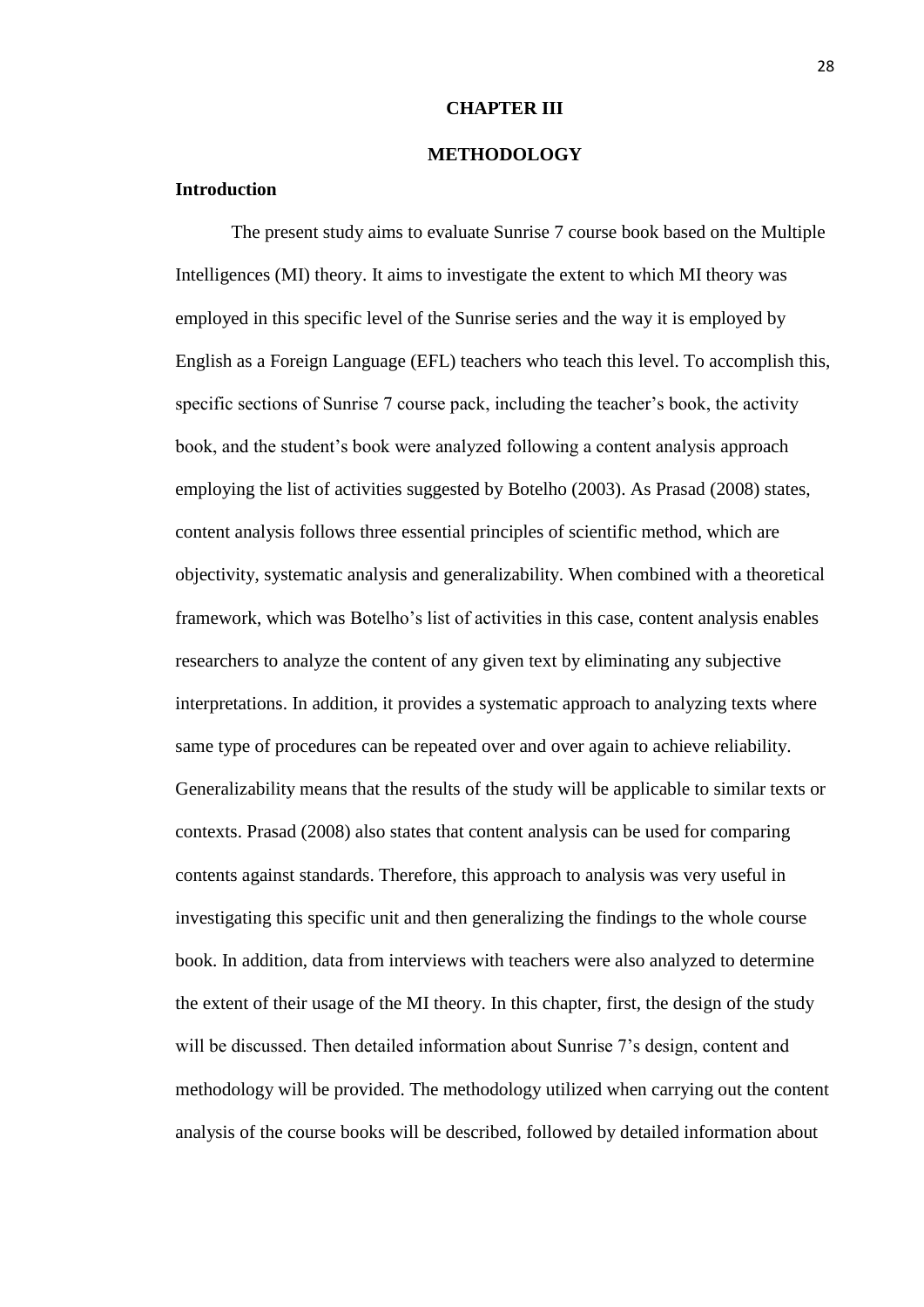# CHAPTER III

# METHODOLOGY

## Introduction

The present study aims to evaluate Sunrise 7 course book based on the Multiple Intelligences (MI) theory. It aims to investigate the extent to which MI theory was employed in this specific level of the Sunrise series and the way it is employed by English as a Foreign Language (EFL) teachers who teach this level. To accomplish this, specific sections of Sunrise 7 course pack, including the teacher's book, the activity book, and the student's book were analyzed following a content analysis approach employing the list of activities suggested by Botelho (2003). As Prasad (2008) states, content analysis follows three essential principles of scientific method, which are objectivity, systematic analysis and generalizability. When combined with a theoretical framework, which was Botelho's list of activities in this case, content analysis enables researchers to analyze the content of any given text by eliminating any subjective interpretations. In addition, it provides a systematic approach to analyzing texts where same type of procedures can be repeated over and over again to achieve reliability. Generalizability means that the results of the study will be applicable to similar texts or contexts. Prasad (2008) also states that content analysis can be used for comparing contents against standards. Therefore, this approach to analysis was very useful in investigating this specific unit and then generalizing the findings to the whole course book. In addition, data from interviews with teachers were also analyzed to determine the extent of their usage of the MI theory. In this chapter, first, the design of the study will be discussed. Then detailed information about Sunrise 7's design, content and methodology will be provided. The methodology utilized when carrying out the content analysis of the course books will be described, followed by detailed information about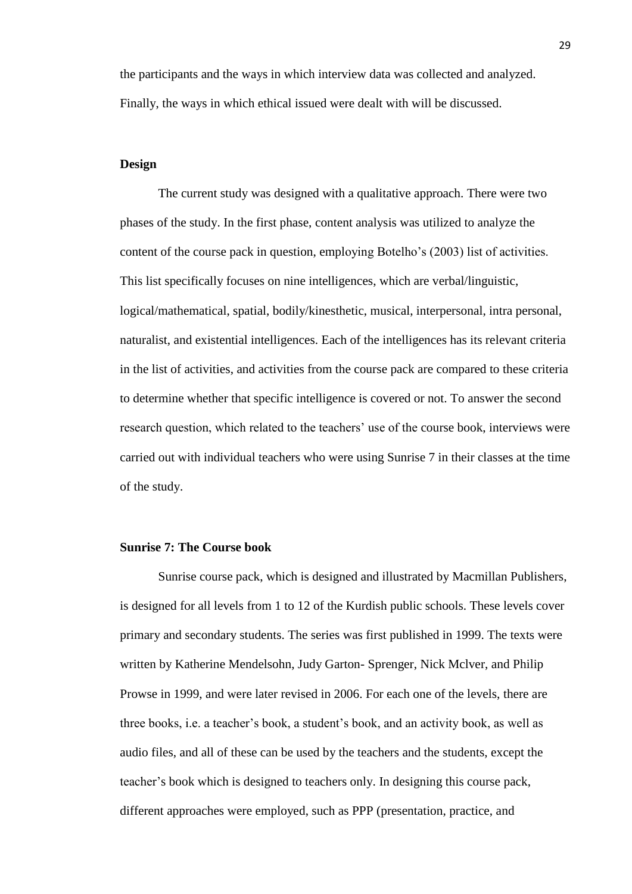the participants and the ways in which interview data was collected and analyzed. Finally, the ways in which ethical issued were dealt with will be discussed.

## Design

The current study was designed with a qualitative approach. There were two phases of the study. In the first phase, content analysis was utilized to analyze the content of the course pack in question, employing Botelho's (2003) list of activities. This list specifically focuses on nine intelligences, which are verbal/linguistic, logical/mathematical, spatial, bodily/kinesthetic, musical, interpersonal, intra personal, naturalist, and existential intelligences. Each of the intelligences has its relevant criteria in the list of activities, and activities from the course pack are compared to these criteria to determine whether that specific intelligence is covered or not. To answer the second research question, which related to the teachers' use of the course book, interviews were carried out with individual teachers who were using Sunrise 7 in their classes at the time of the study.

## Sunrise 7: The Course book

Sunrise course pack, which is designed and illustrated by Macmillan Publishers, is designed for all levels from 1 to 12 of the Kurdish public schools. These levels cover primary and secondary students. The series was first published in 1999. The texts were written by Katherine Mendelsohn, Judy Garton- Sprenger, Nick Mclver, and Philip Prowse in 1999, and were later revised in 2006. For each one of the levels, there are three books, i.e. a teacher's book, a student's book, and an activity book, as well as audio files, and all of these can be used by the teachers and the students, except the teacher's book which is designed to teachers only. In designing this course pack, different approaches were employed, such as PPP (presentation, practice, and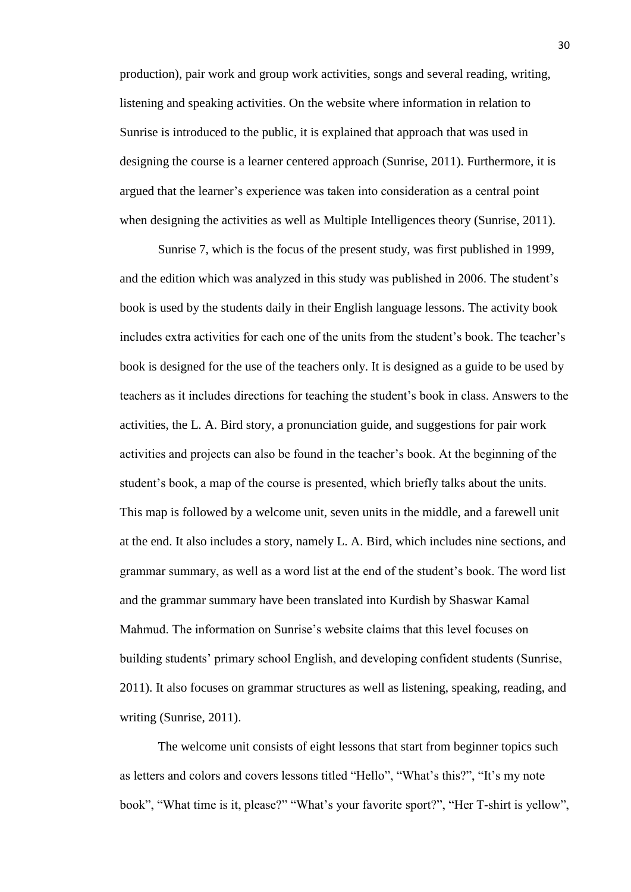production), pair work and group work activities, songs and several reading, writing, listening and speaking activities. On the website where information in relation to Sunrise is introduced to the public, it is explained that approach that was used in designing the course is a learner centered approach (Sunrise, 2011). Furthermore, it is argued that the learner's experience was taken into consideration as a central point when designing the activities as well as Multiple Intelligences theory (Sunrise, 2011).

Sunrise 7, which is the focus of the present study, was first published in 1999, and the edition which was analyzed in this study was published in 2006. The student's book is used by the students daily in their English language lessons. The activity book includes extra activities for each one of the units from the student's book. The teacher's book is designed for the use of the teachers only. It is designed as a guide to be used by teachers as it includes directions for teaching the student's book in class. Answers to the activities, the L. A. Bird story, a pronunciation guide, and suggestions for pair work activities and projects can also be found in the teacher's book. At the beginning of the student's book, a map of the course is presented, which briefly talks about the units. This map is followed by a welcome unit, seven units in the middle, and a farewell unit at the end. It also includes a story, namely L. A. Bird, which includes nine sections, and grammar summary, as well as a word list at the end of the student's book. The word list and the grammar summary have been translated into Kurdish by Shaswar Kamal Mahmud. The information on Sunrise's website claims that this level focuses on building students' primary school English, and developing confident students (Sunrise, 2011). It also focuses on grammar structures as well as listening, speaking, reading, and writing (Sunrise, 2011).

The welcome unit consists of eight lessons that start from beginner topics such as letters and colors and covers lessons titled "Hello", "What's this?", "It's my note book", "What time is it, please?" "What's your favorite sport?", "Her T-shirt is yellow",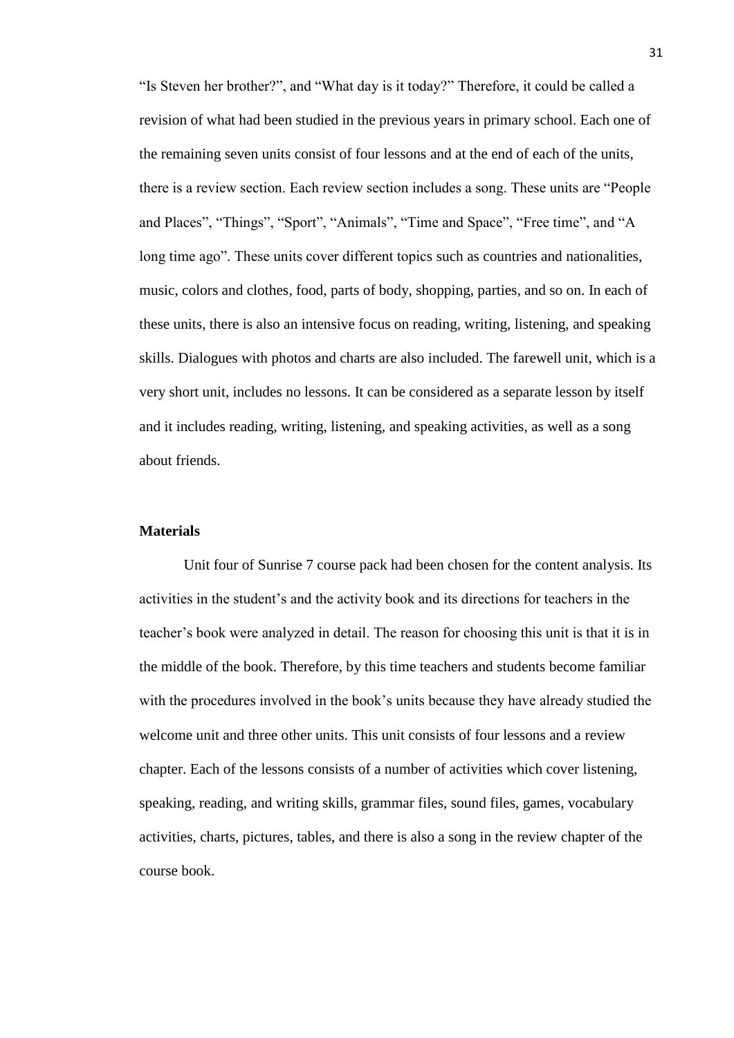"Is Steven her brother?", and "What day is it today?" Therefore, it could be called a revision of what had been studied in the previous years in primary school. Each one of the remaining seven units consist of four lessons and at the end of each of the units, there is a review section. Each review section includes a song. These units are "People and Places", "Things", "Sport", "Animals", "Time and Space", "Free time", and "A long time ago". These units cover different topics such as countries and nationalities, music, colors and clothes, food, parts of body, shopping, parties, and so on. In each of these units, there is also an intensive focus on reading, writing, listening, and speaking skills. Dialogues with photos and charts are also included. The farewell unit, which is a very short unit, includes no lessons. It can be considered as a separate lesson by itself and it includes reading, writing, listening, and speaking activities, as well as a song about friends.

### Materials

Unit four of Sunrise 7 course pack had been chosen for the content analysis. Its activities in the student's and the activity book and its directions for teachers in the teacher's book were analyzed in detail. The reason for choosing this unit is that it is in the middle of the book. Therefore, by this time teachers and students become familiar with the procedures involved in the book's units because they have already studied the welcome unit and three other units. This unit consists of four lessons and a review chapter. Each of the lessons consists of a number of activities which cover listening, speaking, reading, and writing skills, grammar files, sound files, games, vocabulary activities, charts, pictures, tables, and there is also a song in the review chapter of the course book.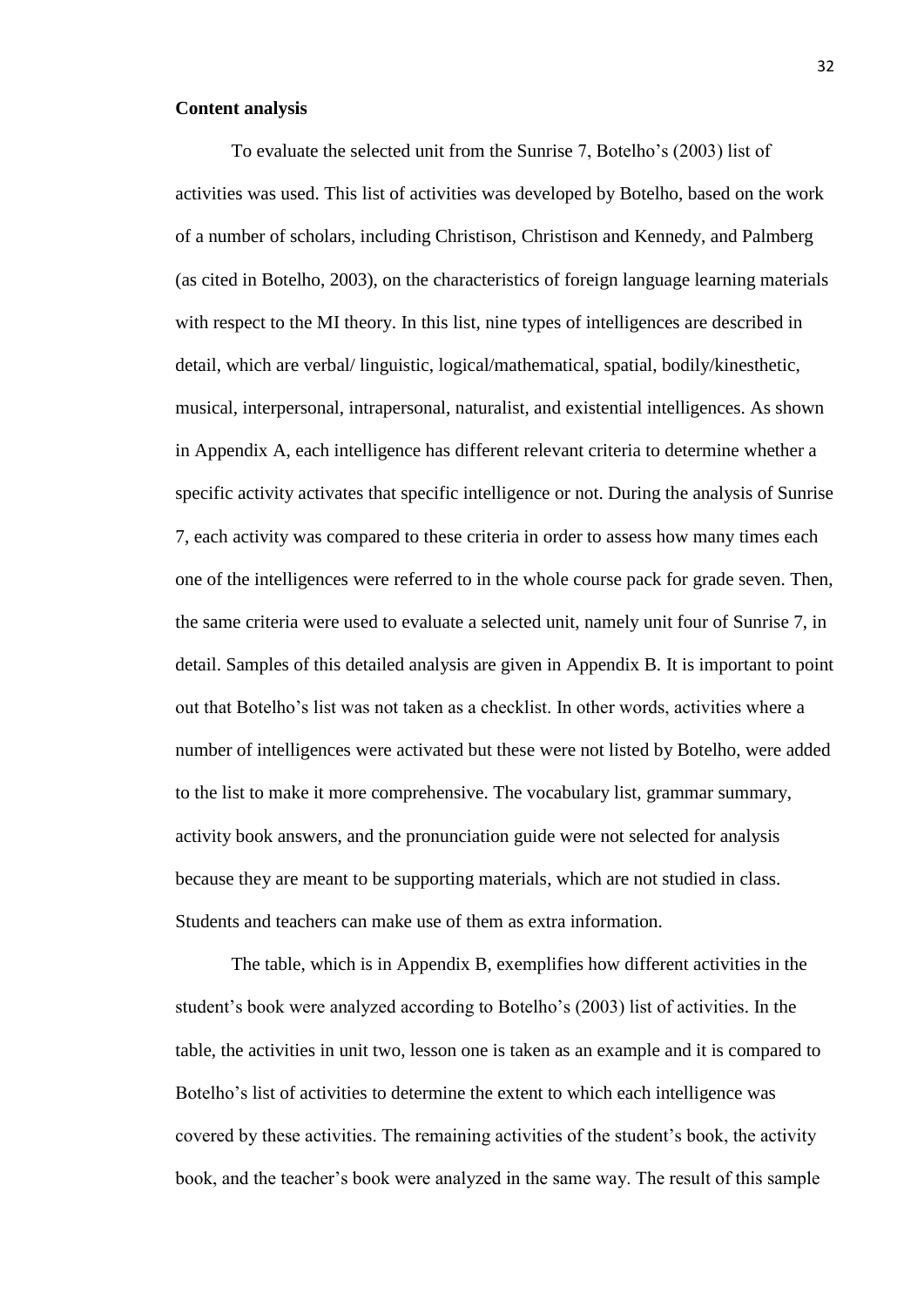**Content analysis**

To evaluate the selected unit from the Sunrise 7, Botelho's (2003) list of activities was used. This list of activities was developed by Botelho, based on the work of a number of scholars, including Christison, Christison and Kennedy, and Palmberg (as cited in Botelho, 2003), on the characteristics of foreign language learning materials with respect to the MI theory. In this list, nine types of intelligences are described in detail, which are verbal/ linguistic, logical/mathematical, spatial, bodily/kinesthetic, musical, interpersonal, intrapersonal, naturalist, and existential intelligences. As shown in Appendix A, each intelligence has different relevant criteria to determine whether a specific activity activates that specific intelligence or not. During the analysis of Sunrise 7, each activity was compared to these criteria in order to assess how many times each one of the intelligences were referred to in the whole course pack for grade seven. Then, the same criteria were used to evaluate a selected unit, namely unit four of Sunrise 7, in detail. Samples of this detailed analysis are given in Appendix B. It is important to point out that Botelho's list was not taken as a checklist. In other words, activities where a number of intelligences were activated but these were not listed by Botelho, were added to the list to make it more comprehensive. The vocabulary list, grammar summary, activity book answers, and the pronunciation guide were not selected for analysis because they are meant to be supporting materials, which are not studied in class. Students and teachers can make use of them as extra information.

The table, which is in Appendix B, exemplifies how different activities in the student's book were analyzed according to Botelho's (2003) list of activities. In the table, the activities in unit two, lesson one is taken as an example and it is compared to Botelho's list of activities to determine the extent to which each intelligence was covered by these activities. The remaining activities of the student's book, the activity book, and the teacher's book were analyzed in the same way. The result of this sample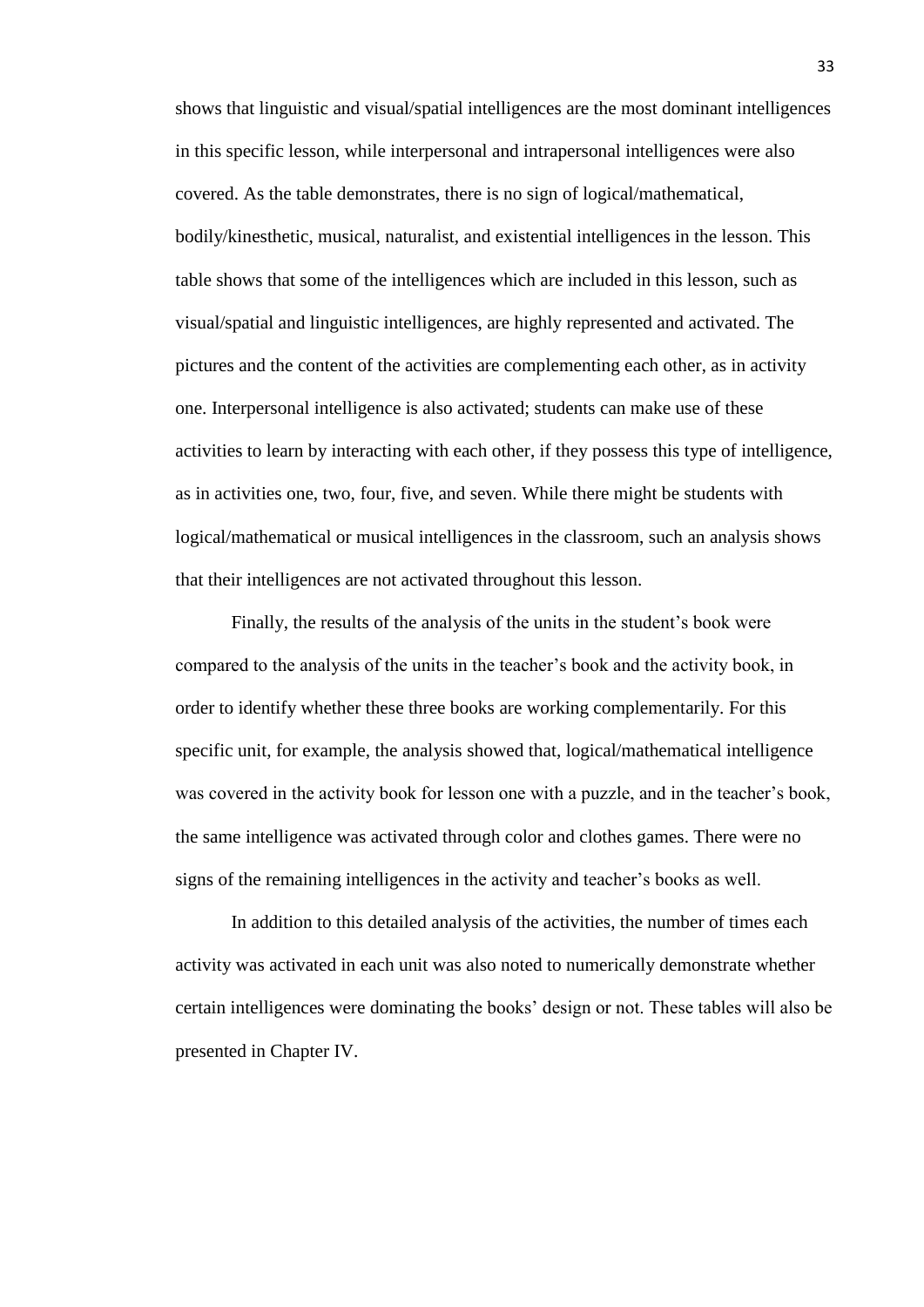shows that linguistic and visual/spatial intelligences are the most dominant intelligences in this specific lesson, while interpersonal and intrapersonal intelligences were also covered. As the table demonstrates, there is no sign of logical/mathematical, bodily/kinesthetic, musical, naturalist, and existential intelligences in the lesson. This table shows that some of the intelligences which are included in this lesson, such as visual/spatial and linguistic intelligences, are highly represented and activated. The pictures and the content of the activities are complementing each other, as in activity one. Interpersonal intelligence is also activated; students can make use of these activities to learn by interacting with each other, if they possess this type of intelligence, as in activities one, two, four, five, and seven. While there might be students with logical/mathematical or musical intelligences in the classroom, such an analysis shows that their intelligences are not activated throughout this lesson.

Finally, the results of the analysis of the units in the student's book were compared to the analysis of the units in the teacher's book and the activity book, in order to identify whether these three books are working complementarily. For this specific unit, for example, the analysis showed that, logical/mathematical intelligence was covered in the activity book for lesson one with a puzzle, and in the teacher's book, the same intelligence was activated through color and clothes games. There were no signs of the remaining intelligences in the activity and teacher's books as well.

In addition to this detailed analysis of the activities, the number of times each activity was activated in each unit was also noted to numerically demonstrate whether certain intelligences were dominating the books' design or not. These tables will also be presented in Chapter IV.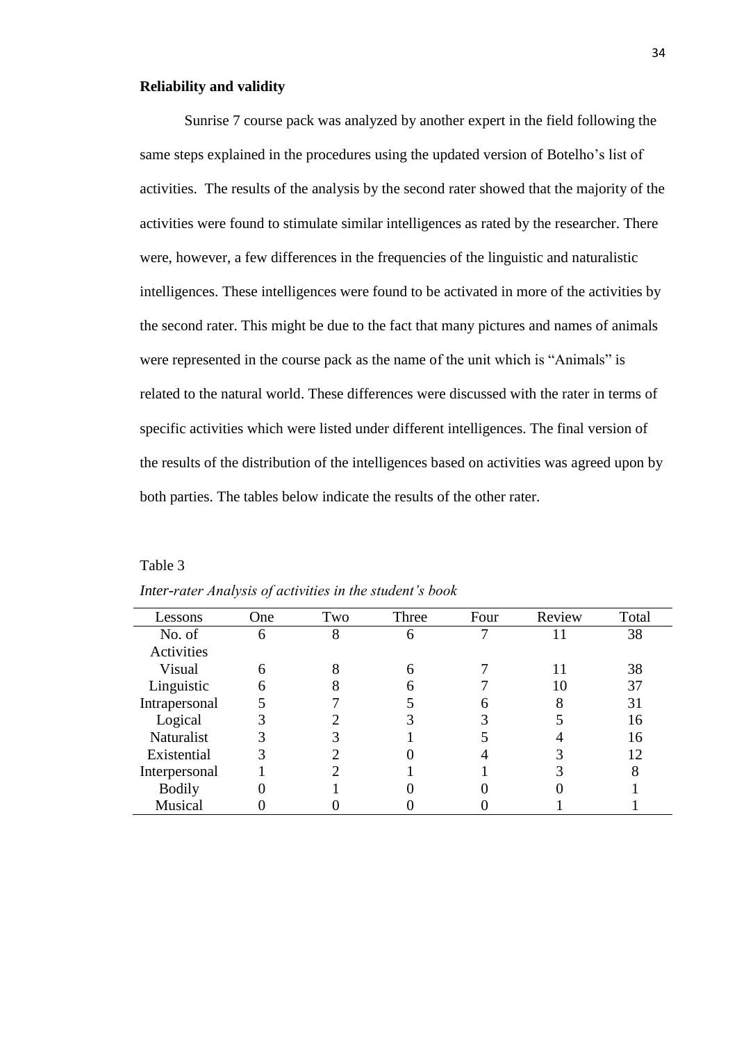**Reliability and validity**

Sunrise 7 course pack was analyzed by another expert in the field following the same steps explained in the procedures using the updated version of Botelho's list of activities. The results of the analysis by the second rater showed that the majority of the activities were found to stimulate similar intelligences as rated by the researcher. There were, however, a few differences in the frequencies of the linguistic and naturalistic intelligences. These intelligences were found to be activated in more of the activities by the second rater. This might be due to the fact that many pictures and names of animals were represented in the course pack as the name of the unit which is "Animals" is related to the natural world. These differences were discussed with the rater in terms of specific activities which were listed under different intelligences. The final version of the results of the distribution of the intelligences based on activities was agreed upon by both parties. The tables below indicate the results of the other rater.

Table 3

*Inter-rater Analysis of activities in the student's book*

| Lessons | One | Two | Three | Four | Review | Total |
|---|---|---|---|---|---|---|
| No. of Activities | 6 | 8 | 6 | 7 | 11 | 38 |
| Visual | 6 | 8 | 6 | 7 | 11 | 38 |
| Linguistic | 6 | 8 | 6 | 7 | 10 | 37 |
| Intrapersonal | 5 | 7 | 5 | 6 | 8 | 31 |
| Logical | 3 | 2 | 3 | 3 | 5 | 16 |
| Naturalist | 3 | 3 | 1 | 5 | 4 | 16 |
| Existential | 3 | 2 | 0 | 4 | 3 | 12 |
| Interpersonal | 1 | 2 | 1 | 1 | 3 | 8 |
| Bodily | 0 | 1 | 0 | 0 | 0 | 1 |
| Musical | 0 | 0 | 0 | 0 | 1 | 1 |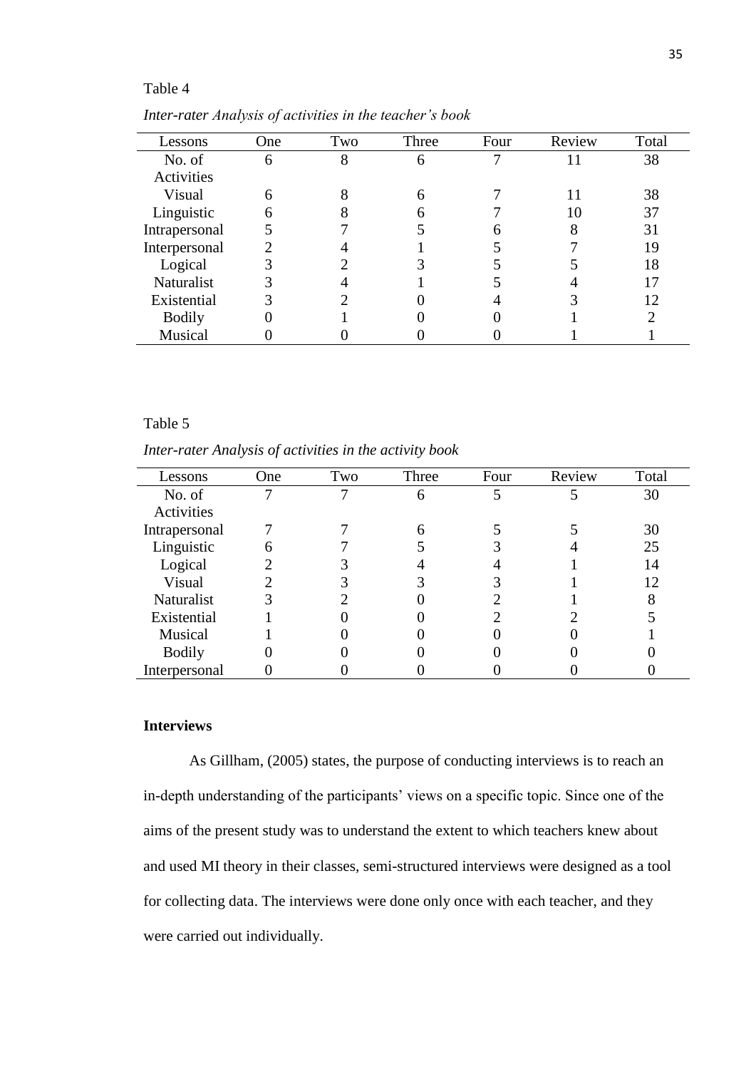Table 4

*Inter-rater Analysis of activities in the teacher's book*

| Lessons | One | Two | Three | Four | Review | Total |
|---|---|---|---|---|---|---|
| No. of Activities | 6 | 8 | 6 | 7 | 11 | 38 |
| Visual | 6 | 8 | 6 | 7 | 11 | 38 |
| Linguistic | 6 | 8 | 6 | 7 | 10 | 37 |
| Intrapersonal | 5 | 7 | 5 | 6 | 8 | 31 |
| Interpersonal | 2 | 4 | 1 | 5 | 7 | 19 |
| Logical | 3 | 2 | 3 | 5 | 5 | 18 |
| Naturalist | 3 | 4 | 1 | 5 | 4 | 17 |
| Existential | 3 | 2 | 0 | 4 | 3 | 12 |
| Bodily | 0 | 1 | 0 | 0 | 1 | 2 |
| Musical | 0 | 0 | 0 | 0 | 1 | 1 |

Table 5

*Inter-rater Analysis of activities in the activity book*

| Lessons | One | Two | Three | Four | Review | Total |
|---|---|---|---|---|---|---|
| No. of Activities | 7 | 7 | 6 | 5 | 5 | 30 |
| Intrapersonal | 7 | 7 | 6 | 5 | 5 | 30 |
| Linguistic | 6 | 7 | 5 | 3 | 4 | 25 |
| Logical | 2 | 3 | 4 | 4 | 1 | 14 |
| Visual | 2 | 3 | 3 | 3 | 1 | 12 |
| Naturalist | 3 | 2 | 0 | 2 | 1 | 8 |
| Existential | 1 | 0 | 0 | 2 | 2 | 5 |
| Musical | 1 | 0 | 0 | 0 | 0 | 1 |
| Bodily | 0 | 0 | 0 | 0 | 0 | 0 |
| Interpersonal | 0 | 0 | 0 | 0 | 0 | 0 |

**Interviews**

As Gillham, (2005) states, the purpose of conducting interviews is to reach an in-depth understanding of the participants' views on a specific topic. Since one of the aims of the present study was to understand the extent to which teachers knew about and used MI theory in their classes, semi-structured interviews were designed as a tool for collecting data. The interviews were done only once with each teacher, and they were carried out individually.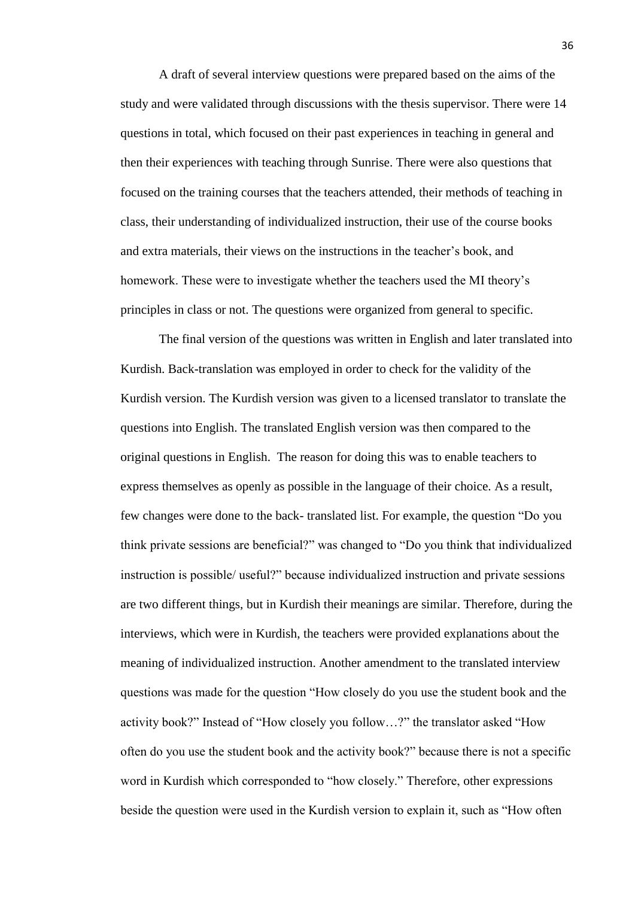A draft of several interview questions were prepared based on the aims of the study and were validated through discussions with the thesis supervisor. There were 14 questions in total, which focused on their past experiences in teaching in general and then their experiences with teaching through Sunrise. There were also questions that focused on the training courses that the teachers attended, their methods of teaching in class, their understanding of individualized instruction, their use of the course books and extra materials, their views on the instructions in the teacher's book, and homework. These were to investigate whether the teachers used the MI theory's principles in class or not. The questions were organized from general to specific.

The final version of the questions was written in English and later translated into Kurdish. Back-translation was employed in order to check for the validity of the Kurdish version. The Kurdish version was given to a licensed translator to translate the questions into English. The translated English version was then compared to the original questions in English. The reason for doing this was to enable teachers to express themselves as openly as possible in the language of their choice. As a result, few changes were done to the back- translated list. For example, the question "Do you think private sessions are beneficial?" was changed to "Do you think that individualized instruction is possible/ useful?" because individualized instruction and private sessions are two different things, but in Kurdish their meanings are similar. Therefore, during the interviews, which were in Kurdish, the teachers were provided explanations about the meaning of individualized instruction. Another amendment to the translated interview questions was made for the question "How closely do you use the student book and the activity book?" Instead of "How closely you follow…?" the translator asked "How often do you use the student book and the activity book?" because there is not a specific word in Kurdish which corresponded to "how closely." Therefore, other expressions beside the question were used in the Kurdish version to explain it, such as "How often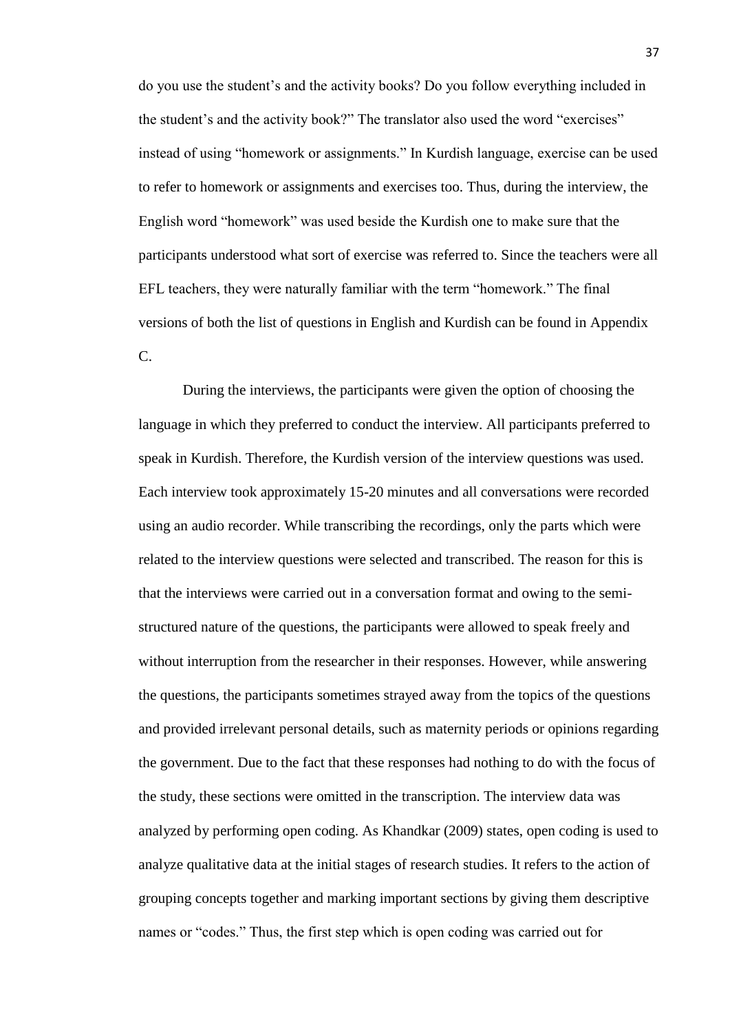do you use the student's and the activity books? Do you follow everything included in the student's and the activity book?" The translator also used the word "exercises" instead of using "homework or assignments." In Kurdish language, exercise can be used to refer to homework or assignments and exercises too. Thus, during the interview, the English word "homework" was used beside the Kurdish one to make sure that the participants understood what sort of exercise was referred to. Since the teachers were all EFL teachers, they were naturally familiar with the term "homework." The final versions of both the list of questions in English and Kurdish can be found in Appendix C.

During the interviews, the participants were given the option of choosing the language in which they preferred to conduct the interview. All participants preferred to speak in Kurdish. Therefore, the Kurdish version of the interview questions was used. Each interview took approximately 15-20 minutes and all conversations were recorded using an audio recorder. While transcribing the recordings, only the parts which were related to the interview questions were selected and transcribed. The reason for this is that the interviews were carried out in a conversation format and owing to the semi-structured nature of the questions, the participants were allowed to speak freely and without interruption from the researcher in their responses. However, while answering the questions, the participants sometimes strayed away from the topics of the questions and provided irrelevant personal details, such as maternity periods or opinions regarding the government. Due to the fact that these responses had nothing to do with the focus of the study, these sections were omitted in the transcription. The interview data was analyzed by performing open coding. As Khandkar (2009) states, open coding is used to analyze qualitative data at the initial stages of research studies. It refers to the action of grouping concepts together and marking important sections by giving them descriptive names or "codes." Thus, the first step which is open coding was carried out for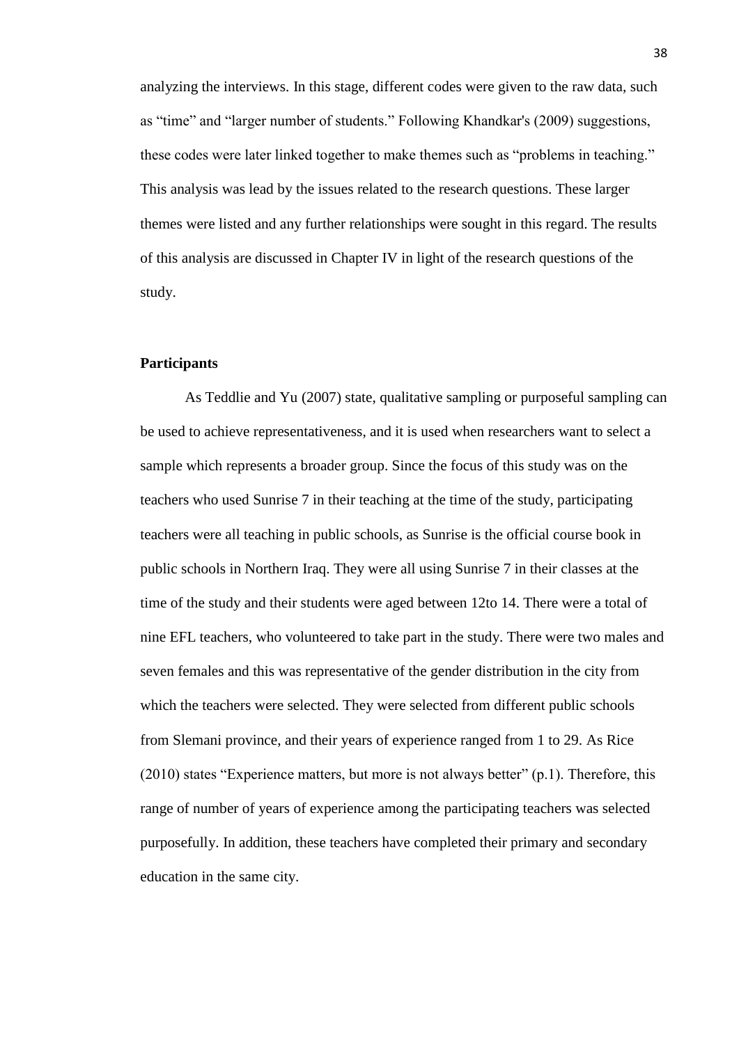analyzing the interviews. In this stage, different codes were given to the raw data, such as "time" and "larger number of students." Following Khandkar's (2009) suggestions, these codes were later linked together to make themes such as "problems in teaching." This analysis was lead by the issues related to the research questions. These larger themes were listed and any further relationships were sought in this regard. The results of this analysis are discussed in Chapter IV in light of the research questions of the study.

### Participants

As Teddlie and Yu (2007) state, qualitative sampling or purposeful sampling can be used to achieve representativeness, and it is used when researchers want to select a sample which represents a broader group. Since the focus of this study was on the teachers who used Sunrise 7 in their teaching at the time of the study, participating teachers were all teaching in public schools, as Sunrise is the official course book in public schools in Northern Iraq. They were all using Sunrise 7 in their classes at the time of the study and their students were aged between 12to 14. There were a total of nine EFL teachers, who volunteered to take part in the study. There were two males and seven females and this was representative of the gender distribution in the city from which the teachers were selected. They were selected from different public schools from Slemani province, and their years of experience ranged from 1 to 29. As Rice (2010) states "Experience matters, but more is not always better" (p.1). Therefore, this range of number of years of experience among the participating teachers was selected purposefully. In addition, these teachers have completed their primary and secondary education in the same city.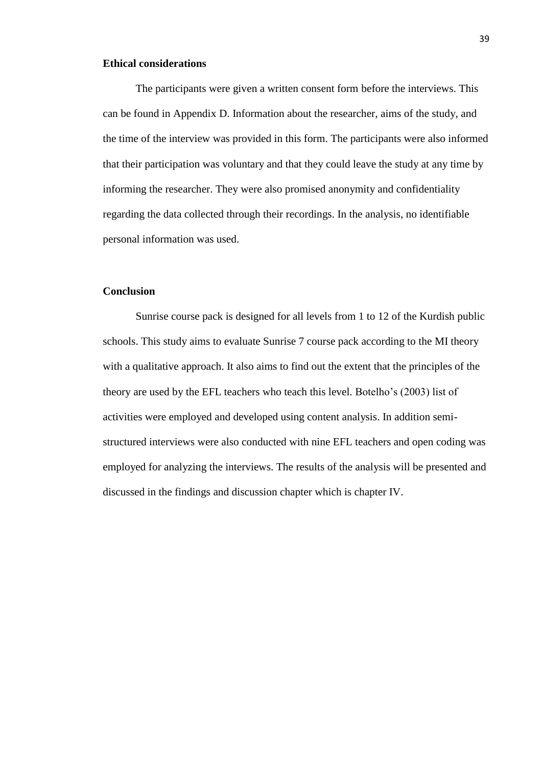### Ethical considerations

The participants were given a written consent form before the interviews. This can be found in Appendix D. Information about the researcher, aims of the study, and the time of the interview was provided in this form. The participants were also informed that their participation was voluntary and that they could leave the study at any time by informing the researcher. They were also promised anonymity and confidentiality regarding the data collected through their recordings. In the analysis, no identifiable personal information was used.

### Conclusion

Sunrise course pack is designed for all levels from 1 to 12 of the Kurdish public schools. This study aims to evaluate Sunrise 7 course pack according to the MI theory with a qualitative approach. It also aims to find out the extent that the principles of the theory are used by the EFL teachers who teach this level. Botelho's (2003) list of activities were employed and developed using content analysis. In addition semi-structured interviews were also conducted with nine EFL teachers and open coding was employed for analyzing the interviews. The results of the analysis will be presented and discussed in the findings and discussion chapter which is chapter IV.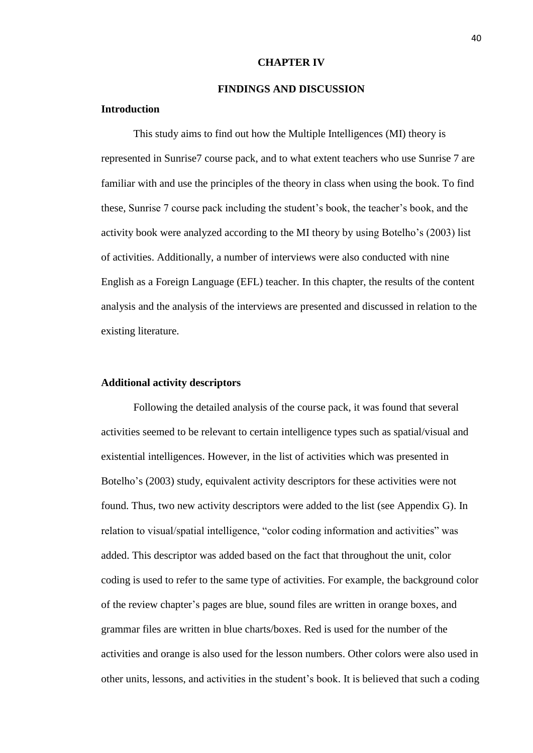# CHAPTER IV

# FINDINGS AND DISCUSSION

### Introduction

This study aims to find out how the Multiple Intelligences (MI) theory is represented in Sunrise7 course pack, and to what extent teachers who use Sunrise 7 are familiar with and use the principles of the theory in class when using the book. To find these, Sunrise 7 course pack including the student's book, the teacher's book, and the activity book were analyzed according to the MI theory by using Botelho's (2003) list of activities. Additionally, a number of interviews were also conducted with nine English as a Foreign Language (EFL) teacher. In this chapter, the results of the content analysis and the analysis of the interviews are presented and discussed in relation to the existing literature.

### Additional activity descriptors

Following the detailed analysis of the course pack, it was found that several activities seemed to be relevant to certain intelligence types such as spatial/visual and existential intelligences. However, in the list of activities which was presented in Botelho's (2003) study, equivalent activity descriptors for these activities were not found. Thus, two new activity descriptors were added to the list (see Appendix G). In relation to visual/spatial intelligence, "color coding information and activities" was added. This descriptor was added based on the fact that throughout the unit, color coding is used to refer to the same type of activities. For example, the background color of the review chapter's pages are blue, sound files are written in orange boxes, and grammar files are written in blue charts/boxes. Red is used for the number of the activities and orange is also used for the lesson numbers. Other colors were also used in other units, lessons, and activities in the student's book. It is believed that such a coding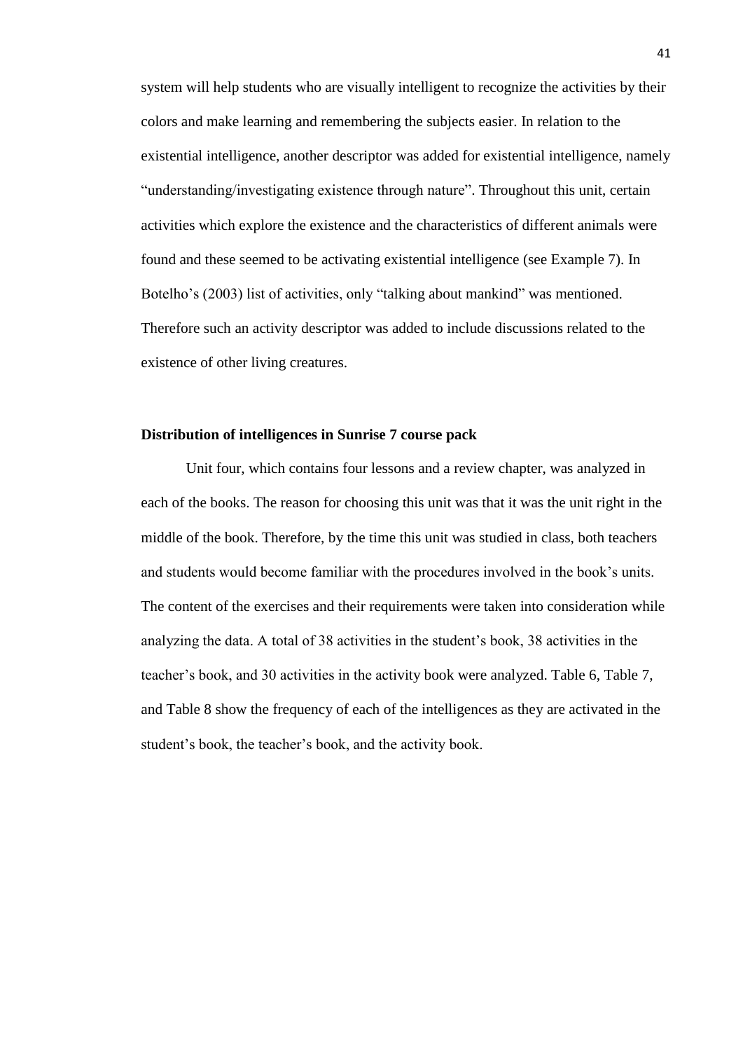system will help students who are visually intelligent to recognize the activities by their colors and make learning and remembering the subjects easier. In relation to the existential intelligence, another descriptor was added for existential intelligence, namely "understanding/investigating existence through nature". Throughout this unit, certain activities which explore the existence and the characteristics of different animals were found and these seemed to be activating existential intelligence (see Example 7). In Botelho's (2003) list of activities, only "talking about mankind" was mentioned. Therefore such an activity descriptor was added to include discussions related to the existence of other living creatures.

**Distribution of intelligences in Sunrise 7 course pack**

Unit four, which contains four lessons and a review chapter, was analyzed in each of the books. The reason for choosing this unit was that it was the unit right in the middle of the book. Therefore, by the time this unit was studied in class, both teachers and students would become familiar with the procedures involved in the book's units. The content of the exercises and their requirements were taken into consideration while analyzing the data. A total of 38 activities in the student's book, 38 activities in the teacher's book, and 30 activities in the activity book were analyzed. Table 6, Table 7, and Table 8 show the frequency of each of the intelligences as they are activated in the student's book, the teacher's book, and the activity book.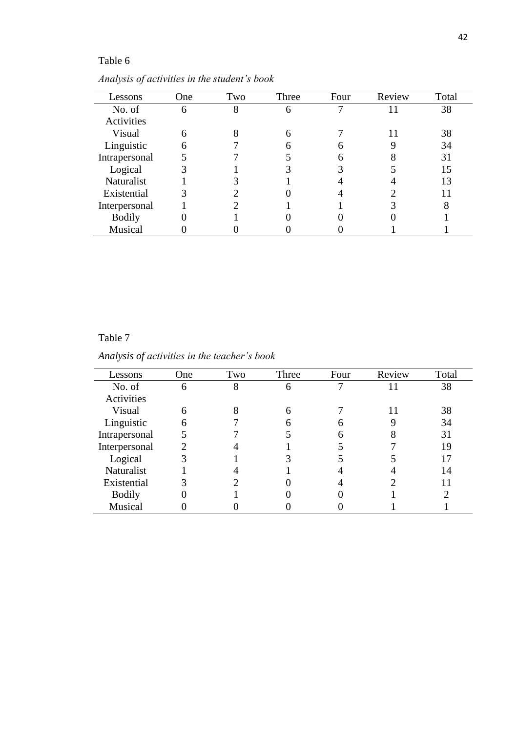Table 6

*Analysis of activities in the student's book*

| Lessons | One | Two | Three | Four | Review | Total |
|---|---|---|---|---|---|---|
| No. of Activities | 6 | 8 | 6 | 7 | 11 | 38 |
| Visual | 6 | 8 | 6 | 7 | 11 | 38 |
| Linguistic | 6 | 7 | 6 | 6 | 9 | 34 |
| Intrapersonal | 5 | 7 | 5 | 6 | 8 | 31 |
| Logical | 3 | 1 | 3 | 3 | 5 | 15 |
| Naturalist | 1 | 3 | 1 | 4 | 4 | 13 |
| Existential | 3 | 2 | 0 | 4 | 2 | 11 |
| Interpersonal | 1 | 2 | 1 | 1 | 3 | 8 |
| Bodily | 0 | 1 | 0 | 0 | 0 | 1 |
| Musical | 0 | 0 | 0 | 0 | 1 | 1 |

Table 7

*Analysis of activities in the teacher's book*

| Lessons | One | Two | Three | Four | Review | Total |
|---|---|---|---|---|---|---|
| No. of Activities | 6 | 8 | 6 | 7 | 11 | 38 |
| Visual | 6 | 8 | 6 | 7 | 11 | 38 |
| Linguistic | 6 | 7 | 6 | 6 | 9 | 34 |
| Intrapersonal | 5 | 7 | 5 | 6 | 8 | 31 |
| Interpersonal | 2 | 4 | 1 | 5 | 7 | 19 |
| Logical | 3 | 1 | 3 | 5 | 5 | 17 |
| Naturalist | 1 | 4 | 1 | 4 | 4 | 14 |
| Existential | 3 | 2 | 0 | 4 | 2 | 11 |
| Bodily | 0 | 1 | 0 | 0 | 1 | 2 |
| Musical | 0 | 0 | 0 | 0 | 1 | 1 |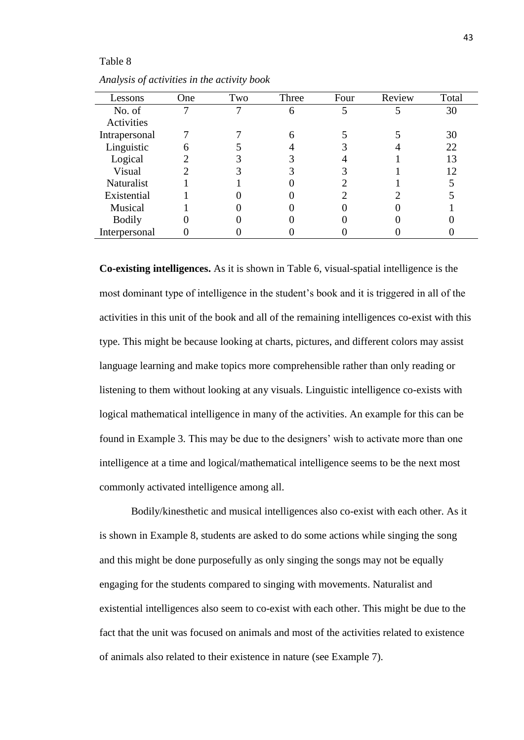Table 8

*Analysis of activities in the activity book*

| Lessons | One | Two | Three | Four | Review | Total |
|---|---|---|---|---|---|---|
| No. of Activities | 7 | 7 | 6 | 5 | 5 | 30 |
| Intrapersonal | 7 | 7 | 6 | 5 | 5 | 30 |
| Linguistic | 6 | 5 | 4 | 3 | 4 | 22 |
| Logical | 2 | 3 | 3 | 4 | 1 | 13 |
| Visual | 2 | 3 | 3 | 3 | 1 | 12 |
| Naturalist | 1 | 1 | 0 | 2 | 1 | 5 |
| Existential | 1 | 0 | 0 | 2 | 2 | 5 |
| Musical | 1 | 0 | 0 | 0 | 0 | 1 |
| Bodily | 0 | 0 | 0 | 0 | 0 | 0 |
| Interpersonal | 0 | 0 | 0 | 0 | 0 | 0 |

**Co-existing intelligences.** As it is shown in Table 6, visual-spatial intelligence is the most dominant type of intelligence in the student's book and it is triggered in all of the activities in this unit of the book and all of the remaining intelligences co-exist with this type. This might be because looking at charts, pictures, and different colors may assist language learning and make topics more comprehensible rather than only reading or listening to them without looking at any visuals. Linguistic intelligence co-exists with logical mathematical intelligence in many of the activities. An example for this can be found in Example 3. This may be due to the designers' wish to activate more than one intelligence at a time and logical/mathematical intelligence seems to be the next most commonly activated intelligence among all.

Bodily/kinesthetic and musical intelligences also co-exist with each other. As it is shown in Example 8, students are asked to do some actions while singing the song and this might be done purposefully as only singing the songs may not be equally engaging for the students compared to singing with movements. Naturalist and existential intelligences also seem to co-exist with each other. This might be due to the fact that the unit was focused on animals and most of the activities related to existence of animals also related to their existence in nature (see Example 7).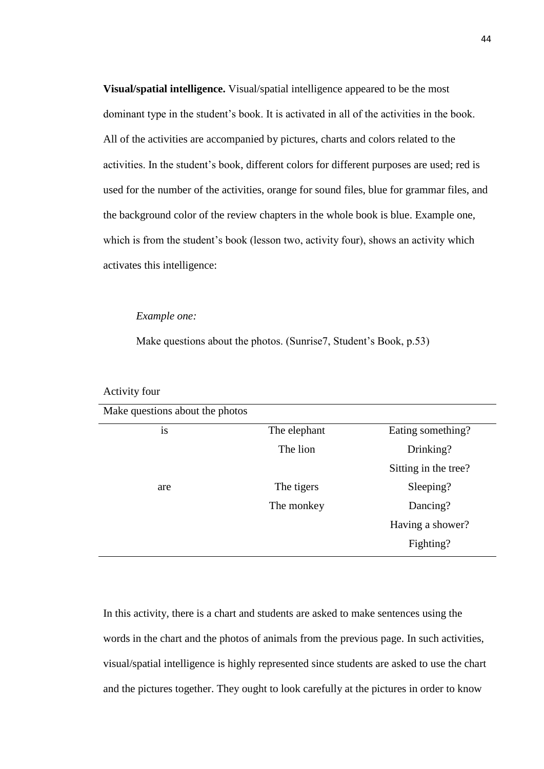**Visual/spatial intelligence.** Visual/spatial intelligence appeared to be the most dominant type in the student's book. It is activated in all of the activities in the book. All of the activities are accompanied by pictures, charts and colors related to the activities. In the student's book, different colors for different purposes are used; red is used for the number of the activities, orange for sound files, blue for grammar files, and the background color of the review chapters in the whole book is blue. Example one, which is from the student's book (lesson two, activity four), shows an activity which activates this intelligence:

*Example one:*

Make questions about the photos. (Sunrise7, Student's Book, p.53)

Activity four

| Make questions about the photos | | |
|---|---|---|
| is | The elephant | Eating something? |
| | The lion | Drinking? |
| | | Sitting in the tree? |
| are | The tigers | Sleeping? |
| | The monkey | Dancing? |
| | | Having a shower? |
| | | Fighting? |

In this activity, there is a chart and students are asked to make sentences using the words in the chart and the photos of animals from the previous page. In such activities, visual/spatial intelligence is highly represented since students are asked to use the chart and the pictures together. They ought to look carefully at the pictures in order to know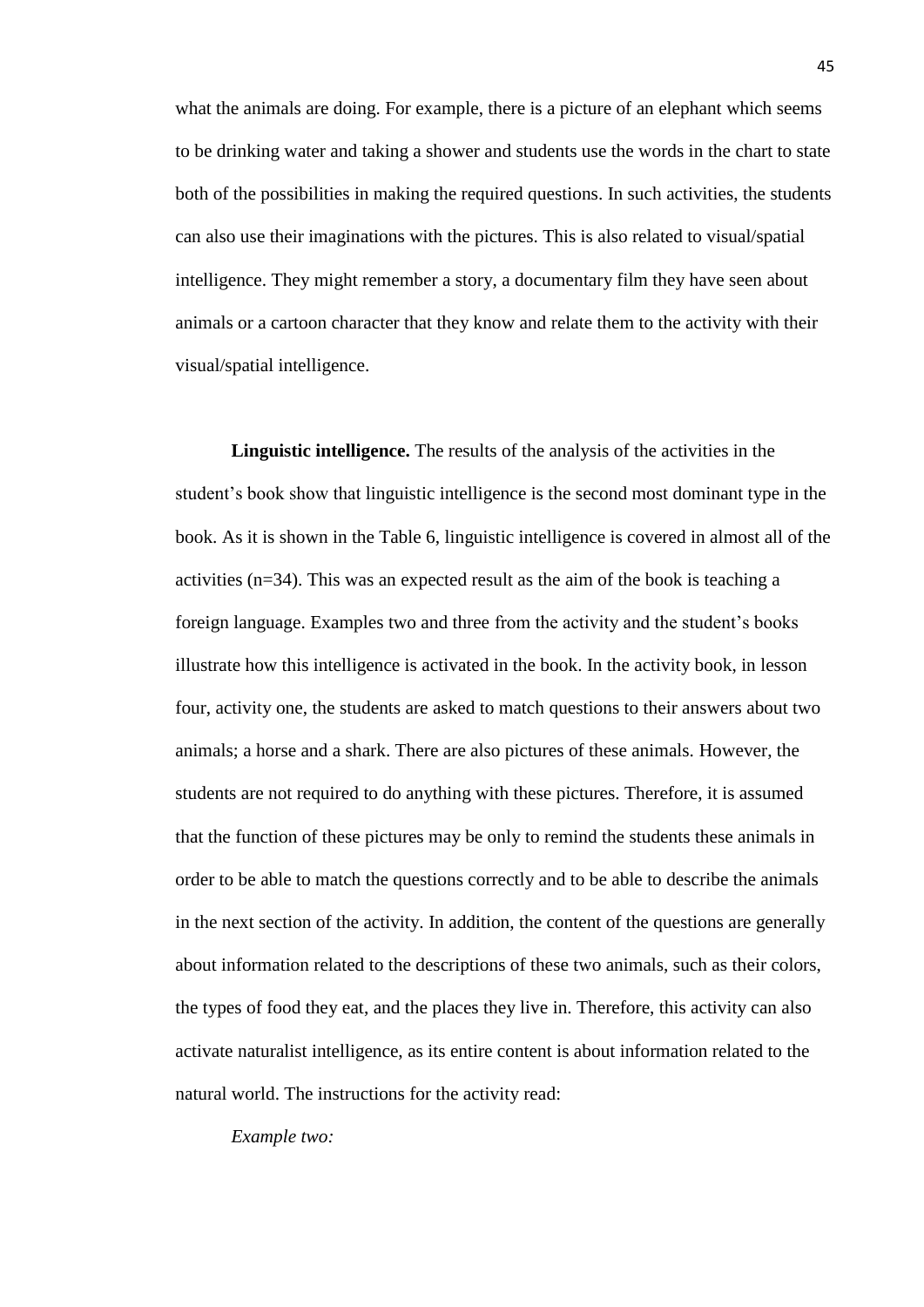what the animals are doing. For example, there is a picture of an elephant which seems to be drinking water and taking a shower and students use the words in the chart to state both of the possibilities in making the required questions. In such activities, the students can also use their imaginations with the pictures. This is also related to visual/spatial intelligence. They might remember a story, a documentary film they have seen about animals or a cartoon character that they know and relate them to the activity with their visual/spatial intelligence.

**Linguistic intelligence.** The results of the analysis of the activities in the student's book show that linguistic intelligence is the second most dominant type in the book. As it is shown in the Table 6, linguistic intelligence is covered in almost all of the activities (n=34). This was an expected result as the aim of the book is teaching a foreign language. Examples two and three from the activity and the student's books illustrate how this intelligence is activated in the book. In the activity book, in lesson four, activity one, the students are asked to match questions to their answers about two animals; a horse and a shark. There are also pictures of these animals. However, the students are not required to do anything with these pictures. Therefore, it is assumed that the function of these pictures may be only to remind the students these animals in order to be able to match the questions correctly and to be able to describe the animals in the next section of the activity. In addition, the content of the questions are generally about information related to the descriptions of these two animals, such as their colors, the types of food they eat, and the places they live in. Therefore, this activity can also activate naturalist intelligence, as its entire content is about information related to the natural world. The instructions for the activity read:

*Example two:*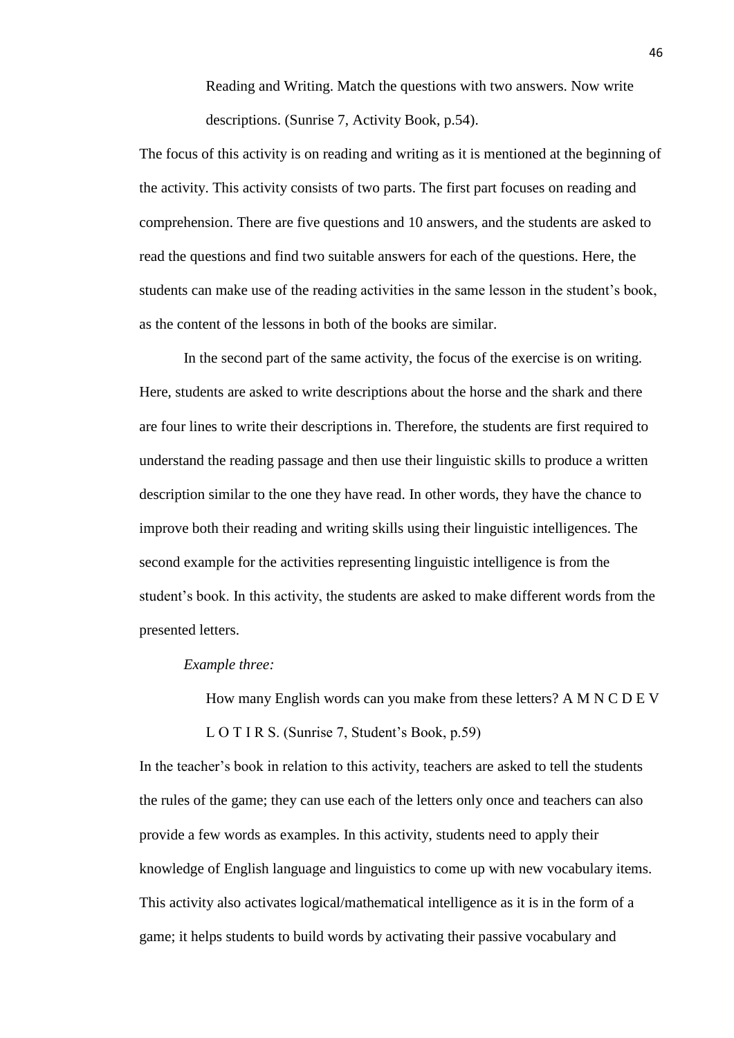> Reading and Writing. Match the questions with two answers. Now write descriptions. (Sunrise 7, Activity Book, p.54).

The focus of this activity is on reading and writing as it is mentioned at the beginning of the activity. This activity consists of two parts. The first part focuses on reading and comprehension. There are five questions and 10 answers, and the students are asked to read the questions and find two suitable answers for each of the questions. Here, the students can make use of the reading activities in the same lesson in the student's book, as the content of the lessons in both of the books are similar.

In the second part of the same activity, the focus of the exercise is on writing. Here, students are asked to write descriptions about the horse and the shark and there are four lines to write their descriptions in. Therefore, the students are first required to understand the reading passage and then use their linguistic skills to produce a written description similar to the one they have read. In other words, they have the chance to improve both their reading and writing skills using their linguistic intelligences. The second example for the activities representing linguistic intelligence is from the student's book. In this activity, the students are asked to make different words from the presented letters.

*Example three:*

> How many English words can you make from these letters? A M N C D E V L O T I R S. (Sunrise 7, Student's Book, p.59)

In the teacher's book in relation to this activity, teachers are asked to tell the students the rules of the game; they can use each of the letters only once and teachers can also provide a few words as examples. In this activity, students need to apply their knowledge of English language and linguistics to come up with new vocabulary items. This activity also activates logical/mathematical intelligence as it is in the form of a game; it helps students to build words by activating their passive vocabulary and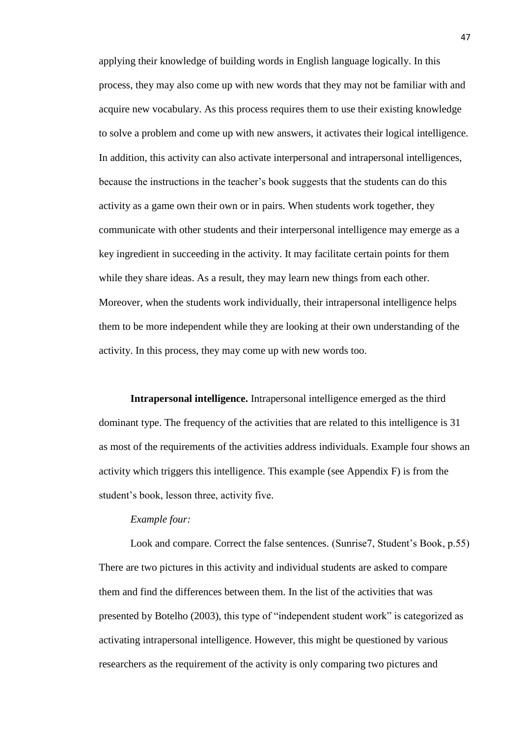applying their knowledge of building words in English language logically. In this process, they may also come up with new words that they may not be familiar with and acquire new vocabulary. As this process requires them to use their existing knowledge to solve a problem and come up with new answers, it activates their logical intelligence. In addition, this activity can also activate interpersonal and intrapersonal intelligences, because the instructions in the teacher's book suggests that the students can do this activity as a game own their own or in pairs. When students work together, they communicate with other students and their interpersonal intelligence may emerge as a key ingredient in succeeding in the activity. It may facilitate certain points for them while they share ideas. As a result, they may learn new things from each other. Moreover, when the students work individually, their intrapersonal intelligence helps them to be more independent while they are looking at their own understanding of the activity. In this process, they may come up with new words too.

**Intrapersonal intelligence.** Intrapersonal intelligence emerged as the third dominant type. The frequency of the activities that are related to this intelligence is 31 as most of the requirements of the activities address individuals. Example four shows an activity which triggers this intelligence. This example (see Appendix F) is from the student's book, lesson three, activity five.

*Example four:*

Look and compare. Correct the false sentences. (Sunrise7, Student's Book, p.55)

There are two pictures in this activity and individual students are asked to compare them and find the differences between them. In the list of the activities that was presented by Botelho (2003), this type of "independent student work" is categorized as activating intrapersonal intelligence. However, this might be questioned by various researchers as the requirement of the activity is only comparing two pictures and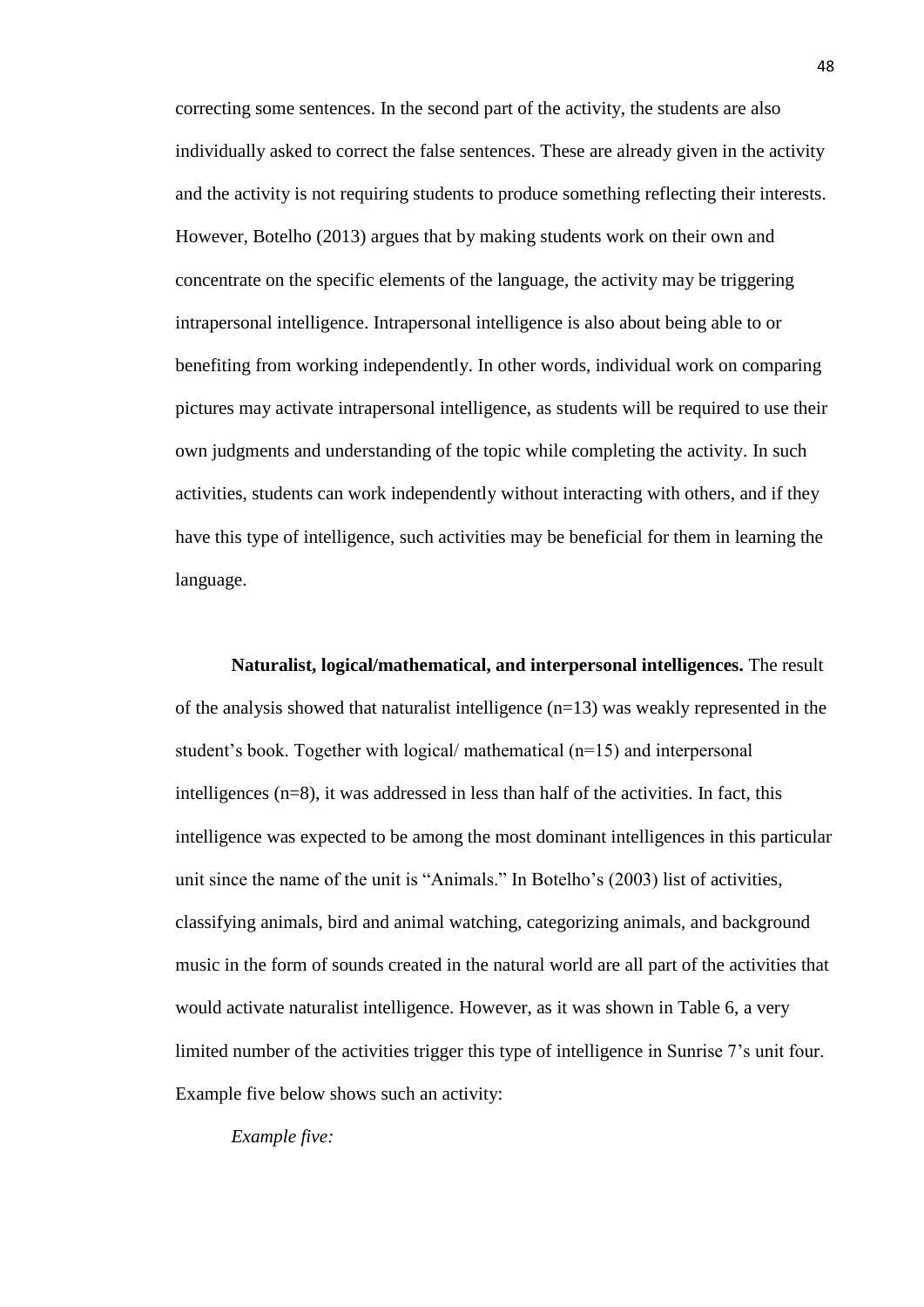correcting some sentences. In the second part of the activity, the students are also individually asked to correct the false sentences. These are already given in the activity and the activity is not requiring students to produce something reflecting their interests. However, Botelho (2013) argues that by making students work on their own and concentrate on the specific elements of the language, the activity may be triggering intrapersonal intelligence. Intrapersonal intelligence is also about being able to or benefiting from working independently. In other words, individual work on comparing pictures may activate intrapersonal intelligence, as students will be required to use their own judgments and understanding of the topic while completing the activity. In such activities, students can work independently without interacting with others, and if they have this type of intelligence, such activities may be beneficial for them in learning the language.

**Naturalist, logical/mathematical, and interpersonal intelligences.** The result of the analysis showed that naturalist intelligence (n=13) was weakly represented in the student's book. Together with logical/ mathematical (n=15) and interpersonal intelligences (n=8), it was addressed in less than half of the activities. In fact, this intelligence was expected to be among the most dominant intelligences in this particular unit since the name of the unit is "Animals." In Botelho's (2003) list of activities, classifying animals, bird and animal watching, categorizing animals, and background music in the form of sounds created in the natural world are all part of the activities that would activate naturalist intelligence. However, as it was shown in Table 6, a very limited number of the activities trigger this type of intelligence in Sunrise 7's unit four. Example five below shows such an activity:

*Example five:*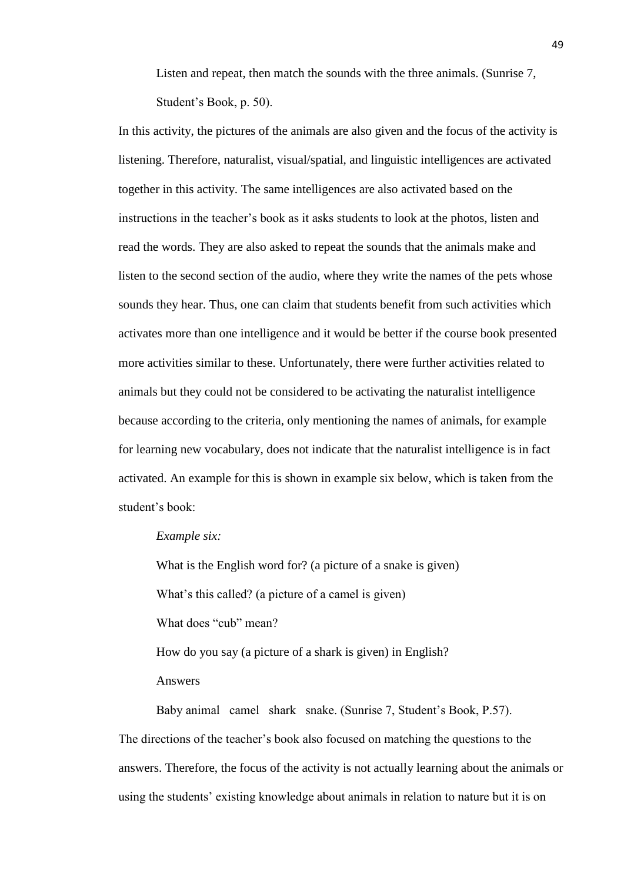Listen and repeat, then match the sounds with the three animals. (Sunrise 7, Student's Book, p. 50).

In this activity, the pictures of the animals are also given and the focus of the activity is listening. Therefore, naturalist, visual/spatial, and linguistic intelligences are activated together in this activity. The same intelligences are also activated based on the instructions in the teacher's book as it asks students to look at the photos, listen and read the words. They are also asked to repeat the sounds that the animals make and listen to the second section of the audio, where they write the names of the pets whose sounds they hear. Thus, one can claim that students benefit from such activities which activates more than one intelligence and it would be better if the course book presented more activities similar to these. Unfortunately, there were further activities related to animals but they could not be considered to be activating the naturalist intelligence because according to the criteria, only mentioning the names of animals, for example for learning new vocabulary, does not indicate that the naturalist intelligence is in fact activated. An example for this is shown in example six below, which is taken from the student's book:

*Example six:*

What is the English word for? (a picture of a snake is given)

What's this called? (a picture of a camel is given)

What does "cub" mean?

How do you say (a picture of a shark is given) in English?

Answers

Baby animal camel shark snake. (Sunrise 7, Student's Book, P.57).

The directions of the teacher's book also focused on matching the questions to the answers. Therefore, the focus of the activity is not actually learning about the animals or using the students' existing knowledge about animals in relation to nature but it is on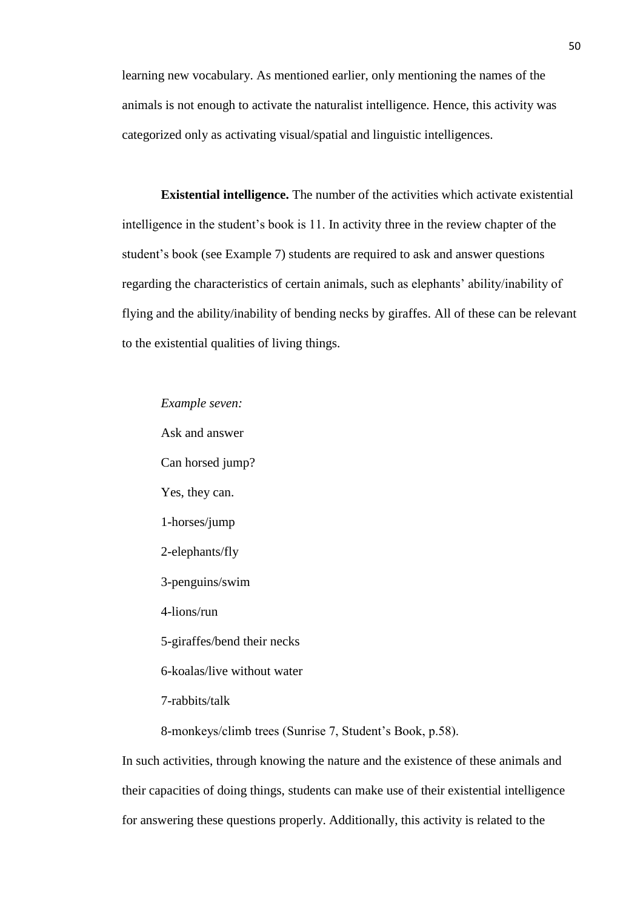learning new vocabulary. As mentioned earlier, only mentioning the names of the animals is not enough to activate the naturalist intelligence. Hence, this activity was categorized only as activating visual/spatial and linguistic intelligences.

**Existential intelligence.** The number of the activities which activate existential intelligence in the student's book is 11. In activity three in the review chapter of the student's book (see Example 7) students are required to ask and answer questions regarding the characteristics of certain animals, such as elephants' ability/inability of flying and the ability/inability of bending necks by giraffes. All of these can be relevant to the existential qualities of living things.

*Example seven:*

Ask and answer

Can horsed jump?

Yes, they can.

1-horses/jump

2-elephants/fly

3-penguins/swim

4-lions/run

5-giraffes/bend their necks

6-koalas/live without water

7-rabbits/talk

8-monkeys/climb trees (Sunrise 7, Student's Book, p.58).

In such activities, through knowing the nature and the existence of these animals and their capacities of doing things, students can make use of their existential intelligence for answering these questions properly. Additionally, this activity is related to the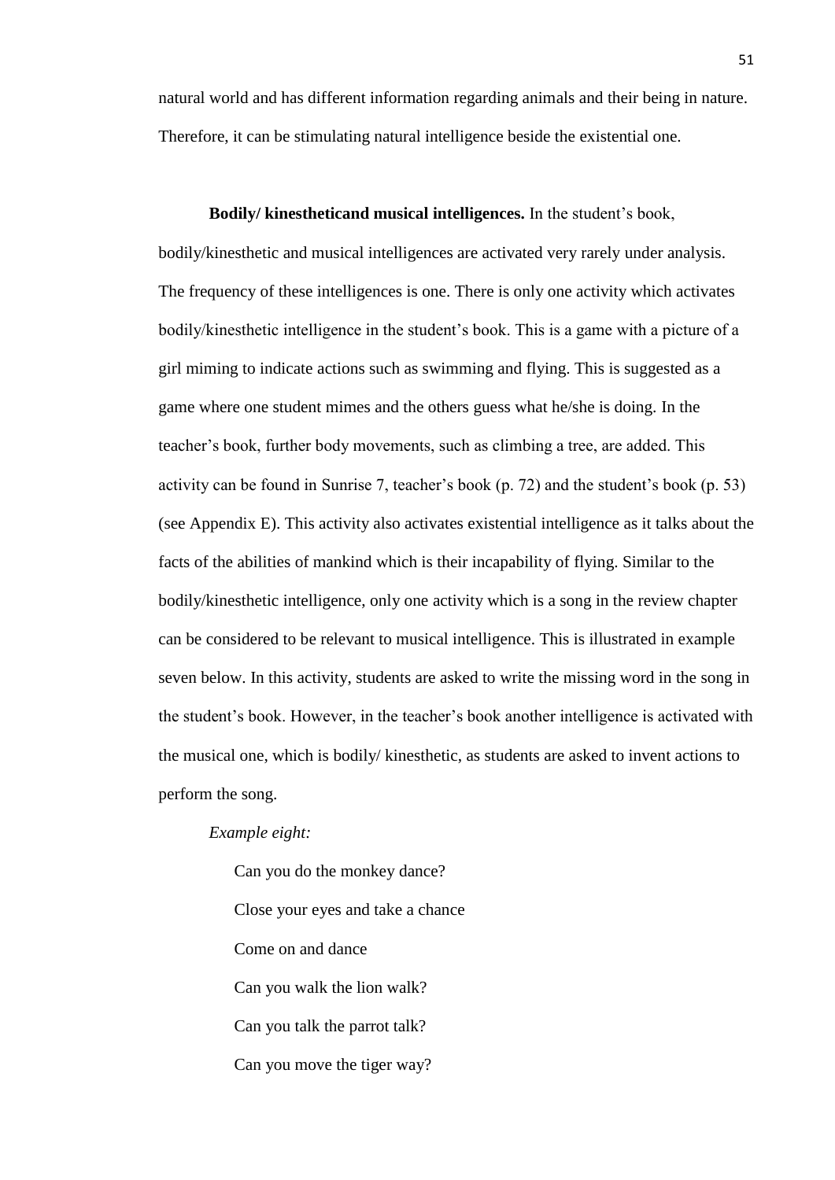natural world and has different information regarding animals and their being in nature. Therefore, it can be stimulating natural intelligence beside the existential one.

**Bodily/ kinestheticand musical intelligences.** In the student's book, bodily/kinesthetic and musical intelligences are activated very rarely under analysis. The frequency of these intelligences is one. There is only one activity which activates bodily/kinesthetic intelligence in the student's book. This is a game with a picture of a girl miming to indicate actions such as swimming and flying. This is suggested as a game where one student mimes and the others guess what he/she is doing. In the teacher's book, further body movements, such as climbing a tree, are added. This activity can be found in Sunrise 7, teacher's book (p. 72) and the student's book (p. 53) (see Appendix E). This activity also activates existential intelligence as it talks about the facts of the abilities of mankind which is their incapability of flying. Similar to the bodily/kinesthetic intelligence, only one activity which is a song in the review chapter can be considered to be relevant to musical intelligence. This is illustrated in example seven below. In this activity, students are asked to write the missing word in the song in the student's book. However, in the teacher's book another intelligence is activated with the musical one, which is bodily/ kinesthetic, as students are asked to invent actions to perform the song.

*Example eight:*

Can you do the monkey dance?

Close your eyes and take a chance

Come on and dance

Can you walk the lion walk?

Can you talk the parrot talk?

Can you move the tiger way?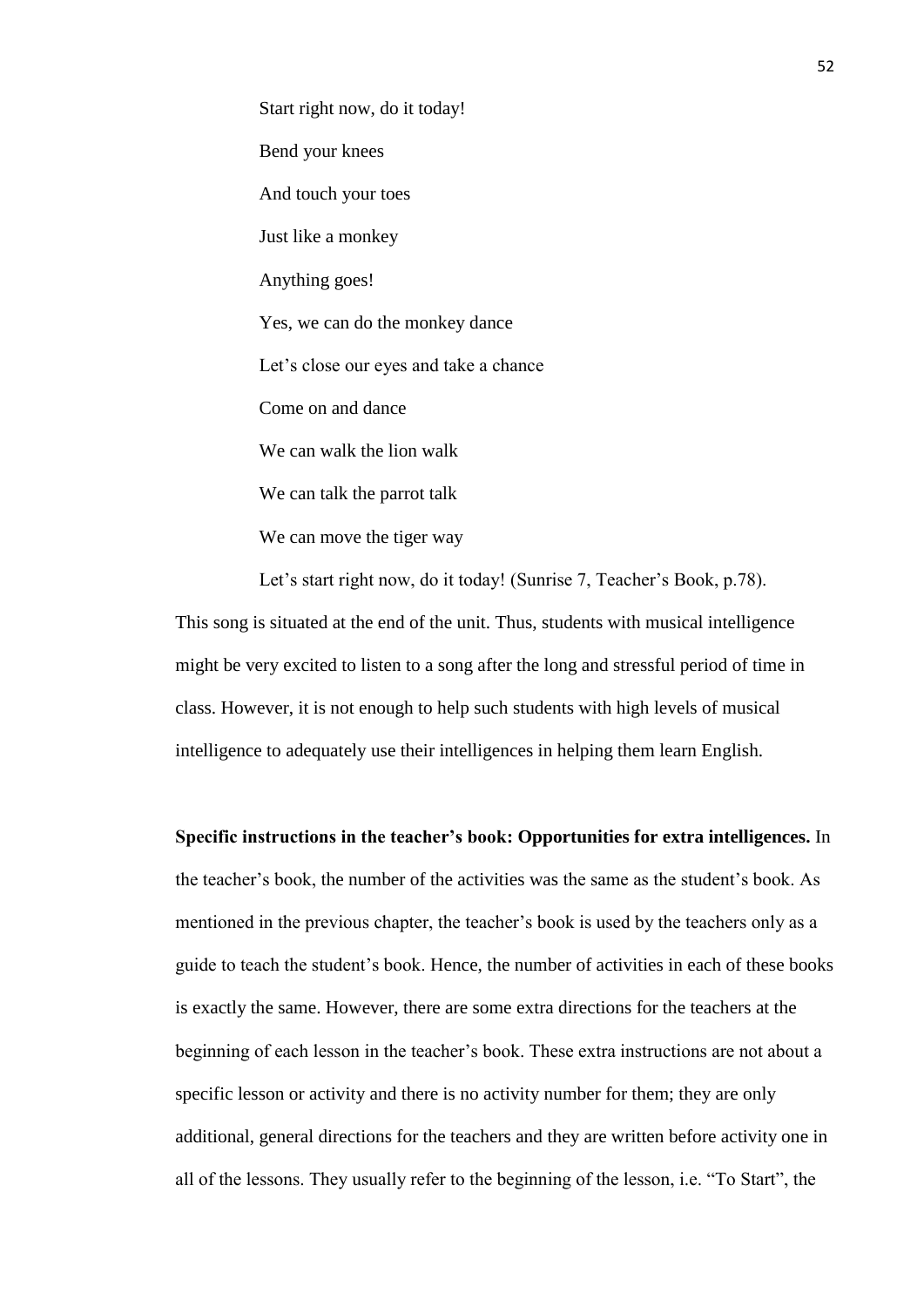Start right now, do it today!

Bend your knees

And touch your toes

Just like a monkey

Anything goes!

Yes, we can do the monkey dance

Let's close our eyes and take a chance

Come on and dance

We can walk the lion walk

We can talk the parrot talk

We can move the tiger way

Let's start right now, do it today! (Sunrise 7, Teacher's Book, p.78).

This song is situated at the end of the unit. Thus, students with musical intelligence might be very excited to listen to a song after the long and stressful period of time in class. However, it is not enough to help such students with high levels of musical intelligence to adequately use their intelligences in helping them learn English.

**Specific instructions in the teacher's book: Opportunities for extra intelligences.** In the teacher's book, the number of the activities was the same as the student's book. As mentioned in the previous chapter, the teacher's book is used by the teachers only as a guide to teach the student's book. Hence, the number of activities in each of these books is exactly the same. However, there are some extra directions for the teachers at the beginning of each lesson in the teacher's book. These extra instructions are not about a specific lesson or activity and there is no activity number for them; they are only additional, general directions for the teachers and they are written before activity one in all of the lessons. They usually refer to the beginning of the lesson, i.e. "To Start", the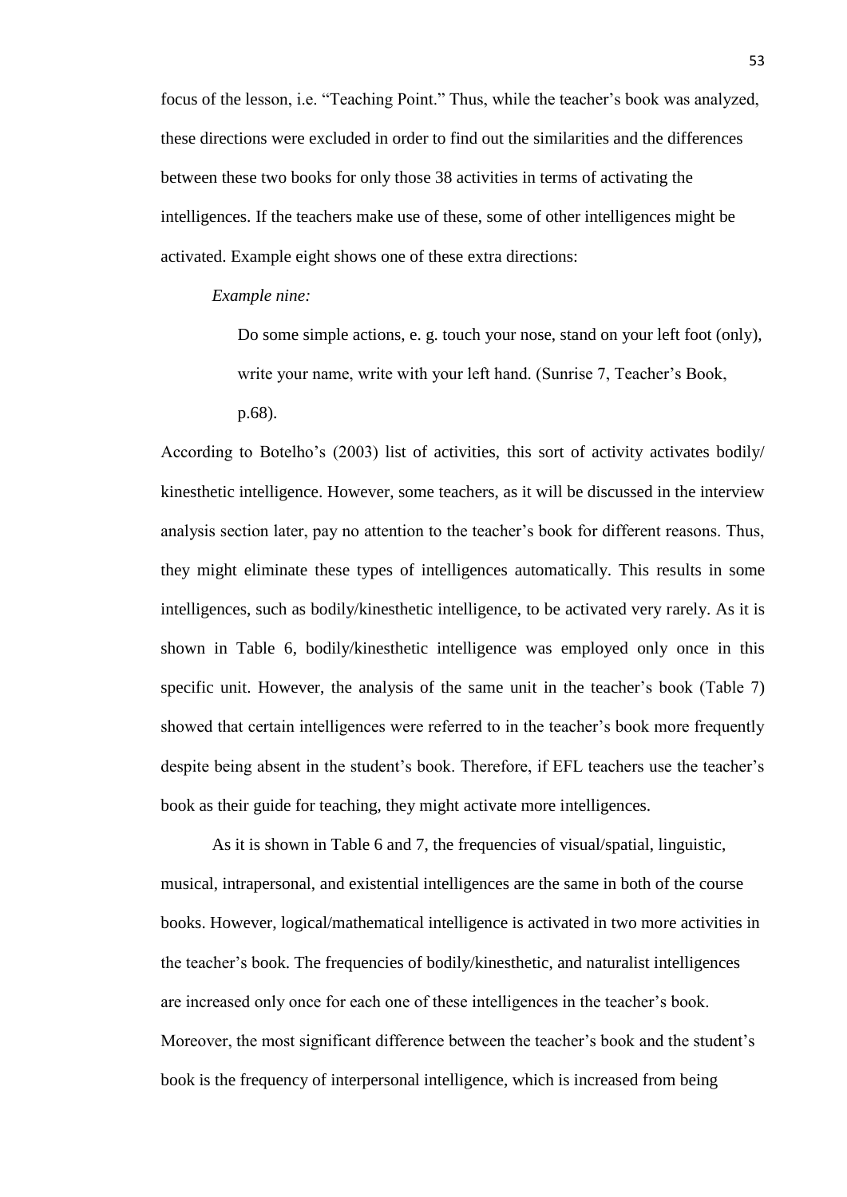focus of the lesson, i.e. "Teaching Point." Thus, while the teacher's book was analyzed, these directions were excluded in order to find out the similarities and the differences between these two books for only those 38 activities in terms of activating the intelligences. If the teachers make use of these, some of other intelligences might be activated. Example eight shows one of these extra directions:

*Example nine:*

> Do some simple actions, e. g. touch your nose, stand on your left foot (only), write your name, write with your left hand. (Sunrise 7, Teacher's Book, p.68).

According to Botelho's (2003) list of activities, this sort of activity activates bodily/ kinesthetic intelligence. However, some teachers, as it will be discussed in the interview analysis section later, pay no attention to the teacher's book for different reasons. Thus, they might eliminate these types of intelligences automatically. This results in some intelligences, such as bodily/kinesthetic intelligence, to be activated very rarely. As it is shown in Table 6, bodily/kinesthetic intelligence was employed only once in this specific unit. However, the analysis of the same unit in the teacher's book (Table 7) showed that certain intelligences were referred to in the teacher's book more frequently despite being absent in the student's book. Therefore, if EFL teachers use the teacher's book as their guide for teaching, they might activate more intelligences.

As it is shown in Table 6 and 7, the frequencies of visual/spatial, linguistic, musical, intrapersonal, and existential intelligences are the same in both of the course books. However, logical/mathematical intelligence is activated in two more activities in the teacher's book. The frequencies of bodily/kinesthetic, and naturalist intelligences are increased only once for each one of these intelligences in the teacher's book. Moreover, the most significant difference between the teacher's book and the student's book is the frequency of interpersonal intelligence, which is increased from being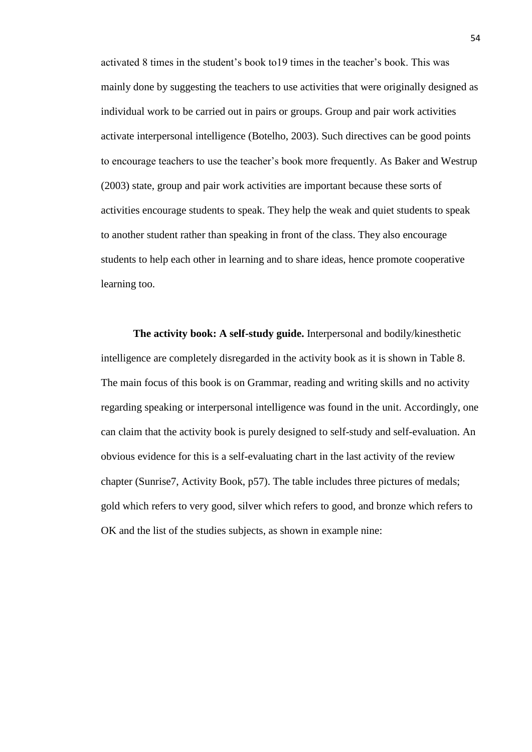activated 8 times in the student's book to19 times in the teacher's book. This was mainly done by suggesting the teachers to use activities that were originally designed as individual work to be carried out in pairs or groups. Group and pair work activities activate interpersonal intelligence (Botelho, 2003). Such directives can be good points to encourage teachers to use the teacher's book more frequently. As Baker and Westrup (2003) state, group and pair work activities are important because these sorts of activities encourage students to speak. They help the weak and quiet students to speak to another student rather than speaking in front of the class. They also encourage students to help each other in learning and to share ideas, hence promote cooperative learning too.

**The activity book: A self-study guide.** Interpersonal and bodily/kinesthetic intelligence are completely disregarded in the activity book as it is shown in Table 8. The main focus of this book is on Grammar, reading and writing skills and no activity regarding speaking or interpersonal intelligence was found in the unit. Accordingly, one can claim that the activity book is purely designed to self-study and self-evaluation. An obvious evidence for this is a self-evaluating chart in the last activity of the review chapter (Sunrise7, Activity Book, p57). The table includes three pictures of medals; gold which refers to very good, silver which refers to good, and bronze which refers to OK and the list of the studies subjects, as shown in example nine: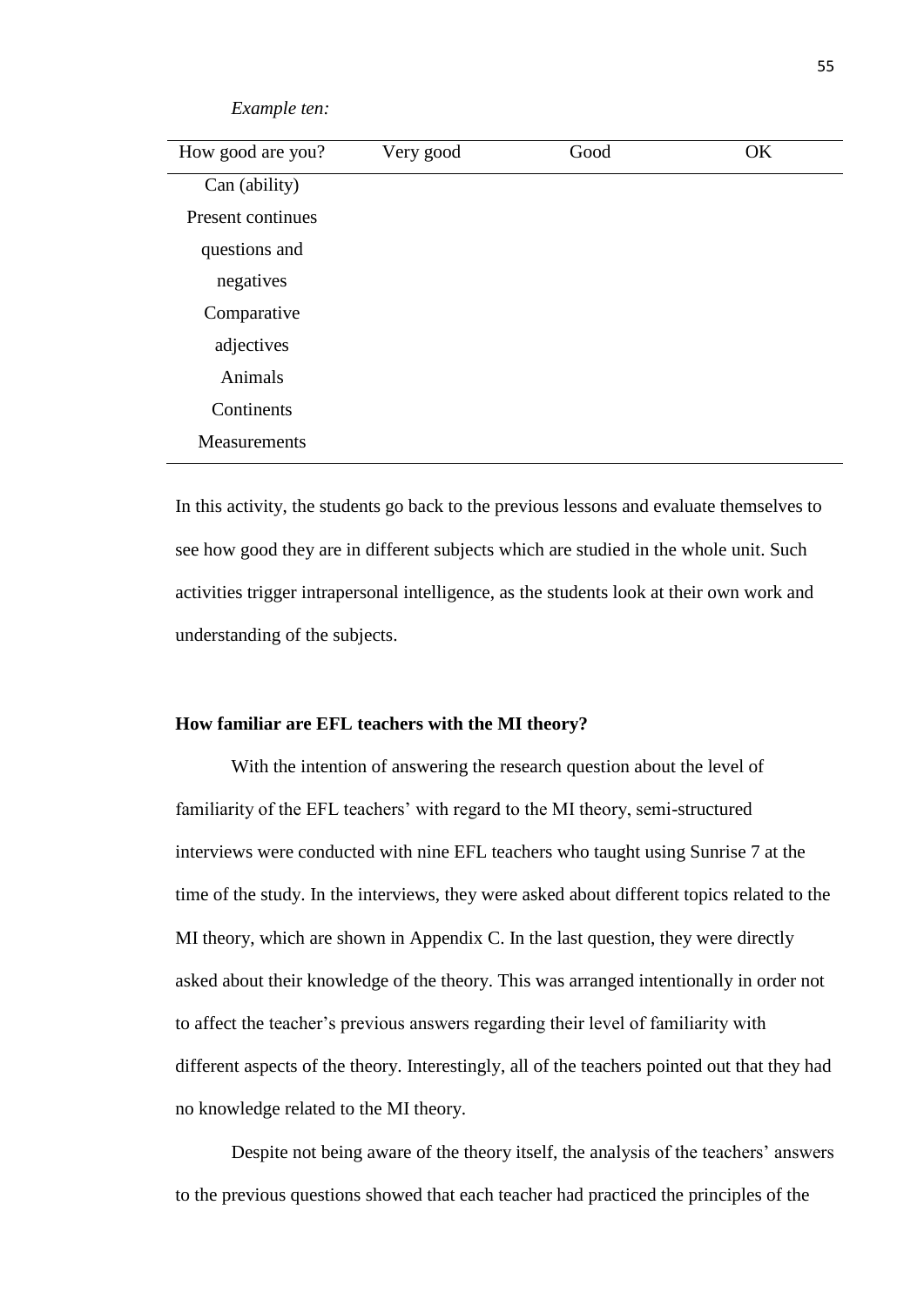*Example ten:*

| How good are you? | Very good | Good | OK |
| --- | --- | --- | --- |
| Can (ability) | | | |
| Present continues questions and negatives | | | |
| Comparative adjectives | | | |
| Animals | | | |
| Continents | | | |
| Measurements | | | |

In this activity, the students go back to the previous lessons and evaluate themselves to see how good they are in different subjects which are studied in the whole unit. Such activities trigger intrapersonal intelligence, as the students look at their own work and understanding of the subjects.

**How familiar are EFL teachers with the MI theory?**

With the intention of answering the research question about the level of familiarity of the EFL teachers' with regard to the MI theory, semi-structured interviews were conducted with nine EFL teachers who taught using Sunrise 7 at the time of the study. In the interviews, they were asked about different topics related to the MI theory, which are shown in Appendix C. In the last question, they were directly asked about their knowledge of the theory. This was arranged intentionally in order not to affect the teacher's previous answers regarding their level of familiarity with different aspects of the theory. Interestingly, all of the teachers pointed out that they had no knowledge related to the MI theory.

Despite not being aware of the theory itself, the analysis of the teachers' answers to the previous questions showed that each teacher had practiced the principles of the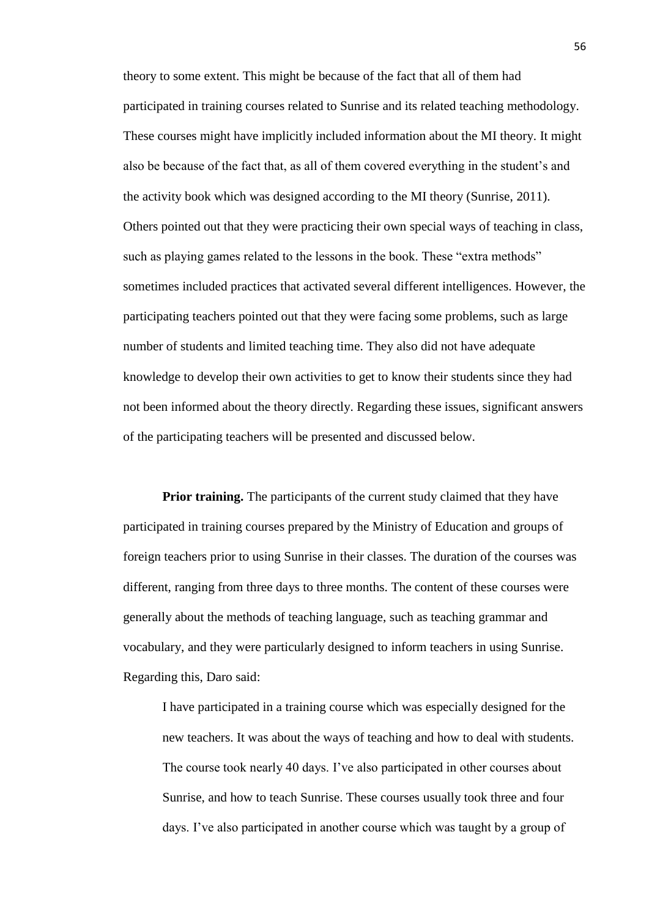theory to some extent. This might be because of the fact that all of them had participated in training courses related to Sunrise and its related teaching methodology. These courses might have implicitly included information about the MI theory. It might also be because of the fact that, as all of them covered everything in the student's and the activity book which was designed according to the MI theory (Sunrise, 2011). Others pointed out that they were practicing their own special ways of teaching in class, such as playing games related to the lessons in the book. These "extra methods" sometimes included practices that activated several different intelligences. However, the participating teachers pointed out that they were facing some problems, such as large number of students and limited teaching time. They also did not have adequate knowledge to develop their own activities to get to know their students since they had not been informed about the theory directly. Regarding these issues, significant answers of the participating teachers will be presented and discussed below.

**Prior training.** The participants of the current study claimed that they have participated in training courses prepared by the Ministry of Education and groups of foreign teachers prior to using Sunrise in their classes. The duration of the courses was different, ranging from three days to three months. The content of these courses were generally about the methods of teaching language, such as teaching grammar and vocabulary, and they were particularly designed to inform teachers in using Sunrise. Regarding this, Daro said:

> I have participated in a training course which was especially designed for the new teachers. It was about the ways of teaching and how to deal with students. The course took nearly 40 days. I've also participated in other courses about Sunrise, and how to teach Sunrise. These courses usually took three and four days. I've also participated in another course which was taught by a group of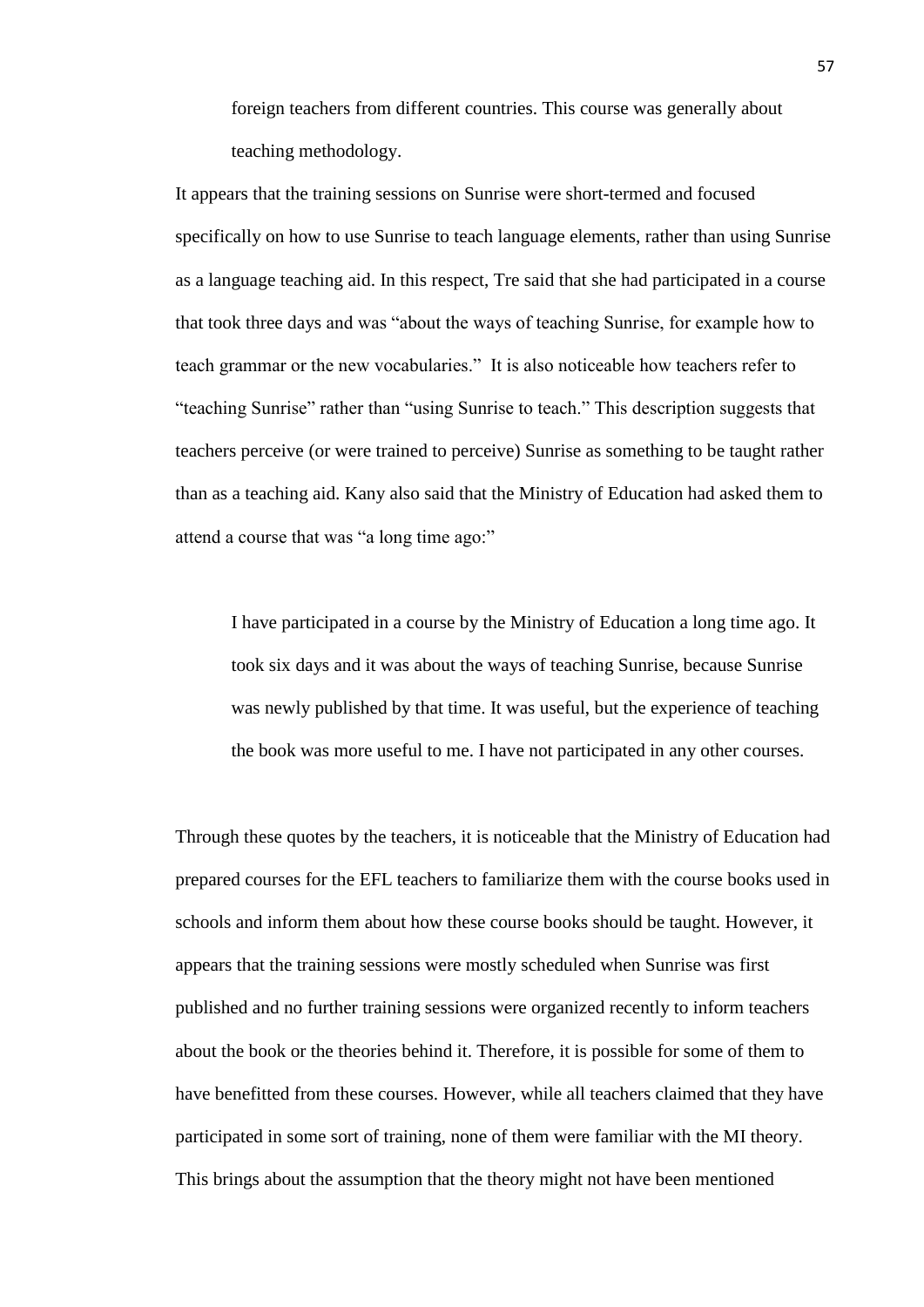> foreign teachers from different countries. This course was generally about teaching methodology.

It appears that the training sessions on Sunrise were short-termed and focused specifically on how to use Sunrise to teach language elements, rather than using Sunrise as a language teaching aid. In this respect, Tre said that she had participated in a course that took three days and was "about the ways of teaching Sunrise, for example how to teach grammar or the new vocabularies." It is also noticeable how teachers refer to "teaching Sunrise" rather than "using Sunrise to teach." This description suggests that teachers perceive (or were trained to perceive) Sunrise as something to be taught rather than as a teaching aid. Kany also said that the Ministry of Education had asked them to attend a course that was "a long time ago:"

> I have participated in a course by the Ministry of Education a long time ago. It took six days and it was about the ways of teaching Sunrise, because Sunrise was newly published by that time. It was useful, but the experience of teaching the book was more useful to me. I have not participated in any other courses.

Through these quotes by the teachers, it is noticeable that the Ministry of Education had prepared courses for the EFL teachers to familiarize them with the course books used in schools and inform them about how these course books should be taught. However, it appears that the training sessions were mostly scheduled when Sunrise was first published and no further training sessions were organized recently to inform teachers about the book or the theories behind it. Therefore, it is possible for some of them to have benefitted from these courses. However, while all teachers claimed that they have participated in some sort of training, none of them were familiar with the MI theory. This brings about the assumption that the theory might not have been mentioned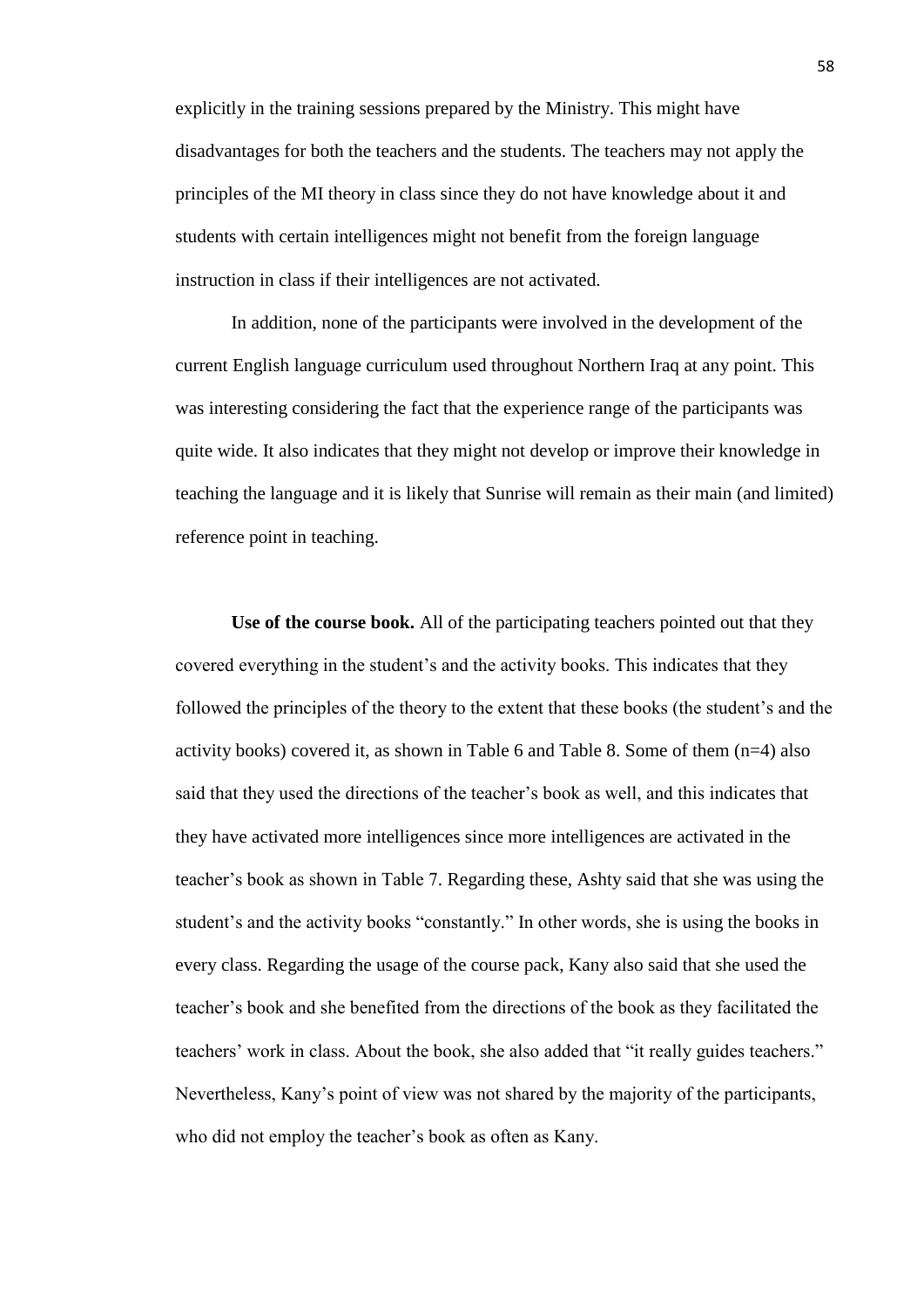explicitly in the training sessions prepared by the Ministry. This might have disadvantages for both the teachers and the students. The teachers may not apply the principles of the MI theory in class since they do not have knowledge about it and students with certain intelligences might not benefit from the foreign language instruction in class if their intelligences are not activated.

In addition, none of the participants were involved in the development of the current English language curriculum used throughout Northern Iraq at any point. This was interesting considering the fact that the experience range of the participants was quite wide. It also indicates that they might not develop or improve their knowledge in teaching the language and it is likely that Sunrise will remain as their main (and limited) reference point in teaching.

**Use of the course book.** All of the participating teachers pointed out that they covered everything in the student's and the activity books. This indicates that they followed the principles of the theory to the extent that these books (the student's and the activity books) covered it, as shown in Table 6 and Table 8. Some of them (n=4) also said that they used the directions of the teacher's book as well, and this indicates that they have activated more intelligences since more intelligences are activated in the teacher's book as shown in Table 7. Regarding these, Ashty said that she was using the student's and the activity books "constantly." In other words, she is using the books in every class. Regarding the usage of the course pack, Kany also said that she used the teacher's book and she benefited from the directions of the book as they facilitated the teachers' work in class. About the book, she also added that "it really guides teachers." Nevertheless, Kany's point of view was not shared by the majority of the participants, who did not employ the teacher's book as often as Kany.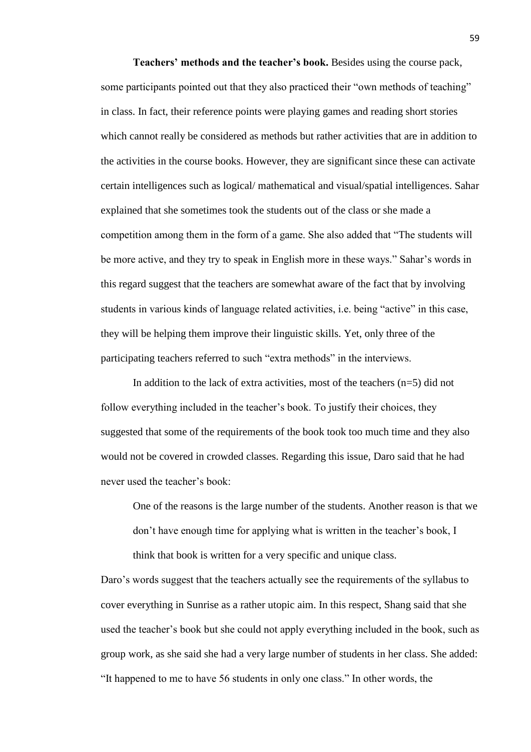**Teachers' methods and the teacher's book.** Besides using the course pack, some participants pointed out that they also practiced their "own methods of teaching" in class. In fact, their reference points were playing games and reading short stories which cannot really be considered as methods but rather activities that are in addition to the activities in the course books. However, they are significant since these can activate certain intelligences such as logical/ mathematical and visual/spatial intelligences. Sahar explained that she sometimes took the students out of the class or she made a competition among them in the form of a game. She also added that "The students will be more active, and they try to speak in English more in these ways." Sahar's words in this regard suggest that the teachers are somewhat aware of the fact that by involving students in various kinds of language related activities, i.e. being "active" in this case, they will be helping them improve their linguistic skills. Yet, only three of the participating teachers referred to such "extra methods" in the interviews.

In addition to the lack of extra activities, most of the teachers (n=5) did not follow everything included in the teacher's book. To justify their choices, they suggested that some of the requirements of the book took too much time and they also would not be covered in crowded classes. Regarding this issue, Daro said that he had never used the teacher's book:

> One of the reasons is the large number of the students. Another reason is that we don't have enough time for applying what is written in the teacher's book, I think that book is written for a very specific and unique class.

Daro's words suggest that the teachers actually see the requirements of the syllabus to cover everything in Sunrise as a rather utopic aim. In this respect, Shang said that she used the teacher's book but she could not apply everything included in the book, such as group work, as she said she had a very large number of students in her class. She added: "It happened to me to have 56 students in only one class." In other words, the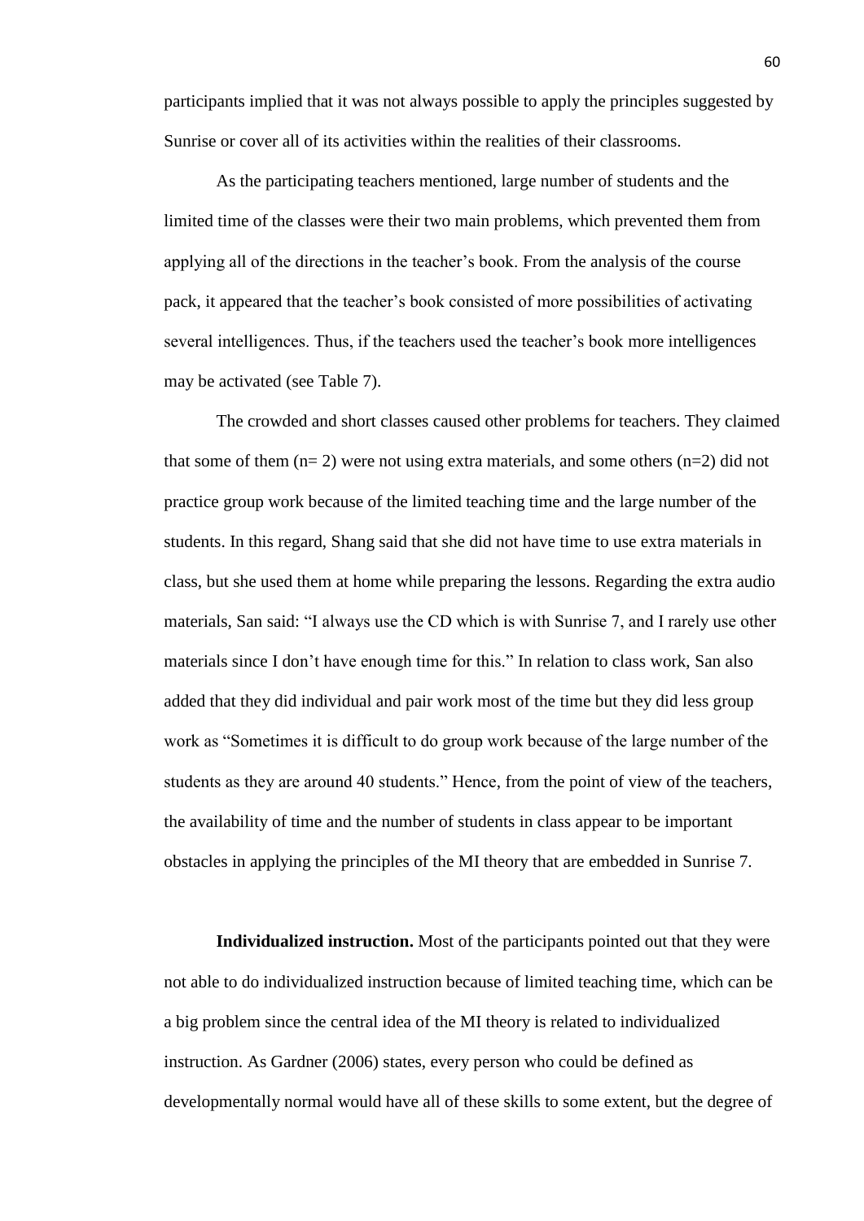participants implied that it was not always possible to apply the principles suggested by Sunrise or cover all of its activities within the realities of their classrooms.

As the participating teachers mentioned, large number of students and the limited time of the classes were their two main problems, which prevented them from applying all of the directions in the teacher's book. From the analysis of the course pack, it appeared that the teacher's book consisted of more possibilities of activating several intelligences. Thus, if the teachers used the teacher's book more intelligences may be activated (see Table 7).

The crowded and short classes caused other problems for teachers. They claimed that some of them (n= 2) were not using extra materials, and some others (n=2) did not practice group work because of the limited teaching time and the large number of the students. In this regard, Shang said that she did not have time to use extra materials in class, but she used them at home while preparing the lessons. Regarding the extra audio materials, San said: "I always use the CD which is with Sunrise 7, and I rarely use other materials since I don't have enough time for this." In relation to class work, San also added that they did individual and pair work most of the time but they did less group work as "Sometimes it is difficult to do group work because of the large number of the students as they are around 40 students." Hence, from the point of view of the teachers, the availability of time and the number of students in class appear to be important obstacles in applying the principles of the MI theory that are embedded in Sunrise 7.

**Individualized instruction.** Most of the participants pointed out that they were not able to do individualized instruction because of limited teaching time, which can be a big problem since the central idea of the MI theory is related to individualized instruction. As Gardner (2006) states, every person who could be defined as developmentally normal would have all of these skills to some extent, but the degree of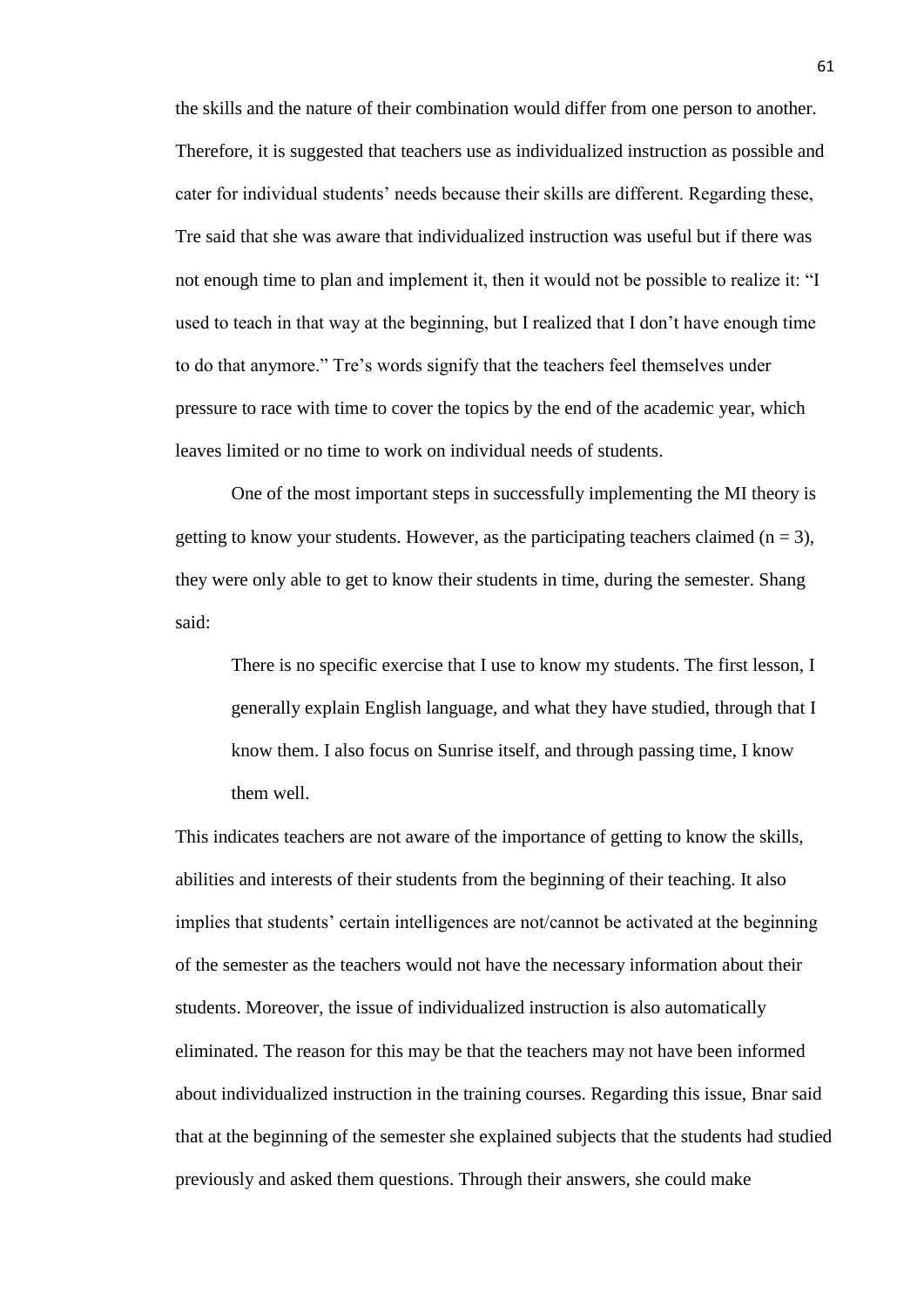the skills and the nature of their combination would differ from one person to another. Therefore, it is suggested that teachers use as individualized instruction as possible and cater for individual students' needs because their skills are different. Regarding these, Tre said that she was aware that individualized instruction was useful but if there was not enough time to plan and implement it, then it would not be possible to realize it: "I used to teach in that way at the beginning, but I realized that I don't have enough time to do that anymore." Tre's words signify that the teachers feel themselves under pressure to race with time to cover the topics by the end of the academic year, which leaves limited or no time to work on individual needs of students.

One of the most important steps in successfully implementing the MI theory is getting to know your students. However, as the participating teachers claimed ($n = 3$), they were only able to get to know their students in time, during the semester. Shang said:

> There is no specific exercise that I use to know my students. The first lesson, I generally explain English language, and what they have studied, through that I know them. I also focus on Sunrise itself, and through passing time, I know them well.

This indicates teachers are not aware of the importance of getting to know the skills, abilities and interests of their students from the beginning of their teaching. It also implies that students' certain intelligences are not/cannot be activated at the beginning of the semester as the teachers would not have the necessary information about their students. Moreover, the issue of individualized instruction is also automatically eliminated. The reason for this may be that the teachers may not have been informed about individualized instruction in the training courses. Regarding this issue, Bnar said that at the beginning of the semester she explained subjects that the students had studied previously and asked them questions. Through their answers, she could make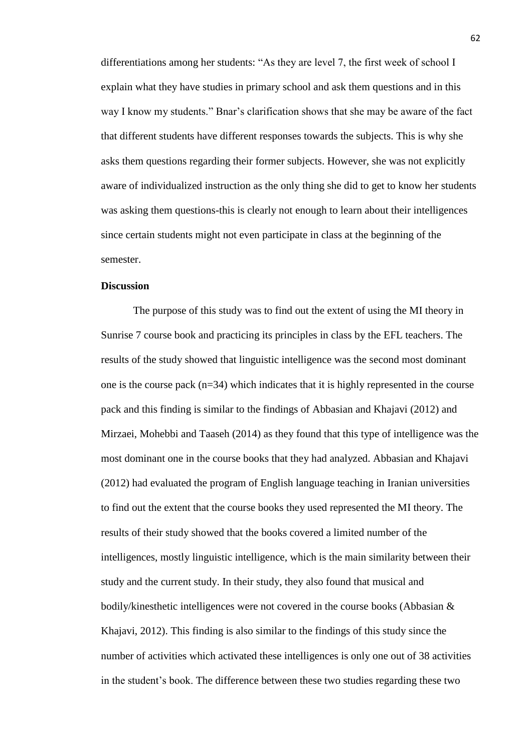differentiations among her students: “As they are level 7, the first week of school I explain what they have studies in primary school and ask them questions and in this way I know my students.” Bnar’s clarification shows that she may be aware of the fact that different students have different responses towards the subjects. This is why she asks them questions regarding their former subjects. However, she was not explicitly aware of individualized instruction as the only thing she did to get to know her students was asking them questions-this is clearly not enough to learn about their intelligences since certain students might not even participate in class at the beginning of the semester.

**Discussion**

The purpose of this study was to find out the extent of using the MI theory in Sunrise 7 course book and practicing its principles in class by the EFL teachers. The results of the study showed that linguistic intelligence was the second most dominant one is the course pack (n=34) which indicates that it is highly represented in the course pack and this finding is similar to the findings of Abbasian and Khajavi (2012) and Mirzaei, Mohebbi and Taaseh (2014) as they found that this type of intelligence was the most dominant one in the course books that they had analyzed. Abbasian and Khajavi (2012) had evaluated the program of English language teaching in Iranian universities to find out the extent that the course books they used represented the MI theory. The results of their study showed that the books covered a limited number of the intelligences, mostly linguistic intelligence, which is the main similarity between their study and the current study. In their study, they also found that musical and bodily/kinesthetic intelligences were not covered in the course books (Abbasian & Khajavi, 2012). This finding is also similar to the findings of this study since the number of activities which activated these intelligences is only one out of 38 activities in the student’s book. The difference between these two studies regarding these two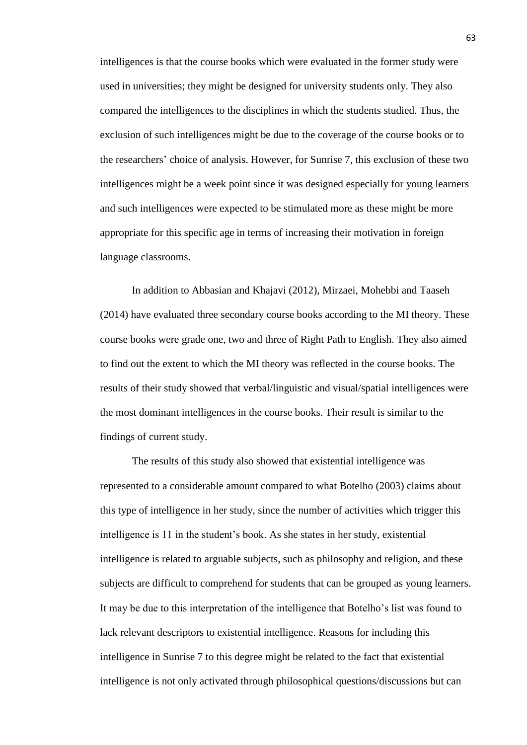intelligences is that the course books which were evaluated in the former study were used in universities; they might be designed for university students only. They also compared the intelligences to the disciplines in which the students studied. Thus, the exclusion of such intelligences might be due to the coverage of the course books or to the researchers' choice of analysis. However, for Sunrise 7, this exclusion of these two intelligences might be a week point since it was designed especially for young learners and such intelligences were expected to be stimulated more as these might be more appropriate for this specific age in terms of increasing their motivation in foreign language classrooms.

In addition to Abbasian and Khajavi (2012), Mirzaei, Mohebbi and Taaseh (2014) have evaluated three secondary course books according to the MI theory. These course books were grade one, two and three of Right Path to English. They also aimed to find out the extent to which the MI theory was reflected in the course books. The results of their study showed that verbal/linguistic and visual/spatial intelligences were the most dominant intelligences in the course books. Their result is similar to the findings of current study.

The results of this study also showed that existential intelligence was represented to a considerable amount compared to what Botelho (2003) claims about this type of intelligence in her study, since the number of activities which trigger this intelligence is 11 in the student's book. As she states in her study, existential intelligence is related to arguable subjects, such as philosophy and religion, and these subjects are difficult to comprehend for students that can be grouped as young learners. It may be due to this interpretation of the intelligence that Botelho's list was found to lack relevant descriptors to existential intelligence. Reasons for including this intelligence in Sunrise 7 to this degree might be related to the fact that existential intelligence is not only activated through philosophical questions/discussions but can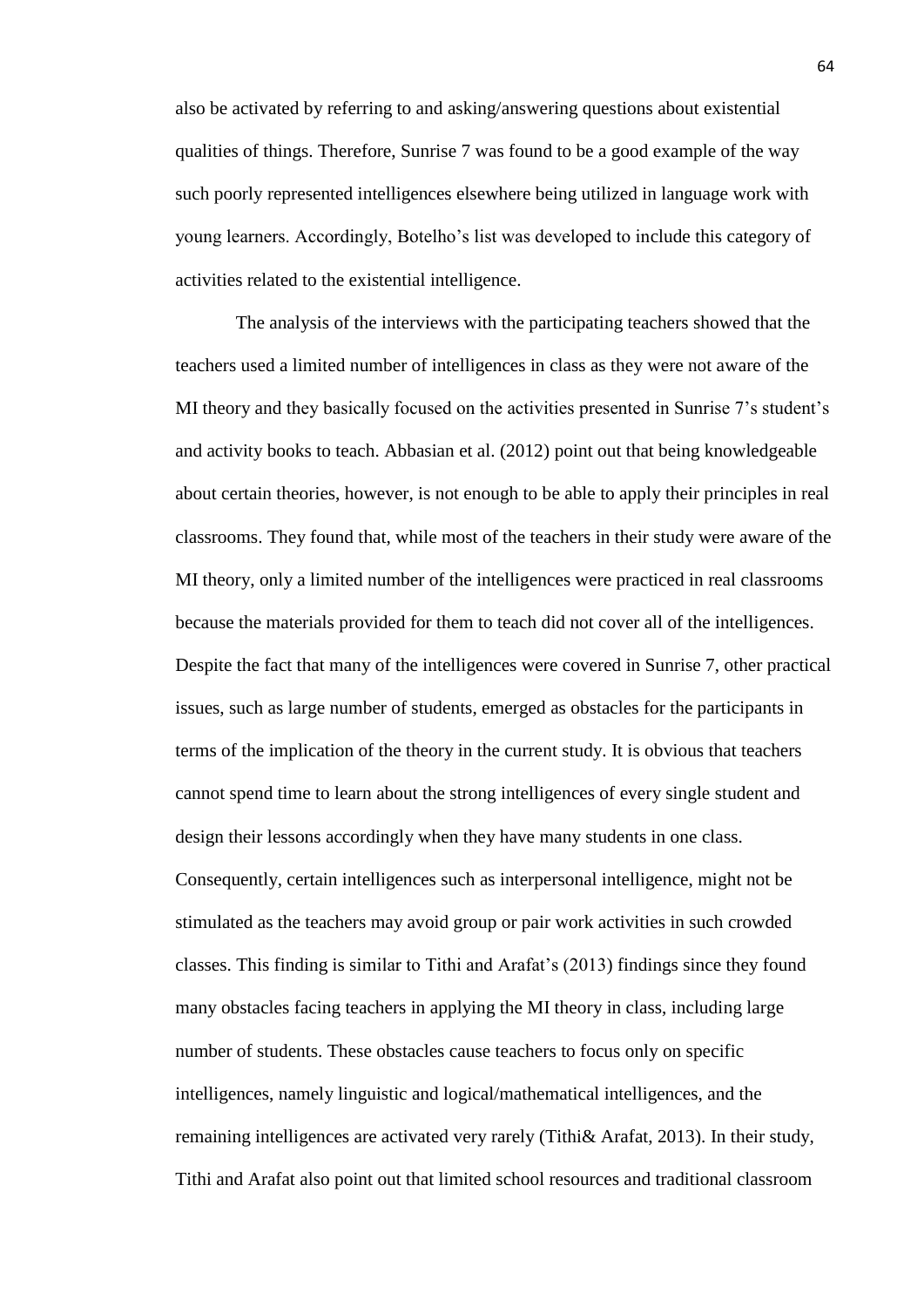also be activated by referring to and asking/answering questions about existential qualities of things. Therefore, Sunrise 7 was found to be a good example of the way such poorly represented intelligences elsewhere being utilized in language work with young learners. Accordingly, Botelho's list was developed to include this category of activities related to the existential intelligence.

The analysis of the interviews with the participating teachers showed that the teachers used a limited number of intelligences in class as they were not aware of the MI theory and they basically focused on the activities presented in Sunrise 7's student's and activity books to teach. Abbasian et al. (2012) point out that being knowledgeable about certain theories, however, is not enough to be able to apply their principles in real classrooms. They found that, while most of the teachers in their study were aware of the MI theory, only a limited number of the intelligences were practiced in real classrooms because the materials provided for them to teach did not cover all of the intelligences. Despite the fact that many of the intelligences were covered in Sunrise 7, other practical issues, such as large number of students, emerged as obstacles for the participants in terms of the implication of the theory in the current study. It is obvious that teachers cannot spend time to learn about the strong intelligences of every single student and design their lessons accordingly when they have many students in one class. Consequently, certain intelligences such as interpersonal intelligence, might not be stimulated as the teachers may avoid group or pair work activities in such crowded classes. This finding is similar to Tithi and Arafat's (2013) findings since they found many obstacles facing teachers in applying the MI theory in class, including large number of students. These obstacles cause teachers to focus only on specific intelligences, namely linguistic and logical/mathematical intelligences, and the remaining intelligences are activated very rarely (Tithi& Arafat, 2013). In their study, Tithi and Arafat also point out that limited school resources and traditional classroom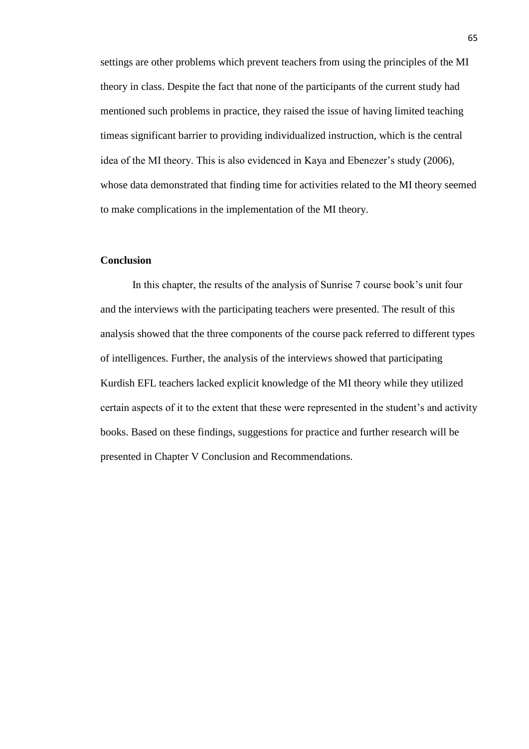settings are other problems which prevent teachers from using the principles of the MI theory in class. Despite the fact that none of the participants of the current study had mentioned such problems in practice, they raised the issue of having limited teaching timeas significant barrier to providing individualized instruction, which is the central idea of the MI theory. This is also evidenced in Kaya and Ebenezer's study (2006), whose data demonstrated that finding time for activities related to the MI theory seemed to make complications in the implementation of the MI theory.

## Conclusion

In this chapter, the results of the analysis of Sunrise 7 course book's unit four and the interviews with the participating teachers were presented. The result of this analysis showed that the three components of the course pack referred to different types of intelligences. Further, the analysis of the interviews showed that participating Kurdish EFL teachers lacked explicit knowledge of the MI theory while they utilized certain aspects of it to the extent that these were represented in the student's and activity books. Based on these findings, suggestions for practice and further research will be presented in Chapter V Conclusion and Recommendations.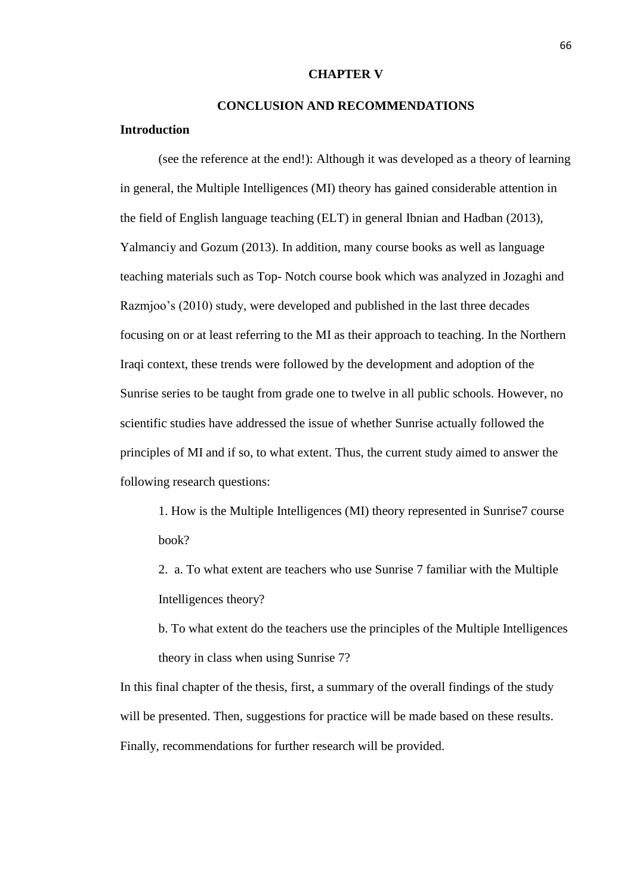# CHAPTER V

## CONCLUSION AND RECOMMENDATIONS

### Introduction

(see the reference at the end!): Although it was developed as a theory of learning in general, the Multiple Intelligences (MI) theory has gained considerable attention in the field of English language teaching (ELT) in general Ibnian and Hadban (2013), Yalmanciy and Gozum (2013). In addition, many course books as well as language teaching materials such as Top- Notch course book which was analyzed in Jozaghi and Razmjoo's (2010) study, were developed and published in the last three decades focusing on or at least referring to the MI as their approach to teaching. In the Northern Iraqi context, these trends were followed by the development and adoption of the Sunrise series to be taught from grade one to twelve in all public schools. However, no scientific studies have addressed the issue of whether Sunrise actually followed the principles of MI and if so, to what extent. Thus, the current study aimed to answer the following research questions:

1. How is the Multiple Intelligences (MI) theory represented in Sunrise7 course book?

2. a. To what extent are teachers who use Sunrise 7 familiar with the Multiple Intelligences theory?

   b. To what extent do the teachers use the principles of the Multiple Intelligences theory in class when using Sunrise 7?

In this final chapter of the thesis, first, a summary of the overall findings of the study will be presented. Then, suggestions for practice will be made based on these results. Finally, recommendations for further research will be provided.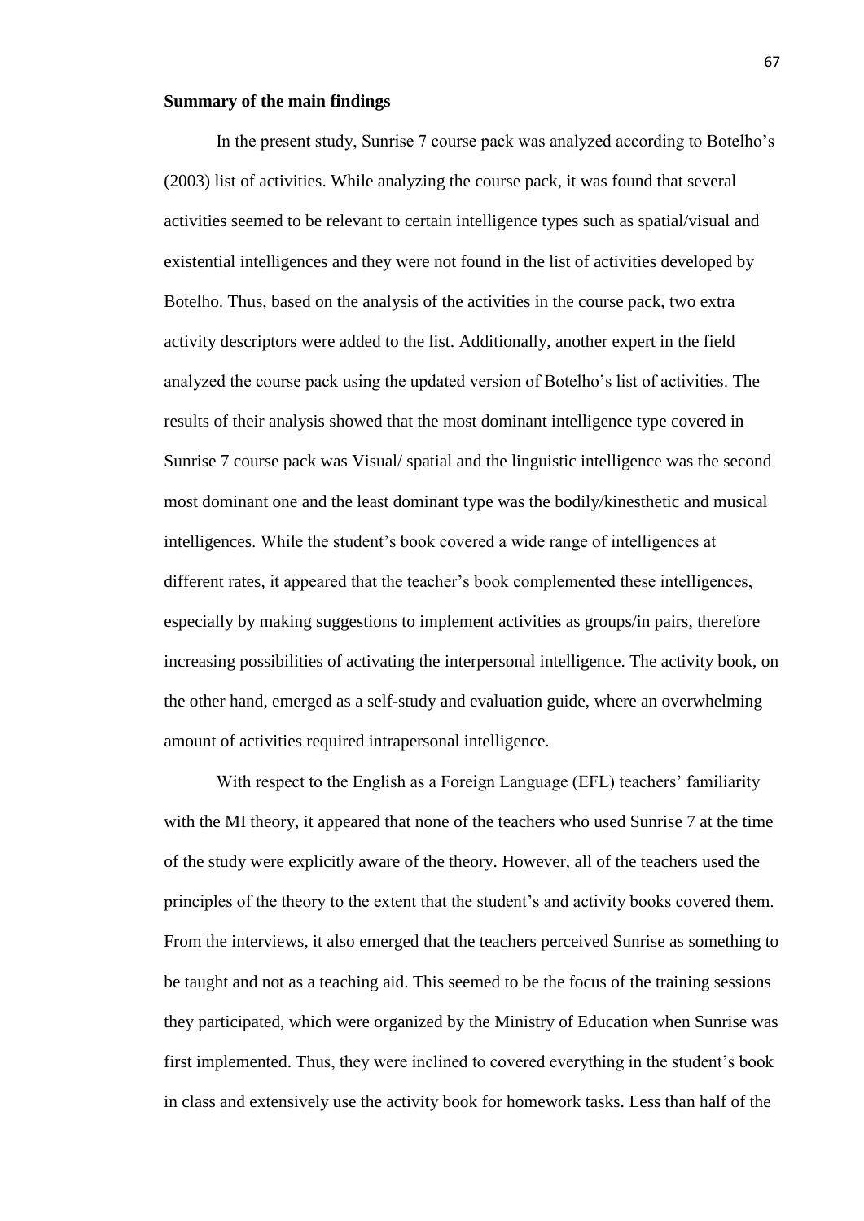**Summary of the main findings**

In the present study, Sunrise 7 course pack was analyzed according to Botelho's (2003) list of activities. While analyzing the course pack, it was found that several activities seemed to be relevant to certain intelligence types such as spatial/visual and existential intelligences and they were not found in the list of activities developed by Botelho. Thus, based on the analysis of the activities in the course pack, two extra activity descriptors were added to the list. Additionally, another expert in the field analyzed the course pack using the updated version of Botelho's list of activities. The results of their analysis showed that the most dominant intelligence type covered in Sunrise 7 course pack was Visual/ spatial and the linguistic intelligence was the second most dominant one and the least dominant type was the bodily/kinesthetic and musical intelligences. While the student's book covered a wide range of intelligences at different rates, it appeared that the teacher's book complemented these intelligences, especially by making suggestions to implement activities as groups/in pairs, therefore increasing possibilities of activating the interpersonal intelligence. The activity book, on the other hand, emerged as a self-study and evaluation guide, where an overwhelming amount of activities required intrapersonal intelligence.

With respect to the English as a Foreign Language (EFL) teachers' familiarity with the MI theory, it appeared that none of the teachers who used Sunrise 7 at the time of the study were explicitly aware of the theory. However, all of the teachers used the principles of the theory to the extent that the student's and activity books covered them. From the interviews, it also emerged that the teachers perceived Sunrise as something to be taught and not as a teaching aid. This seemed to be the focus of the training sessions they participated, which were organized by the Ministry of Education when Sunrise was first implemented. Thus, they were inclined to covered everything in the student's book in class and extensively use the activity book for homework tasks. Less than half of the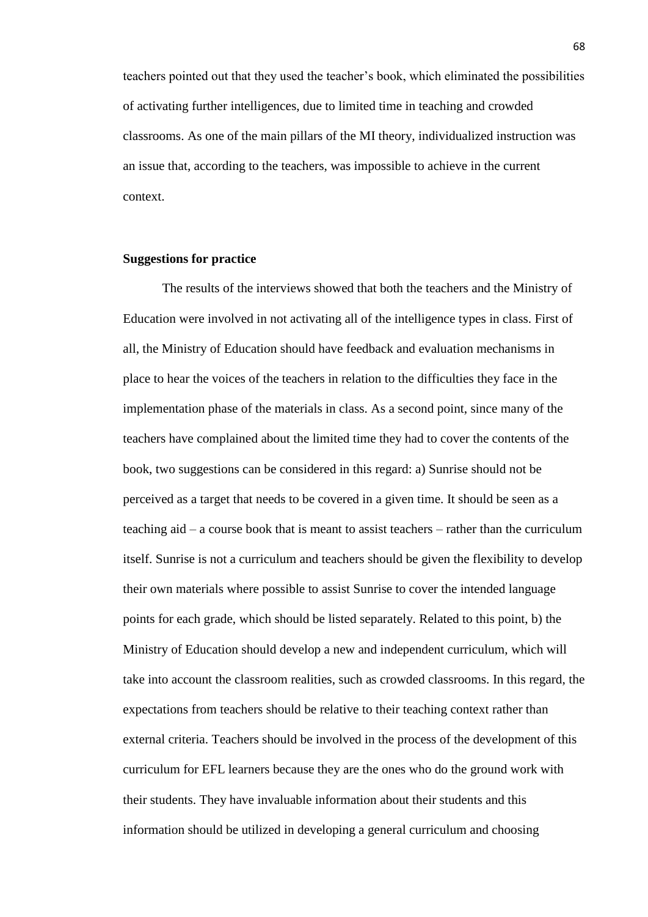teachers pointed out that they used the teacher's book, which eliminated the possibilities of activating further intelligences, due to limited time in teaching and crowded classrooms. As one of the main pillars of the MI theory, individualized instruction was an issue that, according to the teachers, was impossible to achieve in the current context.

**Suggestions for practice**

The results of the interviews showed that both the teachers and the Ministry of Education were involved in not activating all of the intelligence types in class. First of all, the Ministry of Education should have feedback and evaluation mechanisms in place to hear the voices of the teachers in relation to the difficulties they face in the implementation phase of the materials in class. As a second point, since many of the teachers have complained about the limited time they had to cover the contents of the book, two suggestions can be considered in this regard: a) Sunrise should not be perceived as a target that needs to be covered in a given time. It should be seen as a teaching aid – a course book that is meant to assist teachers – rather than the curriculum itself. Sunrise is not a curriculum and teachers should be given the flexibility to develop their own materials where possible to assist Sunrise to cover the intended language points for each grade, which should be listed separately. Related to this point, b) the Ministry of Education should develop a new and independent curriculum, which will take into account the classroom realities, such as crowded classrooms. In this regard, the expectations from teachers should be relative to their teaching context rather than external criteria. Teachers should be involved in the process of the development of this curriculum for EFL learners because they are the ones who do the ground work with their students. They have invaluable information about their students and this information should be utilized in developing a general curriculum and choosing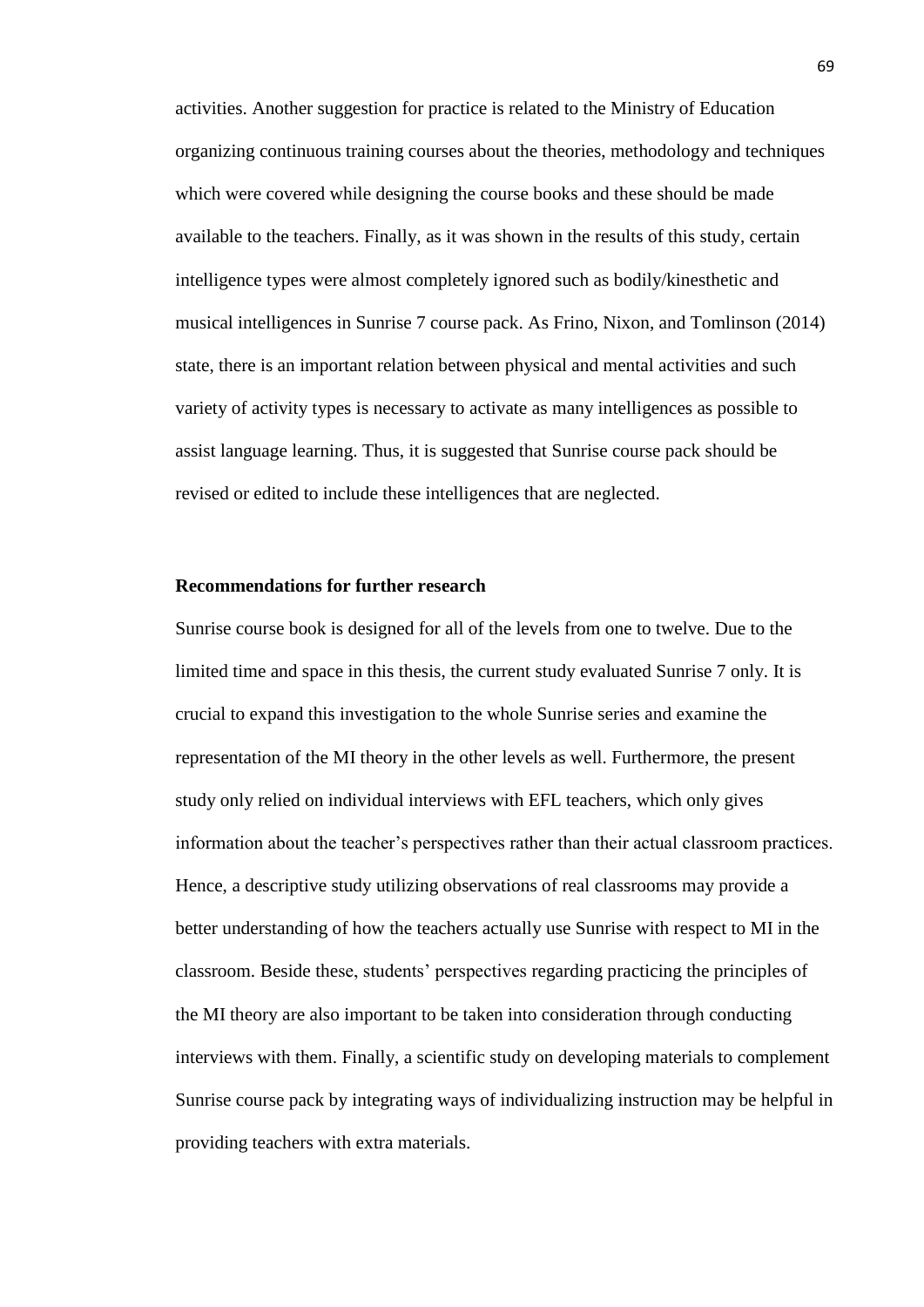activities. Another suggestion for practice is related to the Ministry of Education organizing continuous training courses about the theories, methodology and techniques which were covered while designing the course books and these should be made available to the teachers. Finally, as it was shown in the results of this study, certain intelligence types were almost completely ignored such as bodily/kinesthetic and musical intelligences in Sunrise 7 course pack. As Frino, Nixon, and Tomlinson (2014) state, there is an important relation between physical and mental activities and such variety of activity types is necessary to activate as many intelligences as possible to assist language learning. Thus, it is suggested that Sunrise course pack should be revised or edited to include these intelligences that are neglected.

**Recommendations for further research**

Sunrise course book is designed for all of the levels from one to twelve. Due to the limited time and space in this thesis, the current study evaluated Sunrise 7 only. It is crucial to expand this investigation to the whole Sunrise series and examine the representation of the MI theory in the other levels as well. Furthermore, the present study only relied on individual interviews with EFL teachers, which only gives information about the teacher's perspectives rather than their actual classroom practices. Hence, a descriptive study utilizing observations of real classrooms may provide a better understanding of how the teachers actually use Sunrise with respect to MI in the classroom. Beside these, students' perspectives regarding practicing the principles of the MI theory are also important to be taken into consideration through conducting interviews with them. Finally, a scientific study on developing materials to complement Sunrise course pack by integrating ways of individualizing instruction may be helpful in providing teachers with extra materials.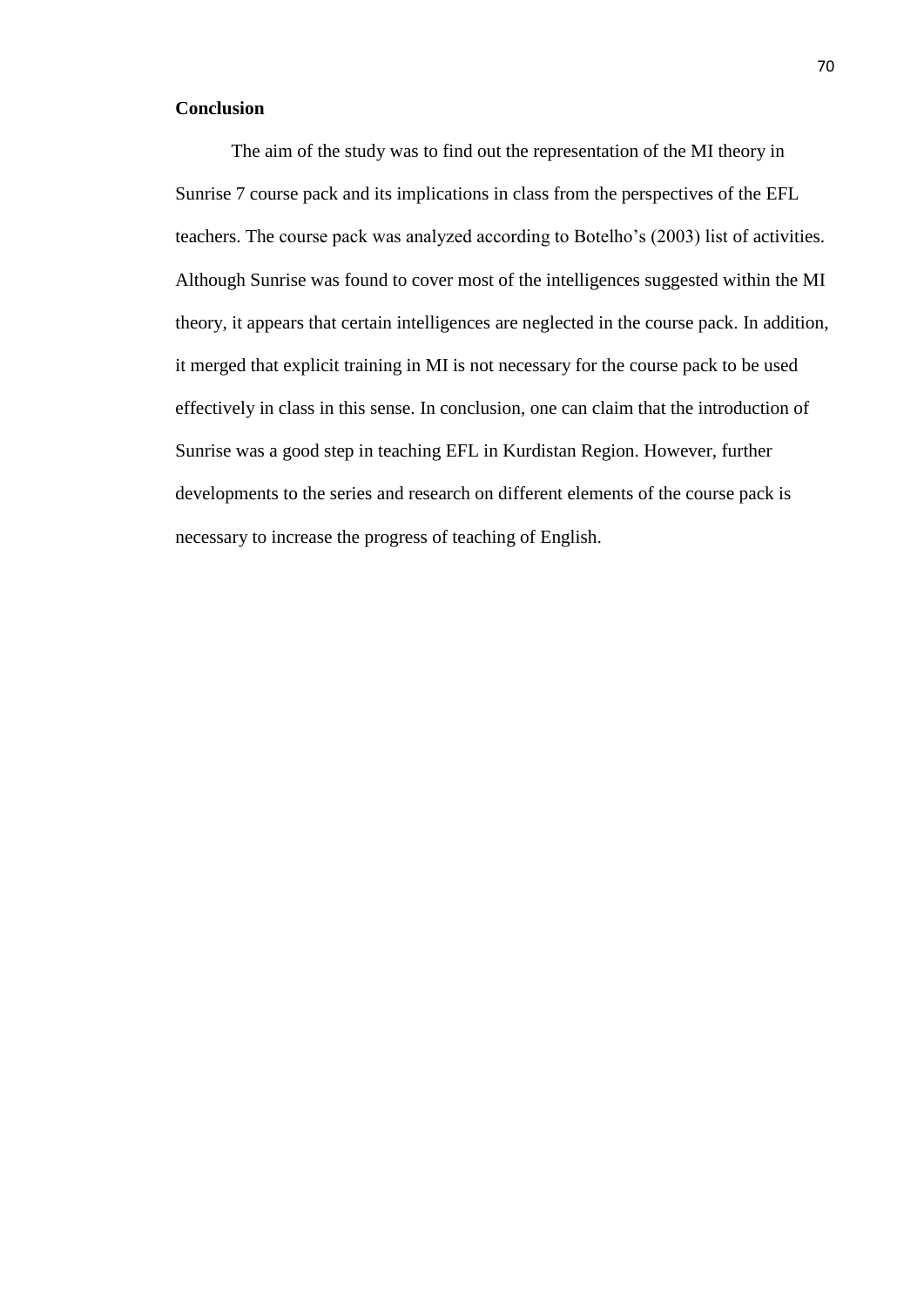## Conclusion

The aim of the study was to find out the representation of the MI theory in Sunrise 7 course pack and its implications in class from the perspectives of the EFL teachers. The course pack was analyzed according to Botelho's (2003) list of activities. Although Sunrise was found to cover most of the intelligences suggested within the MI theory, it appears that certain intelligences are neglected in the course pack. In addition, it merged that explicit training in MI is not necessary for the course pack to be used effectively in class in this sense. In conclusion, one can claim that the introduction of Sunrise was a good step in teaching EFL in Kurdistan Region. However, further developments to the series and research on different elements of the course pack is necessary to increase the progress of teaching of English.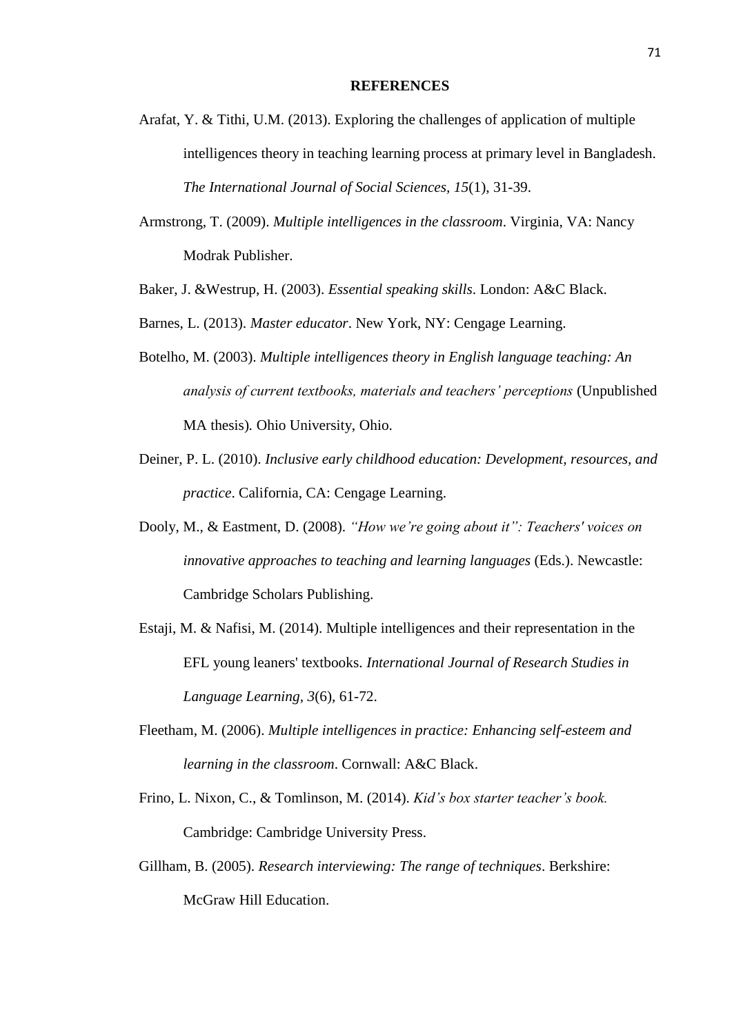## REFERENCES

Arafat, Y. & Tithi, U.M. (2013). Exploring the challenges of application of multiple intelligences theory in teaching learning process at primary level in Bangladesh. *The International Journal of Social Sciences, 15*(1), 31-39.

Armstrong, T. (2009). *Multiple intelligences in the classroom*. Virginia, VA: Nancy Modrak Publisher.

Baker, J. &Westrup, H. (2003). *Essential speaking skills*. London: A&C Black.

Barnes, L. (2013). *Master educator*. New York, NY: Cengage Learning.

Botelho, M. (2003). *Multiple intelligences theory in English language teaching: An analysis of current textbooks, materials and teachers' perceptions* (Unpublished MA thesis)*.* Ohio University, Ohio.

Deiner, P. L. (2010). *Inclusive early childhood education: Development, resources, and practice*. California, CA: Cengage Learning.

Dooly, M., & Eastment, D. (2008). *"How we're going about it": Teachers' voices on innovative approaches to teaching and learning languages* (Eds.). Newcastle: Cambridge Scholars Publishing.

Estaji, M. & Nafisi, M. (2014). Multiple intelligences and their representation in the EFL young leaners' textbooks. *International Journal of Research Studies in Language Learning, 3*(6), 61-72.

Fleetham, M. (2006). *Multiple intelligences in practice: Enhancing self-esteem and learning in the classroom*. Cornwall: A&C Black.

Frino, L. Nixon, C., & Tomlinson, M. (2014). *Kid's box starter teacher's book.* Cambridge: Cambridge University Press.

Gillham, B. (2005). *Research interviewing: The range of techniques*. Berkshire: McGraw Hill Education.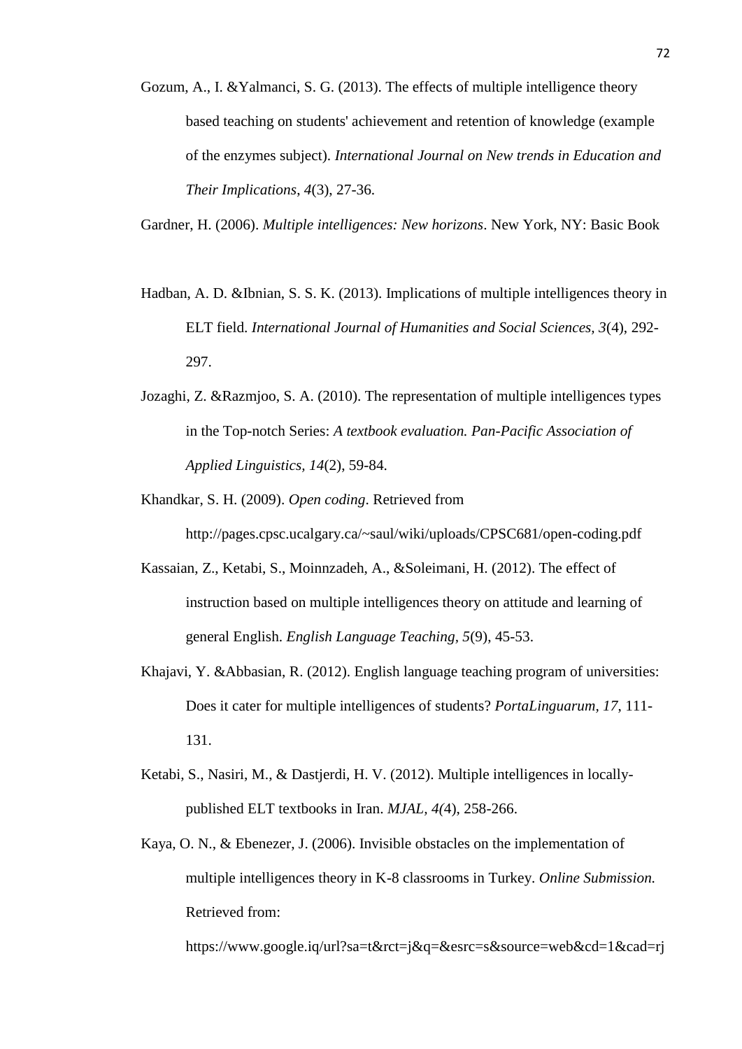Gozum, A., I. &Yalmanci, S. G. (2013). The effects of multiple intelligence theory based teaching on students' achievement and retention of knowledge (example of the enzymes subject). *International Journal on New trends in Education and Their Implications*, *4*(3), 27-36.

Gardner, H. (2006). *Multiple intelligences: New horizons*. New York, NY: Basic Book

Hadban, A. D. &Ibnian, S. S. K. (2013). Implications of multiple intelligences theory in ELT field. *International Journal of Humanities and Social Sciences, 3*(4), 292-297.

Jozaghi, Z. &Razmjoo, S. A. (2010). The representation of multiple intelligences types in the Top-notch Series: *A textbook evaluation. Pan-Pacific Association of Applied Linguistics*, *14*(2), 59-84.

Khandkar, S. H. (2009). *Open coding*. Retrieved from http://pages.cpsc.ucalgary.ca/~saul/wiki/uploads/CPSC681/open-coding.pdf

Kassaian, Z., Ketabi, S., Moinnzadeh, A., &Soleimani, H. (2012). The effect of instruction based on multiple intelligences theory on attitude and learning of general English. *English Language Teaching*, *5*(9), 45-53.

Khajavi, Y. &Abbasian, R. (2012). English language teaching program of universities: Does it cater for multiple intelligences of students? *PortaLinguarum*, *17*, 111-131.

Ketabi, S., Nasiri, M., & Dastjerdi, H. V. (2012). Multiple intelligences in locally-published ELT textbooks in Iran. *MJAL*, *4(*4), 258-266.

Kaya, O. N., & Ebenezer, J. (2006). Invisible obstacles on the implementation of multiple intelligences theory in K-8 classrooms in Turkey. *Online Submission.* Retrieved from: https://www.google.iq/url?sa=t&rct=j&q=&esrc=s&source=web&cd=1&cad=rj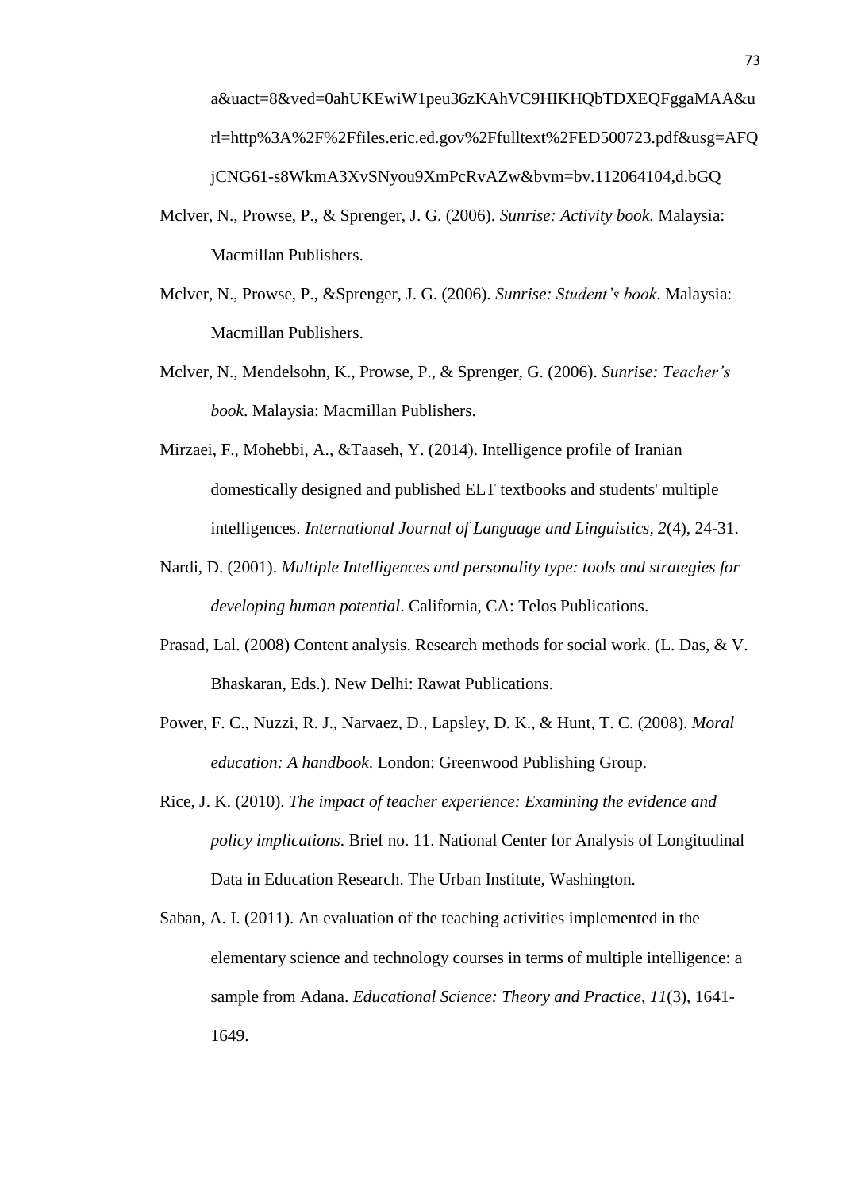a&uact=8&ved=0ahUKEwiW1peu36zKAhVC9HIKHQbTDXEQFggaMAA&url=http%3A%2F%2Ffiles.eric.ed.gov%2Ffulltext%2FED500723.pdf&usg=AFQjCNG61-s8WkmA3XvSNyou9XmPcRvAZw&bvm=bv.112064104,d.bGQ

Mclver, N., Prowse, P., & Sprenger, J. G. (2006). *Sunrise: Activity book*. Malaysia: Macmillan Publishers.

Mclver, N., Prowse, P., &Sprenger, J. G. (2006). *Sunrise: Student's book*. Malaysia: Macmillan Publishers.

Mclver, N., Mendelsohn, K., Prowse, P., & Sprenger, G. (2006). *Sunrise: Teacher's book*. Malaysia: Macmillan Publishers.

Mirzaei, F., Mohebbi, A., &Taaseh, Y. (2014). Intelligence profile of Iranian domestically designed and published ELT textbooks and students' multiple intelligences. *International Journal of Language and Linguistics, 2*(4), 24-31.

Nardi, D. (2001). *Multiple Intelligences and personality type: tools and strategies for developing human potential*. California, CA: Telos Publications.

Prasad, Lal. (2008) Content analysis. Research methods for social work. (L. Das, & V. Bhaskaran, Eds.). New Delhi: Rawat Publications.

Power, F. C., Nuzzi, R. J., Narvaez, D., Lapsley, D. K., & Hunt, T. C. (2008). *Moral education: A handbook*. London: Greenwood Publishing Group.

Rice, J. K. (2010). *The impact of teacher experience: Examining the evidence and policy implications*. Brief no. 11. National Center for Analysis of Longitudinal Data in Education Research. The Urban Institute, Washington.

Saban, A. I. (2011). An evaluation of the teaching activities implemented in the elementary science and technology courses in terms of multiple intelligence: a sample from Adana. *Educational Science: Theory and Practice, 11*(3), 1641-1649.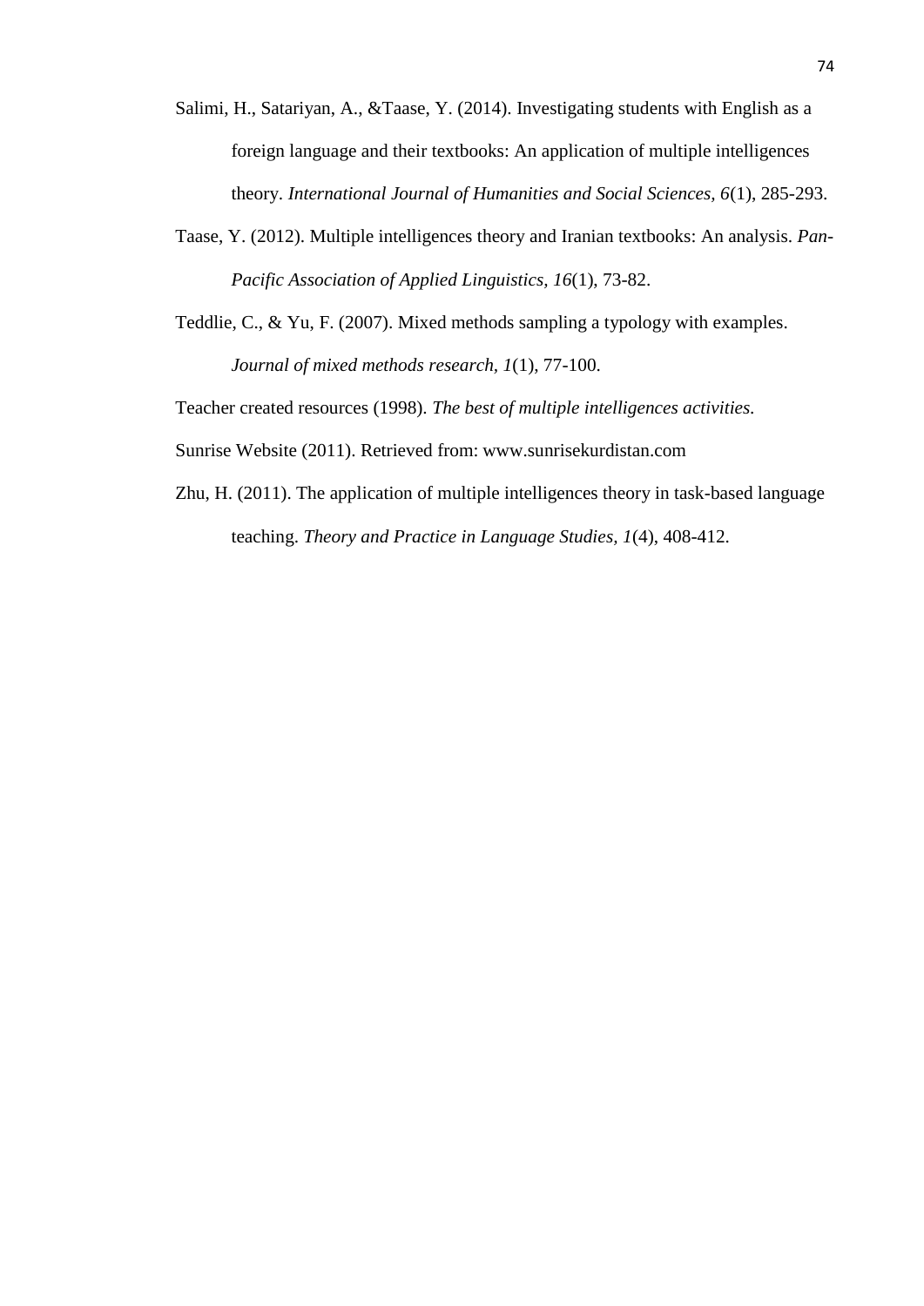Salimi, H., Satariyan, A., &Taase, Y. (2014). Investigating students with English as a foreign language and their textbooks: An application of multiple intelligences theory. *International Journal of Humanities and Social Sciences, 6*(1), 285-293.

Taase, Y. (2012). Multiple intelligences theory and Iranian textbooks: An analysis. *Pan-Pacific Association of Applied Linguistics, 16*(1), 73-82.

Teddlie, C., & Yu, F. (2007). Mixed methods sampling a typology with examples. *Journal of mixed methods research, 1*(1), 77-100.

Teacher created resources (1998). *The best of multiple intelligences activities.*

Sunrise Website (2011). Retrieved from: www.sunrisekurdistan.com

Zhu, H. (2011). The application of multiple intelligences theory in task-based language teaching. *Theory and Practice in Language Studies*, *1*(4), 408-412.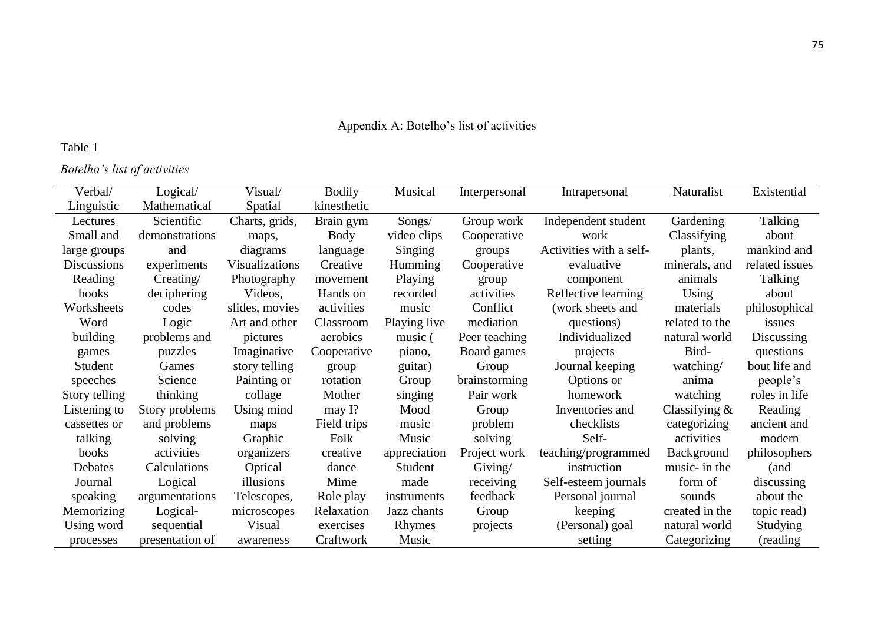Appendix A: Botelho's list of activities

Table 1

*Botelho's list of activities*

| Verbal/ Linguistic | Logical/ Mathematical | Visual/ Spatial | Bodily kinesthetic | Musical | Interpersonal | Intrapersonal | Naturalist | Existential |
|---|---|---|---|---|---|---|---|---|
| Lectures | Scientific demonstrations and experiments | Charts, grids, maps, diagrams | Brain gym | Songs/ video clips | Group work | Independent student work | Gardening | Talking about mankind and related issues |
| Small and large groups | Creating/ deciphering codes | Visualizations | Body language | Singing | Cooperative groups | Activities with a self-evaluative component | Classifying plants, minerals, and animals | Talking about philosophical issues |
| Discussions | Logic problems and puzzles | Photography | Creative movement | Humming | Cooperative group activities | Reflective learning (work sheets and questions) | Using materials related to the natural world | Discussing questions bout life and people's roles in life |
| Reading books | Games | Videos, slides, movies | Hands on activities | Playing recorded music | Conflict mediation | Individualized projects | Bird-watching/ anima watching | Reading ancient and modern philosophers (and discussing about the topic read) |
| Worksheets | Science thinking | Art and other pictures | Classroom aerobics | Playing live music ( piano, guitar) | Peer teaching | Journal keeping | Classifying & categorizing activities | Studying (reading |
| Word building games | Story problems and problems solving activities | Imaginative story telling | Cooperative group rotation | Group singing | Board games | Options or homework | Background music- in the form of sounds created in the natural world | |
| Student speeches | Calculations | Painting or collage | Mother may I? | Mood music | Group brainstorming | Inventories and checklists | Categorizing | |
| Story telling | Logical argumentations | Using mind maps | Field trips | Music appreciation | Pair work | Self-teaching/programmed instruction | | |
| Listening to cassettes or talking books | Logical-sequential presentation of | Graphic organizers | Folk creative dance | Student made instruments | Group problem solving | Self-esteem journals | | |
| Debates | | Optical illusions | Mime | Jazz chants | Project work | Personal journal keeping | | |
| Journal speaking | | Telescopes, microscopes | Role play | Rhymes | Giving/ receiving feedback | (Personal) goal setting | | |
| Memorizing | | Visual awareness | Relaxation exercises | Music | Group projects | | | |
| Using word processes | | | Craftwork | | | | | |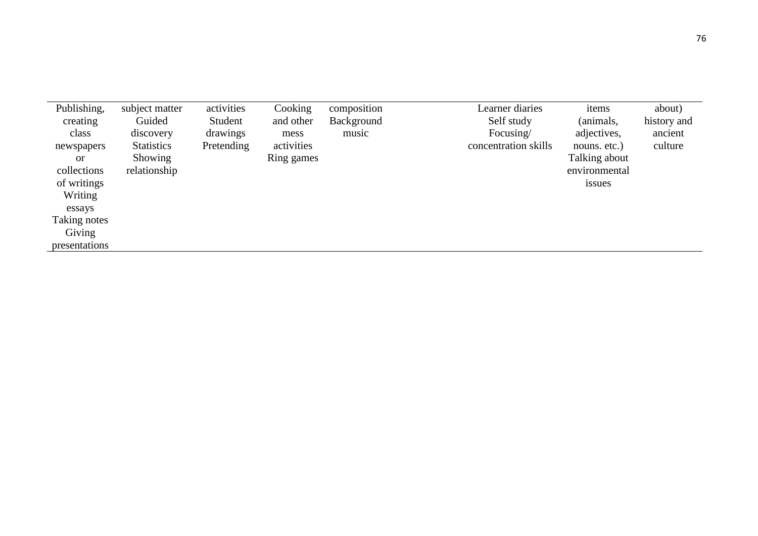| | | | | | | | | |
|---|---|---|---|---|---|---|---|---|
| Publishing, creating class newspapers or collections of writings<br>Writing essays<br>Taking notes<br>Giving presentations | subject matter<br>Guided discovery<br>Statistics<br>Showing relationship | activities<br>Student drawings<br>Pretending | Cooking and other mess activities<br>Ring games | composition<br>Background music | | Learner diaries<br>Self study<br>Focusing/ concentration skills | items (animals, adjectives, nouns. etc.)<br>Talking about environmental issues | about)<br>history and ancient culture |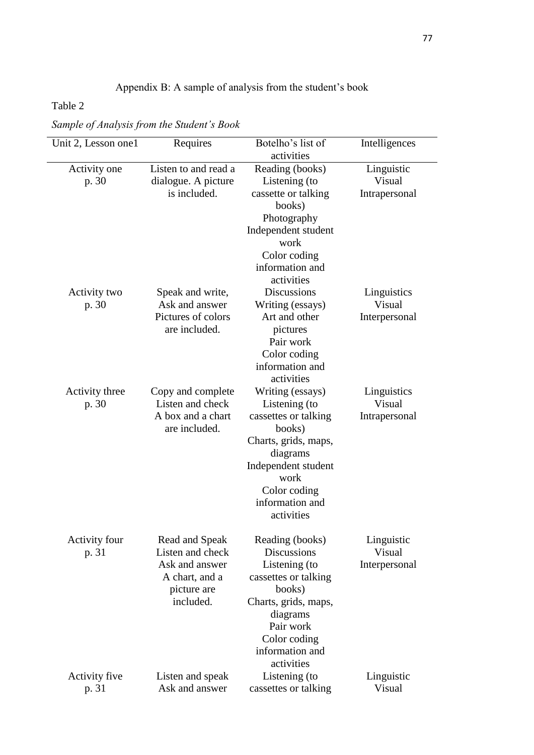Appendix B: A sample of analysis from the student's book

Table 2

*Sample of Analysis from the Student's Book*

| Unit 2, Lesson one1 | Requires | Botelho's list of activities | Intelligences |
|---|---|---|---|
| Activity one p. 30 | Listen to and read a dialogue. A picture is included. | Reading (books) Listening (to cassette or talking books) Photography Independent student work Color coding information and activities | Linguistic Visual Intrapersonal |
| Activity two p. 30 | Speak and write, Ask and answer Pictures of colors are included. | Discussions Writing (essays) Art and other pictures Pair work Color coding information and activities | Linguistics Visual Interpersonal |
| Activity three p. 30 | Copy and complete Listen and check A box and a chart are included. | Writing (essays) Listening (to cassettes or talking books) Charts, grids, maps, diagrams Independent student work Color coding information and activities | Linguistics Visual Intrapersonal |
| Activity four p. 31 | Read and Speak Listen and check Ask and answer A chart, and a picture are included. | Reading (books) Discussions Listening (to cassettes or talking books) Charts, grids, maps, diagrams Pair work Color coding information and activities | Linguistic Visual Interpersonal |
| Activity five p. 31 | Listen and speak Ask and answer | Listening (to cassettes or talking | Linguistic Visual |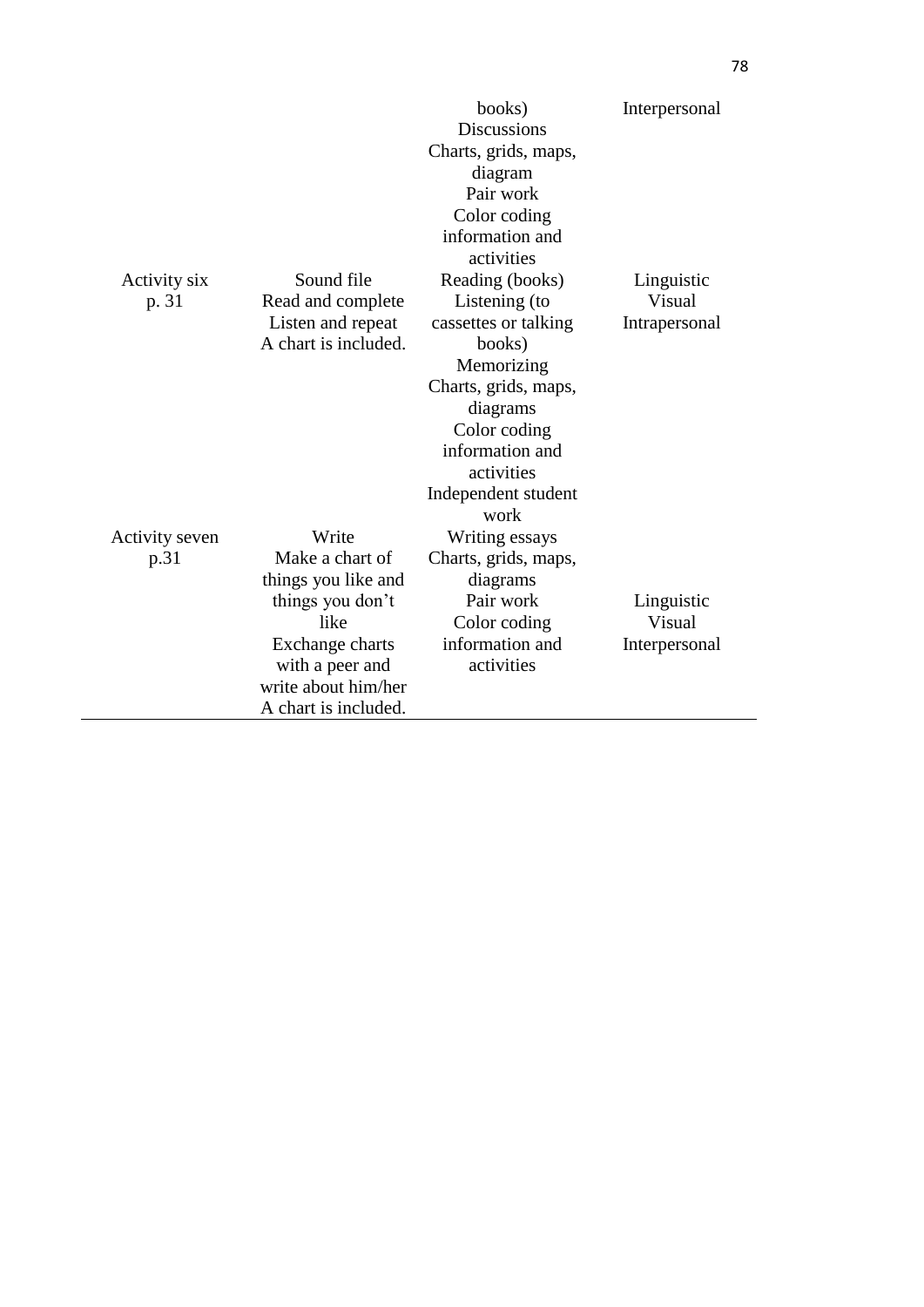| | | books)<br>Discussions<br>Charts, grids, maps, diagram<br>Pair work<br>Color coding information and activities | Interpersonal |
|---|---|---|---|
| Activity six<br>p. 31 | Sound file<br>Read and complete<br>Listen and repeat<br>A chart is included. | Reading (books)<br>Listening (to cassettes or talking books)<br>Memorizing<br>Charts, grids, maps, diagrams<br>Color coding information and activities<br>Independent student work | Linguistic<br>Visual<br>Intrapersonal |
| Activity seven<br>p.31 | Write<br>Make a chart of things you like and things you don't like<br>Exchange charts with a peer and write about him/her<br>A chart is included. | Writing essays<br>Charts, grids, maps, diagrams<br>Pair work<br>Color coding information and activities | Linguistic<br>Visual<br>Interpersonal |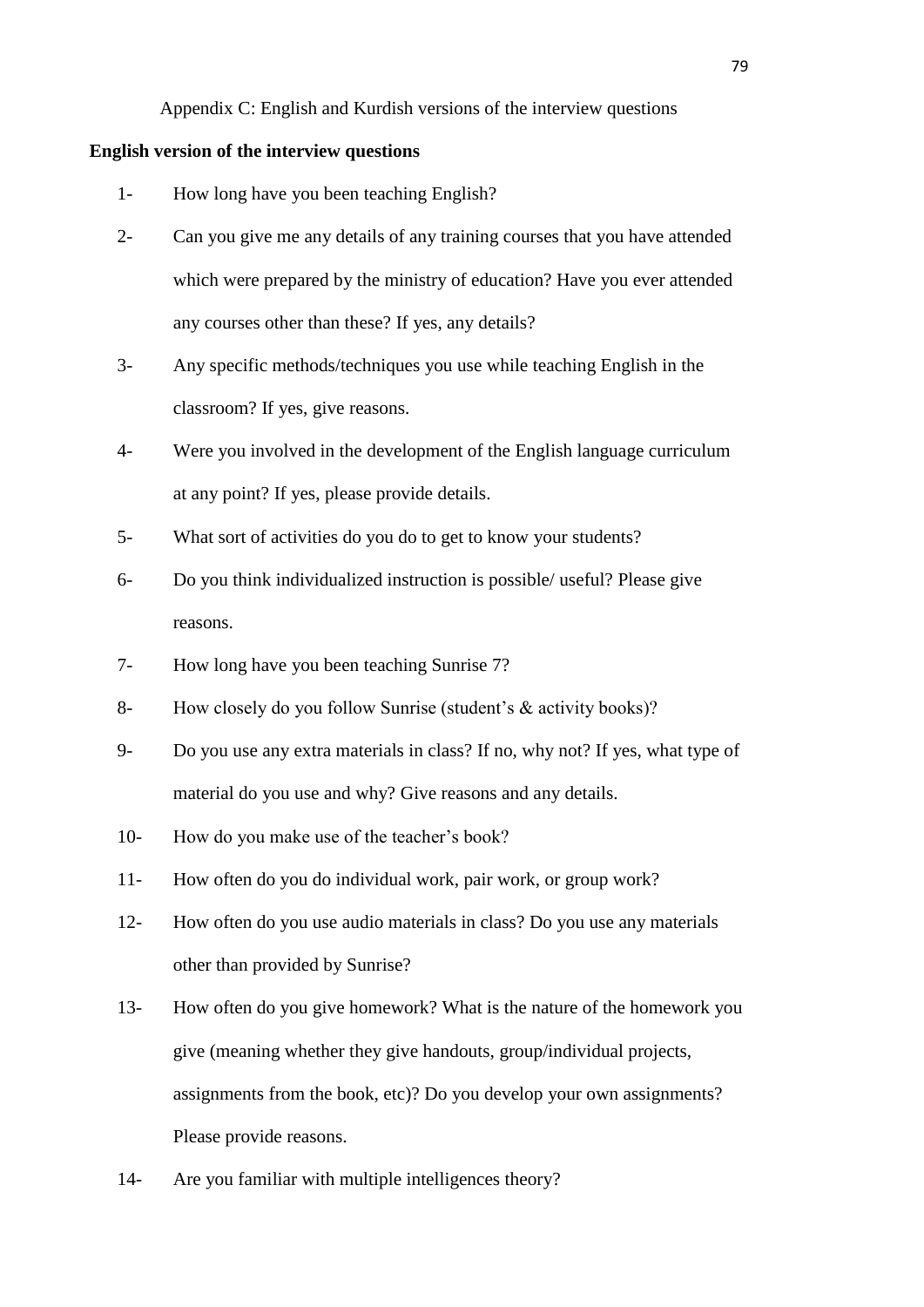Appendix C: English and Kurdish versions of the interview questions

**English version of the interview questions**

1- How long have you been teaching English?

2- Can you give me any details of any training courses that you have attended which were prepared by the ministry of education? Have you ever attended any courses other than these? If yes, any details?

3- Any specific methods/techniques you use while teaching English in the classroom? If yes, give reasons.

4- Were you involved in the development of the English language curriculum at any point? If yes, please provide details.

5- What sort of activities do you do to get to know your students?

6- Do you think individualized instruction is possible/ useful? Please give reasons.

7- How long have you been teaching Sunrise 7?

8- How closely do you follow Sunrise (student's & activity books)?

9- Do you use any extra materials in class? If no, why not? If yes, what type of material do you use and why? Give reasons and any details.

10- How do you make use of the teacher's book?

11- How often do you do individual work, pair work, or group work?

12- How often do you use audio materials in class? Do you use any materials other than provided by Sunrise?

13- How often do you give homework? What is the nature of the homework you give (meaning whether they give handouts, group/individual projects, assignments from the book, etc)? Do you develop your own assignments? Please provide reasons.

14- Are you familiar with multiple intelligences theory?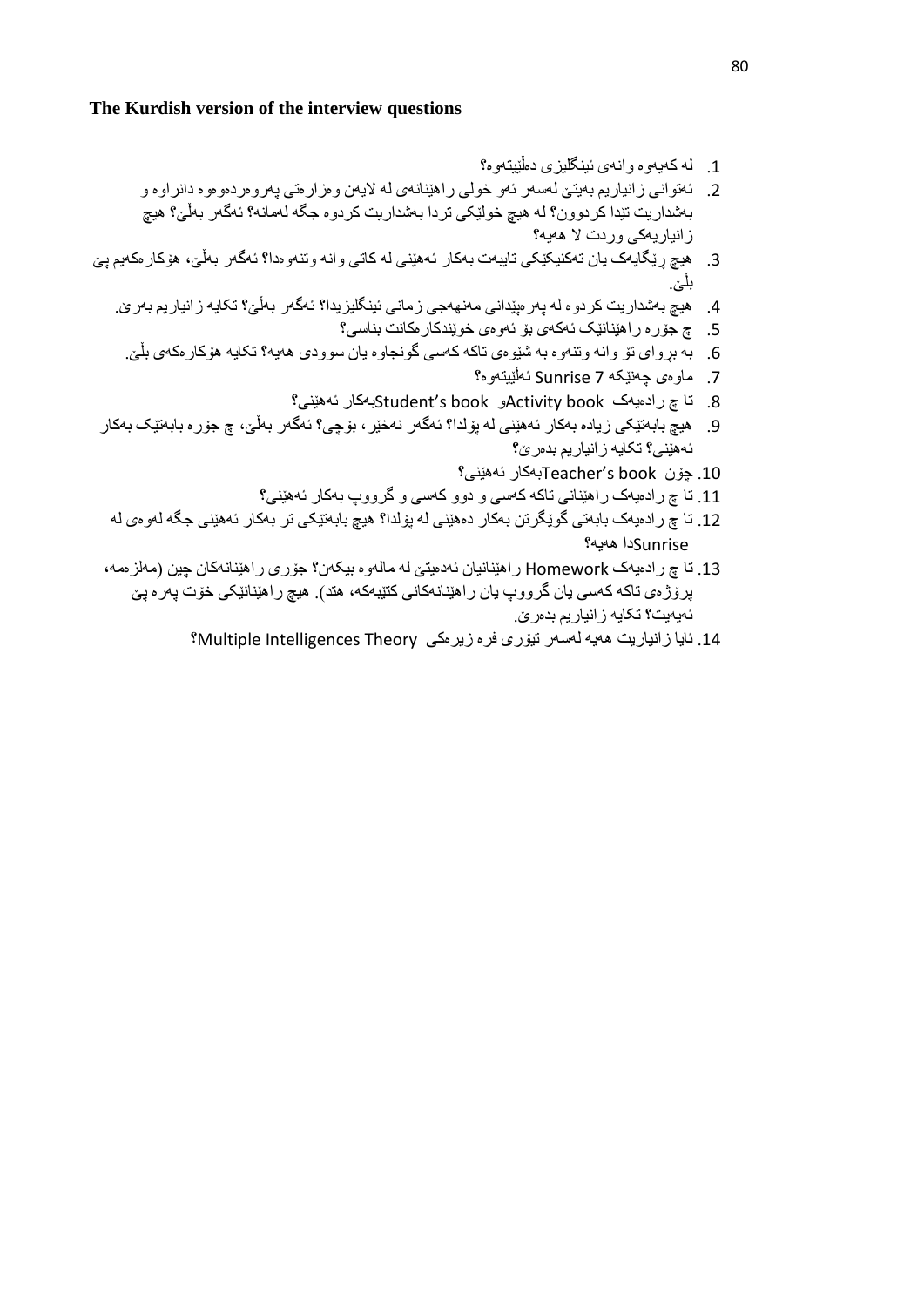**The Kurdish version of the interview questions**

1. لە کەیەوە وانەی ئینگلیزی دەڵێیتەوە؟
2. ئەتوانی زانیاریم بەیتێ لەسەر ئەو خولی ڕاهێنانەی لە لایەن وەزارەتی پەروەردەوەوە دانراوە و بەشداریت تێدا کردوون؟ لە هیچ خولێکی تردا بەشداریت کردوە جگە لەمانە؟ ئەگەر بەڵێ؟ هیچ زانیاریەکی وردت لا هەیە؟
3. هیچ ڕێگایەک یان تەکنیکێکی تایبەت بەکار ئەهێنی لە کاتی وانە وتنەوەدا؟ ئەگەر بەڵێ، هۆکارەکەیم پێ بڵێ.
4. هیچ بەشداریت کردوە لە پەرەپێدانی مەنهەجی زمانی ئینگلیزیدا؟ ئەگەر بەڵێ؟ تکایە زانیاریم بەرێ.
5. چ جۆرە ڕاهێنانێک ئەکەی بۆ ئەوەی خوێندکارەکانت بناسی؟
6. بە بڕوای تۆ وانە وتنەوە بە شێوەی تاکە کەسی گونجاوە یان سوودی هەیە؟ تکایە هۆکارەکەی بڵێ.
7. ماوەی چەنێکە Sunrise 7 ئەڵێیتەوە؟
8. تا چ ڕادەیەک Activity bookو Student's bookبەکار ئەهێنی؟
9. هیچ بابەتێکی زیادە بەکار ئەهێنی لە پۆلدا؟ ئەگەر نەخێر، بۆچی؟ ئەگەر بەڵێ، چ جۆرە بابەتێک بەکار ئەهێنی؟ تکایە زانیاریم بدەرێ؟
10. چۆن Teacher's bookبەکار ئەهێنی؟
11. تا چ ڕادەیەک ڕاهێنانی تاکە کەسی و دوو کەسی و گرووپ بەکار ئەهێنی؟
12. تا چ ڕادەیەک بابەتی گوێگرتن بەکار دەهێنی لە پۆلدا؟ هیچ بابەتێکی تر بەکار ئەهێنی جگە لەوەی لە Sunriseدا هەیە؟
13. تا چ ڕادەیەک Homework ڕاهێنانیان ئەدەیتێ لە ماڵەوە بیکەن؟ جۆری ڕاهێنانەکان چین (مەلزەمە، پرۆژەی تاکە کەسی یان گرووپ یان ڕاهێنانەکانی کتێبەکە، هتد). هیچ ڕاهێنانێکی خۆت پەرە پێ ئەیەیت؟ تکایە زانیاریم بدەرێ.
14. ئایا زانیاریت هەیە لەسەر تیۆری فرە زیرەکی Multiple Intelligences Theory؟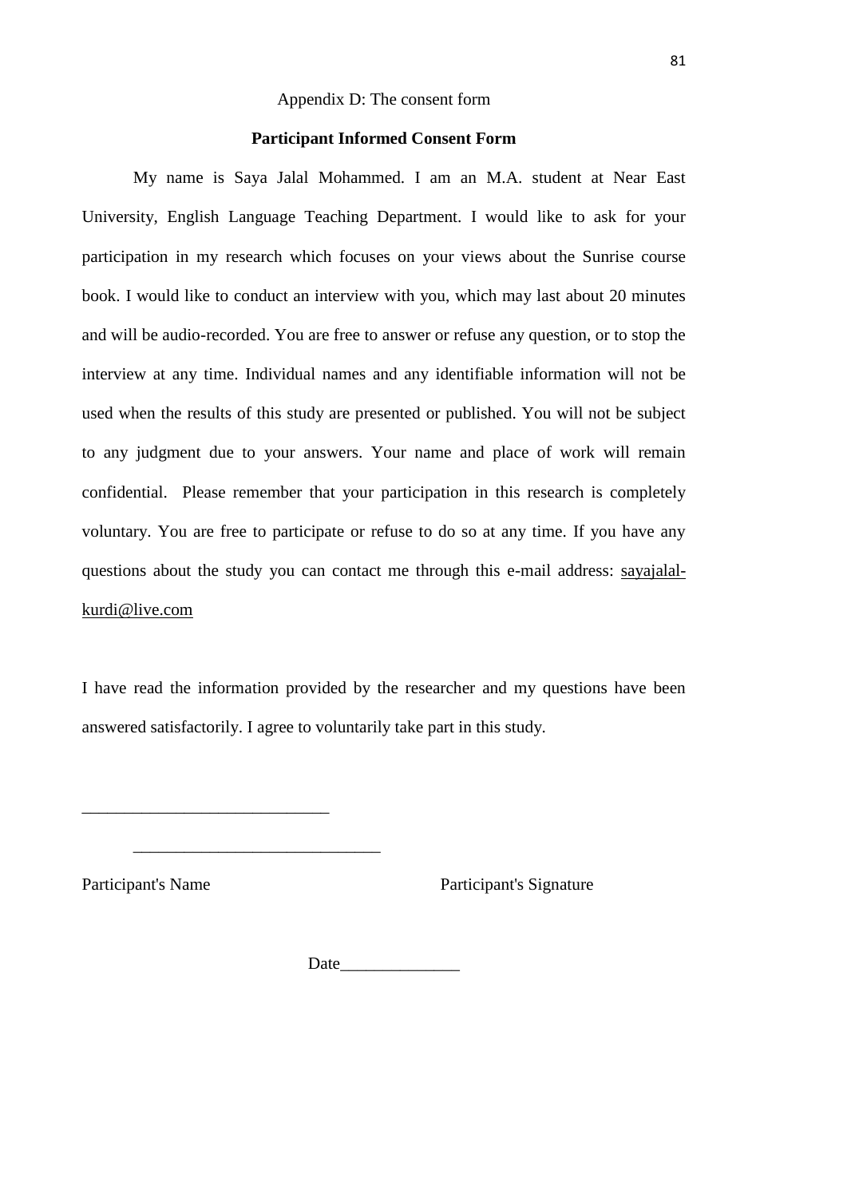Appendix D: The consent form

**Participant Informed Consent Form**

My name is Saya Jalal Mohammed. I am an M.A. student at Near East University, English Language Teaching Department. I would like to ask for your participation in my research which focuses on your views about the Sunrise course book. I would like to conduct an interview with you, which may last about 20 minutes and will be audio-recorded. You are free to answer or refuse any question, or to stop the interview at any time. Individual names and any identifiable information will not be used when the results of this study are presented or published. You will not be subject to any judgment due to your answers. Your name and place of work will remain confidential. Please remember that your participation in this research is completely voluntary. You are free to participate or refuse to do so at any time. If you have any questions about the study you can contact me through this e-mail address: sayajalal-kurdi@live.com

I have read the information provided by the researcher and my questions have been answered satisfactorily. I agree to voluntarily take part in this study.

____________________________

____________________________

Participant's Name Participant's Signature

Date______________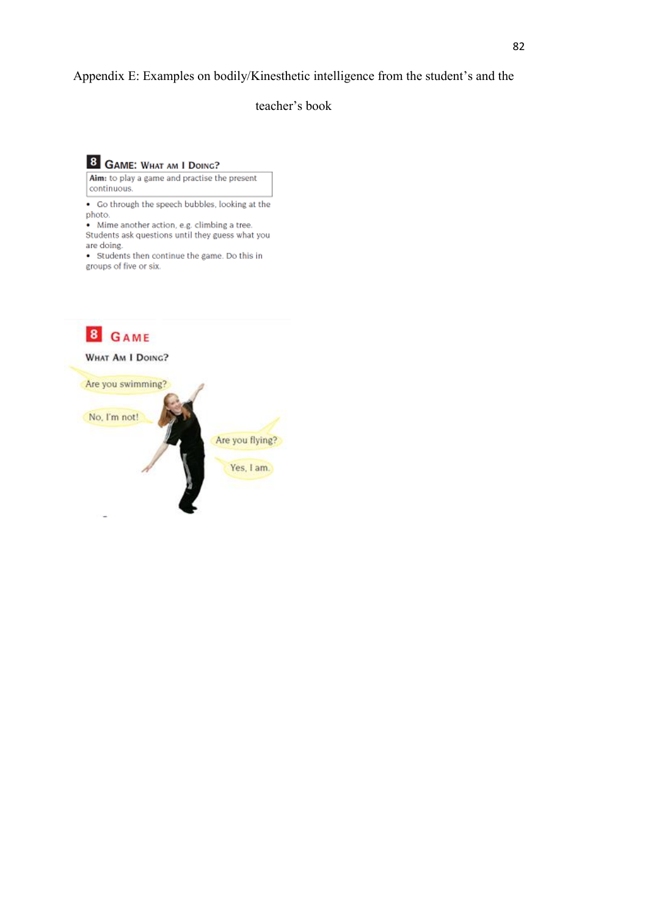Appendix E: Examples on bodily/Kinesthetic intelligence from the student's and the teacher's book

**8 GAME: WHAT AM I DOING?**

**Aim:** to play a game and practise the present continuous.

- Go through the speech bubbles, looking at the photo.
- Mime another action, e.g. climbing a tree. Students ask questions until they guess what you are doing.
- Students then continue the game. Do this in groups of five or six.

**8 GAME**

**WHAT AM I DOING?**

Are you swimming?

No, I'm not!

Are you flying?

Yes, I am.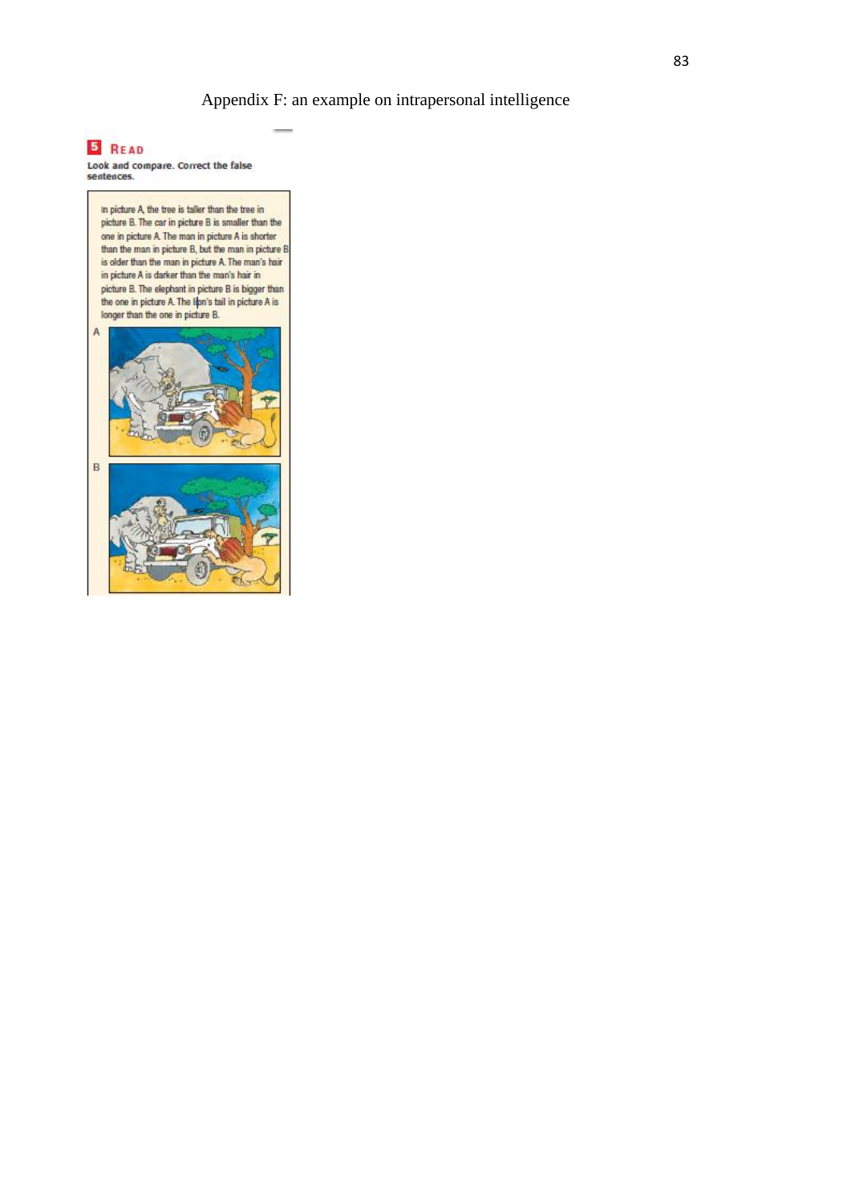# Appendix F: an example on intrapersonal intelligence

**5 READ**

**Look and compare. Correct the false sentences.**

In picture A, the tree is taller than the tree in picture B. The car in picture B is smaller than the one in picture A. The man in picture A is shorter than the man in picture B, but the man in picture B is older than the man in picture A. The man's hair in picture A is darker than the man's hair in picture B. The elephant in picture B is bigger than the one in picture A. The lion's tail in picture A is longer than the one in picture B.

A

B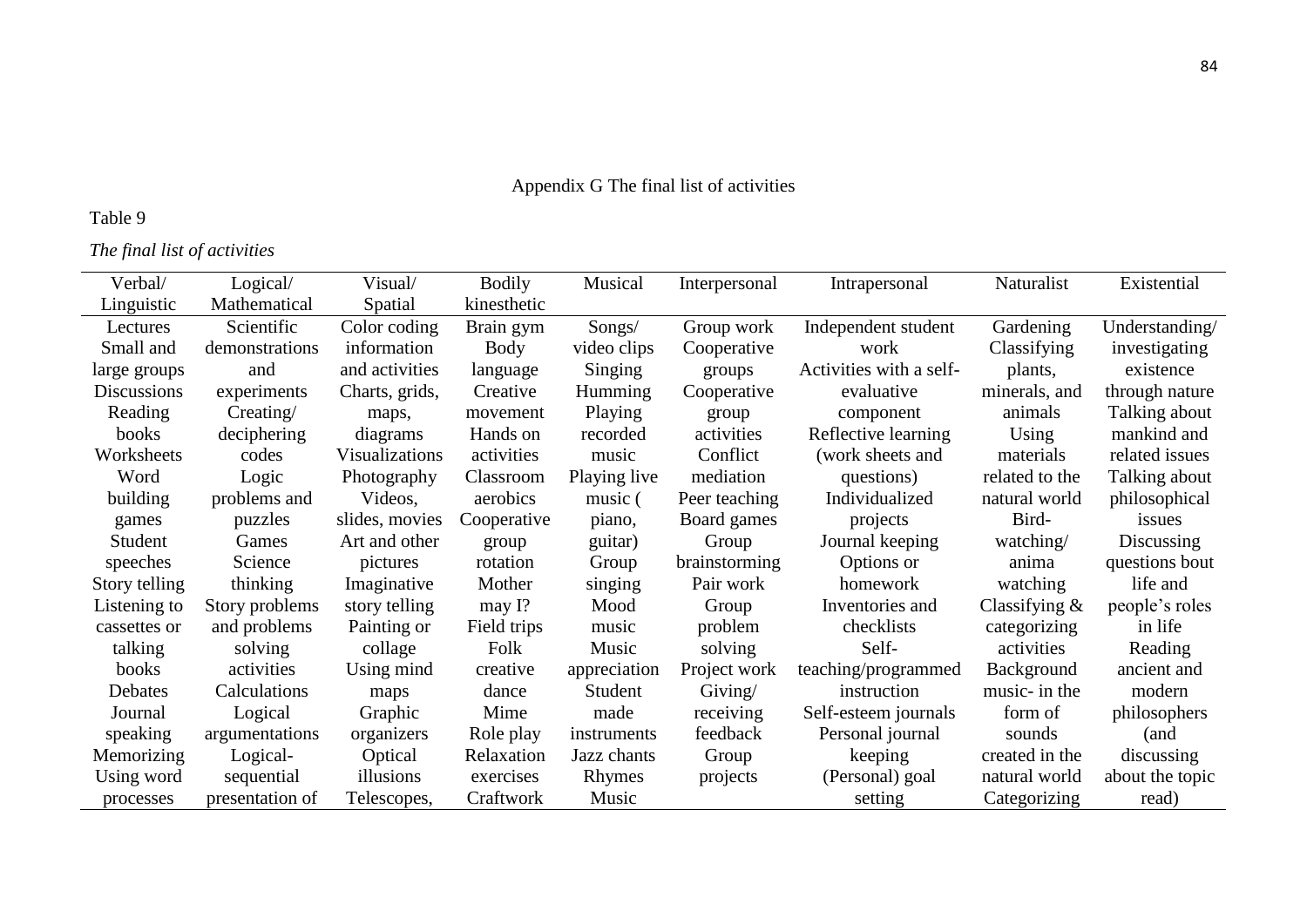## Appendix G The final list of activities

Table 9

*The final list of activities*

| Verbal/ Linguistic | Logical/ Mathematical | Visual/ Spatial | Bodily kinesthetic | Musical | Interpersonal | Intrapersonal | Naturalist | Existential |
|---|---|---|---|---|---|---|---|---|
| Lectures<br>Small and large groups<br>Discussions<br>Reading books<br>Worksheets<br>Word building games<br>Student speeches<br>Story telling<br>Listening to cassettes or talking books<br>Debates<br>Journal speaking<br>Memorizing<br>Using word processes | Scientific demonstrations and experiments<br>Creating/ deciphering codes<br>Logic problems and puzzles<br>Games<br>Science thinking<br>Story problems and problems solving activities<br>Calculations<br>Logical argumentations<br>Logical-sequential presentation of | Color coding information and activities<br>Charts, grids, maps, diagrams<br>Visualizations<br>Photography<br>Videos, slides, movies<br>Art and other pictures<br>Imaginative story telling<br>Painting or collage<br>Using mind maps<br>Graphic organizers<br>Optical illusions<br>Telescopes, | Brain gym<br>Body language<br>Creative movement<br>Hands on activities<br>Classroom aerobics<br>Cooperative group rotation<br>Mother may I?<br>Field trips<br>Folk creative dance<br>Mime<br>Role play<br>Relaxation exercises<br>Craftwork | Songs/ video clips<br>Singing<br>Humming<br>Playing recorded music<br>Playing live music ( piano, guitar)<br>Group singing<br>Mood music<br>Music appreciation<br>Student made instruments<br>Jazz chants<br>Rhymes<br>Music | Group work<br>Cooperative groups<br>Cooperative group activities<br>Conflict mediation<br>Peer teaching<br>Board games<br>Group brainstorming<br>Pair work<br>Group problem solving<br>Project work<br>Giving/ receiving feedback<br>Group projects | Independent student work<br>Activities with a self-evaluative component<br>Reflective learning (work sheets and questions)<br>Individualized projects<br>Journal keeping<br>Options or homework<br>Inventories and checklists<br>Self-teaching/programmed instruction<br>Self-esteem journals<br>Personal journal keeping<br>(Personal) goal setting | Gardening<br>Classifying plants, minerals, and animals<br>Using materials related to the natural world<br>Bird-watching/ anima watching<br>Classifying & categorizing activities<br>Background music- in the form of sounds created in the natural world<br>Categorizing | Understanding/ investigating existence through nature<br>Talking about mankind and related issues<br>Talking about philosophical issues<br>Discussing questions bout life and people's roles in life<br>Reading ancient and modern philosophers (and discussing about the topic read) |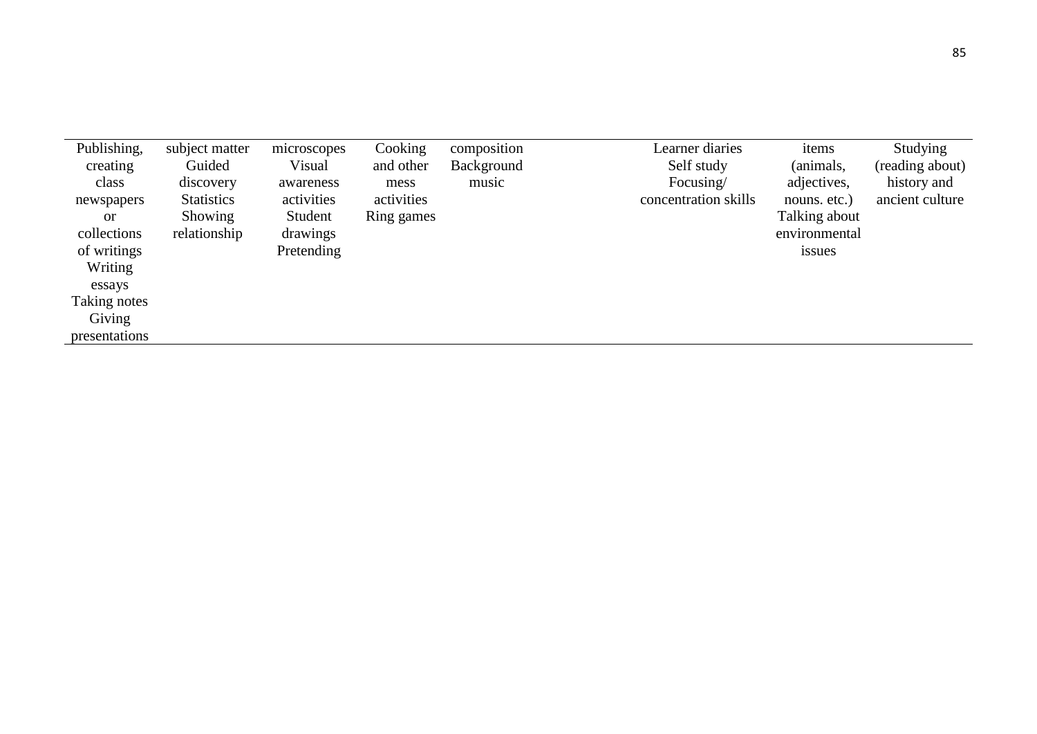| | | | | | | | | |
|---|---|---|---|---|---|---|---|---|
| Publishing, creating class newspapers or collections of writings Writing essays Taking notes Giving presentations | subject matter Guided discovery Statistics Showing relationship | microscopes Visual awareness activities Student drawings Pretending | Cooking and other mess activities Ring games | composition Background music | | Learner diaries Self study Focusing/ concentration skills | items (animals, adjectives, nouns. etc.) Talking about environmental issues | Studying (reading about) history and ancient culture |